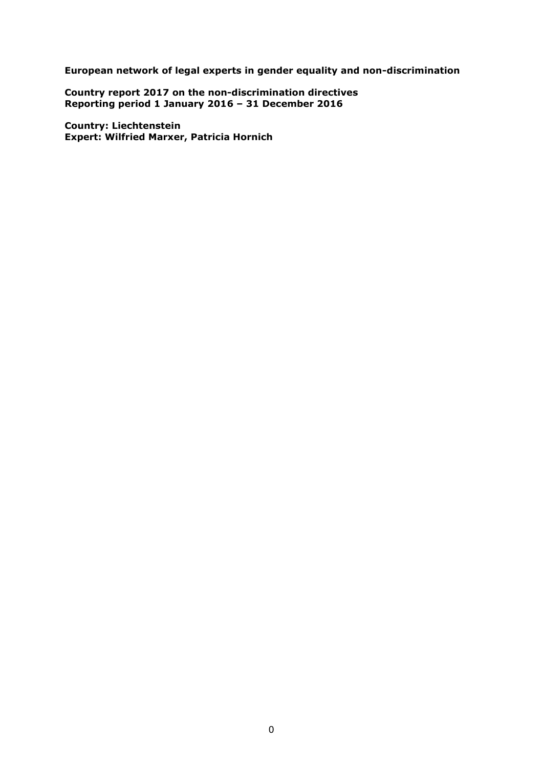**European network of legal experts in gender equality and non-discrimination**

**Country report 2017 on the non-discrimination directives**
**Reporting period 1 January 2016 – 31 December 2016**

**Country: Liechtenstein**
**Expert: Wilfried Marxer, Patricia Hornich**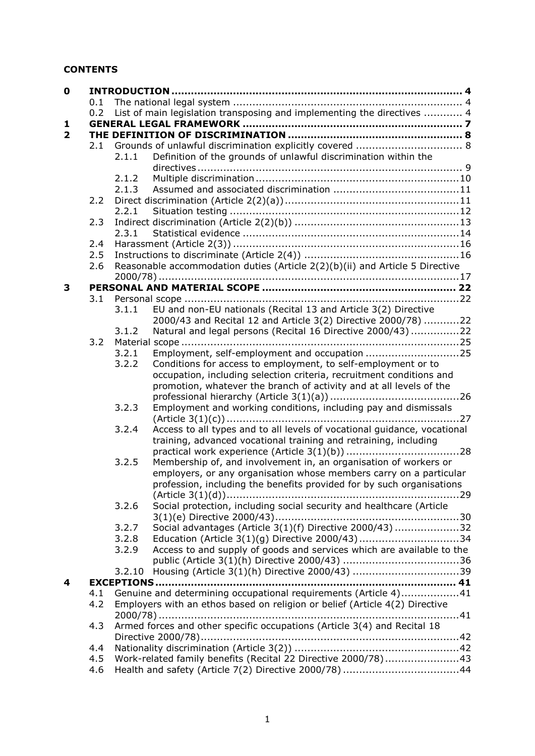**CONTENTS**

| | | | | |
|---|---|---|---|---|
| **0** | **INTRODUCTION** | | | **4** |
| | 0.1 | The national legal system | | 4 |
| | 0.2 | List of main legislation transposing and implementing the directives | | 4 |
| **1** | **GENERAL LEGAL FRAMEWORK** | | | **7** |
| **2** | **THE DEFINITION OF DISCRIMINATION** | | | **8** |
| | 2.1 | Grounds of unlawful discrimination explicitly covered | | 8 |
| | | 2.1.1 | Definition of the grounds of unlawful discrimination within the directives | 9 |
| | | 2.1.2 | Multiple discrimination | 10 |
| | | 2.1.3 | Assumed and associated discrimination | 11 |
| | 2.2 | Direct discrimination (Article 2(2)(a)) | | 11 |
| | | 2.2.1 | Situation testing | 12 |
| | 2.3 | Indirect discrimination (Article 2(2)(b)) | | 13 |
| | | 2.3.1 | Statistical evidence | 14 |
| | 2.4 | Harassment (Article 2(3)) | | 16 |
| | 2.5 | Instructions to discriminate (Article 2(4)) | | 16 |
| | 2.6 | Reasonable accommodation duties (Article 2(2)(b)(ii) and Article 5 Directive 2000/78) | | 17 |
| **3** | **PERSONAL AND MATERIAL SCOPE** | | | **22** |
| | 3.1 | Personal scope | | 22 |
| | | 3.1.1 | EU and non-EU nationals (Recital 13 and Article 3(2) Directive 2000/43 and Recital 12 and Article 3(2) Directive 2000/78) | 22 |
| | | 3.1.2 | Natural and legal persons (Recital 16 Directive 2000/43) | 22 |
| | 3.2 | Material scope | | 25 |
| | | 3.2.1 | Employment, self-employment and occupation | 25 |
| | | 3.2.2 | Conditions for access to employment, to self-employment or to occupation, including selection criteria, recruitment conditions and promotion, whatever the branch of activity and at all levels of the professional hierarchy (Article 3(1)(a)) | 26 |
| | | 3.2.3 | Employment and working conditions, including pay and dismissals (Article 3(1)(c)) | 27 |
| | | 3.2.4 | Access to all types and to all levels of vocational guidance, vocational training, advanced vocational training and retraining, including practical work experience (Article 3(1)(b)) | 28 |
| | | 3.2.5 | Membership of, and involvement in, an organisation of workers or employers, or any organisation whose members carry on a particular profession, including the benefits provided for by such organisations (Article 3(1)(d)) | 29 |
| | | 3.2.6 | Social protection, including social security and healthcare (Article 3(1)(e) Directive 2000/43) | 30 |
| | | 3.2.7 | Social advantages (Article 3(1)(f) Directive 2000/43) | 32 |
| | | 3.2.8 | Education (Article 3(1)(g) Directive 2000/43) | 34 |
| | | 3.2.9 | Access to and supply of goods and services which are available to the public (Article 3(1)(h) Directive 2000/43) | 36 |
| | | 3.2.10 | Housing (Article 3(1)(h) Directive 2000/43) | 39 |
| **4** | **EXCEPTIONS** | | | **41** |
| | 4.1 | Genuine and determining occupational requirements (Article 4) | | 41 |
| | 4.2 | Employers with an ethos based on religion or belief (Article 4(2) Directive 2000/78) | | 41 |
| | 4.3 | Armed forces and other specific occupations (Article 3(4) and Recital 18 Directive 2000/78) | | 42 |
| | 4.4 | Nationality discrimination (Article 3(2)) | | 42 |
| | 4.5 | Work-related family benefits (Recital 22 Directive 2000/78) | | 43 |
| | 4.6 | Health and safety (Article 7(2) Directive 2000/78) | | 44 |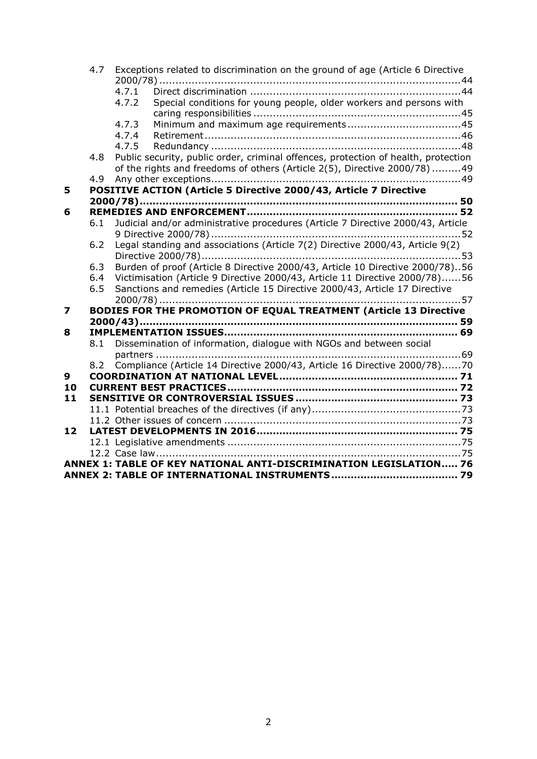4.7 Exceptions related to discrimination on the ground of age (Article 6 Directive 2000/78) ....... 44
  4.7.1 Direct discrimination ....... 44
  4.7.2 Special conditions for young people, older workers and persons with caring responsibilities ....... 45
  4.7.3 Minimum and maximum age requirements ....... 45
  4.7.4 Retirement ....... 46
  4.7.5 Redundancy ....... 48

4.8 Public security, public order, criminal offences, protection of health, protection of the rights and freedoms of others (Article 2(5), Directive 2000/78) ....... 49

4.9 Any other exceptions ....... 49

**5 POSITIVE ACTION (Article 5 Directive 2000/43, Article 7 Directive 2000/78) ....... 50**

**6 REMEDIES AND ENFORCEMENT ....... 52**

6.1 Judicial and/or administrative procedures (Article 7 Directive 2000/43, Article 9 Directive 2000/78) ....... 52

6.2 Legal standing and associations (Article 7(2) Directive 2000/43, Article 9(2) Directive 2000/78) ....... 53

6.3 Burden of proof (Article 8 Directive 2000/43, Article 10 Directive 2000/78) ....... 56

6.4 Victimisation (Article 9 Directive 2000/43, Article 11 Directive 2000/78) ....... 56

6.5 Sanctions and remedies (Article 15 Directive 2000/43, Article 17 Directive 2000/78) ....... 57

**7 BODIES FOR THE PROMOTION OF EQUAL TREATMENT (Article 13 Directive 2000/43) ....... 59**

**8 IMPLEMENTATION ISSUES ....... 69**

8.1 Dissemination of information, dialogue with NGOs and between social partners ....... 69

8.2 Compliance (Article 14 Directive 2000/43, Article 16 Directive 2000/78) ....... 70

**9 COORDINATION AT NATIONAL LEVEL ....... 71**

**10 CURRENT BEST PRACTICES ....... 72**

**11 SENSITIVE OR CONTROVERSIAL ISSUES ....... 73**

11.1 Potential breaches of the directives (if any) ....... 73

11.2 Other issues of concern ....... 73

**12 LATEST DEVELOPMENTS IN 2016 ....... 75**

12.1 Legislative amendments ....... 75

12.2 Case law ....... 75

**ANNEX 1: TABLE OF KEY NATIONAL ANTI-DISCRIMINATION LEGISLATION ....... 76**

**ANNEX 2: TABLE OF INTERNATIONAL INSTRUMENTS ....... 79**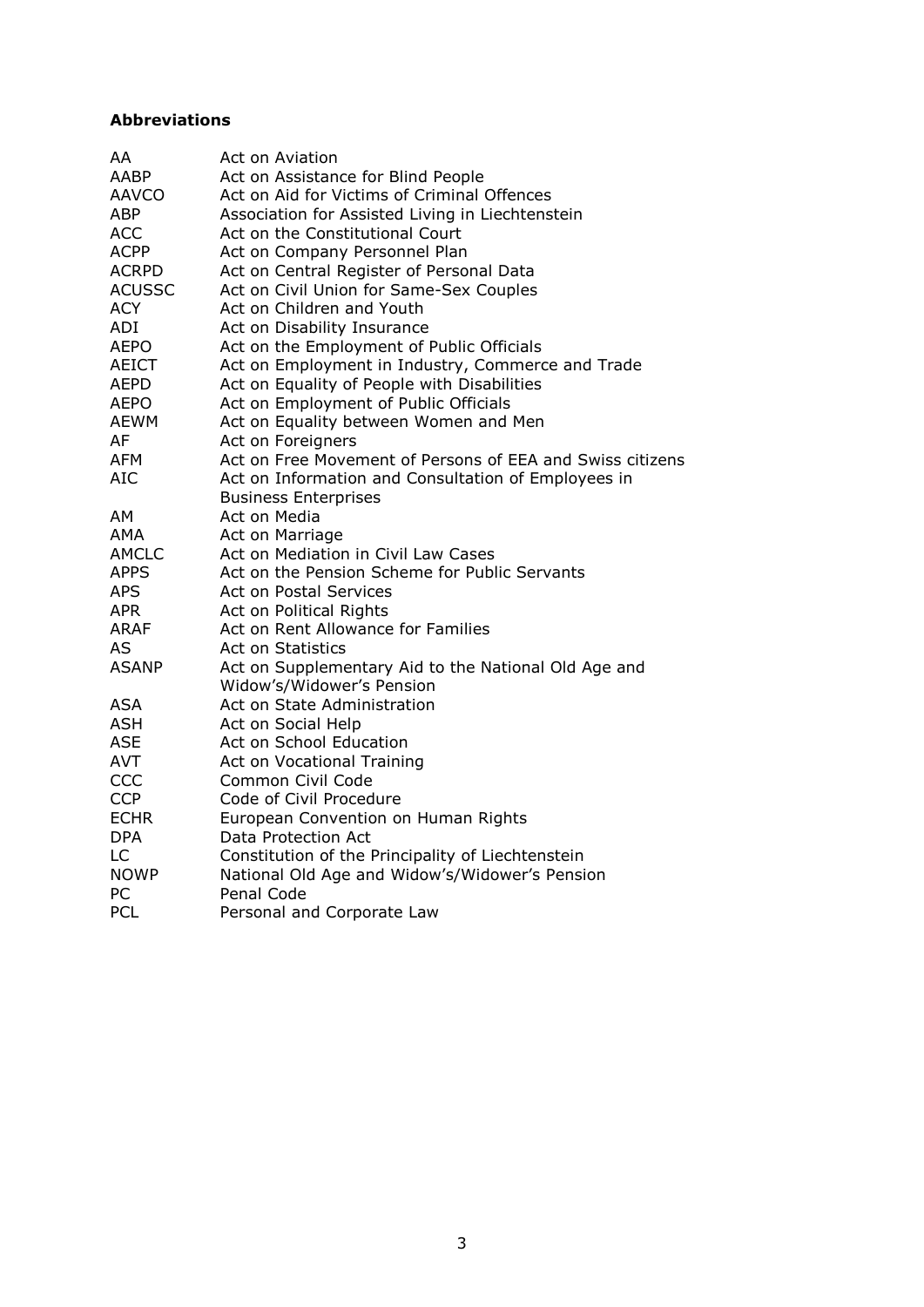**Abbreviations**

| | |
|---|---|
| AA | Act on Aviation |
| AABP | Act on Assistance for Blind People |
| AAVCO | Act on Aid for Victims of Criminal Offences |
| ABP | Association for Assisted Living in Liechtenstein |
| ACC | Act on the Constitutional Court |
| ACPP | Act on Company Personnel Plan |
| ACRPD | Act on Central Register of Personal Data |
| ACUSSC | Act on Civil Union for Same-Sex Couples |
| ACY | Act on Children and Youth |
| ADI | Act on Disability Insurance |
| AEPO | Act on the Employment of Public Officials |
| AEICT | Act on Employment in Industry, Commerce and Trade |
| AEPD | Act on Equality of People with Disabilities |
| AEPO | Act on Employment of Public Officials |
| AEWM | Act on Equality between Women and Men |
| AF | Act on Foreigners |
| AFM | Act on Free Movement of Persons of EEA and Swiss citizens |
| AIC | Act on Information and Consultation of Employees in Business Enterprises |
| AM | Act on Media |
| AMA | Act on Marriage |
| AMCLC | Act on Mediation in Civil Law Cases |
| APPS | Act on the Pension Scheme for Public Servants |
| APS | Act on Postal Services |
| APR | Act on Political Rights |
| ARAF | Act on Rent Allowance for Families |
| AS | Act on Statistics |
| ASANP | Act on Supplementary Aid to the National Old Age and Widow's/Widower's Pension |
| ASA | Act on State Administration |
| ASH | Act on Social Help |
| ASE | Act on School Education |
| AVT | Act on Vocational Training |
| CCC | Common Civil Code |
| CCP | Code of Civil Procedure |
| ECHR | European Convention on Human Rights |
| DPA | Data Protection Act |
| LC | Constitution of the Principality of Liechtenstein |
| NOWP | National Old Age and Widow's/Widower's Pension |
| PC | Penal Code |
| PCL | Personal and Corporate Law |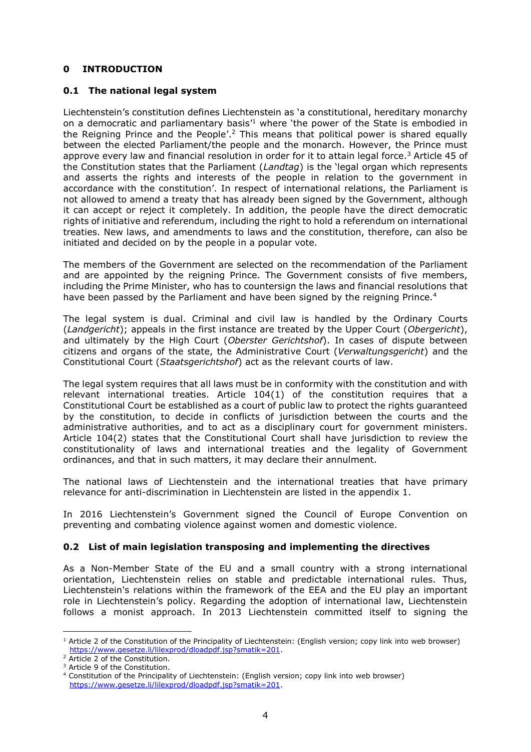# 0 INTRODUCTION

## 0.1 The national legal system

Liechtenstein's constitution defines Liechtenstein as 'a constitutional, hereditary monarchy on a democratic and parliamentary basis'[1] where 'the power of the State is embodied in the Reigning Prince and the People'.[2] This means that political power is shared equally between the elected Parliament/the people and the monarch. However, the Prince must approve every law and financial resolution in order for it to attain legal force.[3] Article 45 of the Constitution states that the Parliament (*Landtag*) is the 'legal organ which represents and asserts the rights and interests of the people in relation to the government in accordance with the constitution'. In respect of international relations, the Parliament is not allowed to amend a treaty that has already been signed by the Government, although it can accept or reject it completely. In addition, the people have the direct democratic rights of initiative and referendum, including the right to hold a referendum on international treaties. New laws, and amendments to laws and the constitution, therefore, can also be initiated and decided on by the people in a popular vote.

The members of the Government are selected on the recommendation of the Parliament and are appointed by the reigning Prince. The Government consists of five members, including the Prime Minister, who has to countersign the laws and financial resolutions that have been passed by the Parliament and have been signed by the reigning Prince.[4]

The legal system is dual. Criminal and civil law is handled by the Ordinary Courts (*Landgericht*); appeals in the first instance are treated by the Upper Court (*Obergericht*), and ultimately by the High Court (*Oberster Gerichtshof*). In cases of dispute between citizens and organs of the state, the Administrative Court (*Verwaltungsgericht*) and the Constitutional Court (*Staatsgerichtshof*) act as the relevant courts of law.

The legal system requires that all laws must be in conformity with the constitution and with relevant international treaties. Article 104(1) of the constitution requires that a Constitutional Court be established as a court of public law to protect the rights guaranteed by the constitution, to decide in conflicts of jurisdiction between the courts and the administrative authorities, and to act as a disciplinary court for government ministers. Article 104(2) states that the Constitutional Court shall have jurisdiction to review the constitutionality of laws and international treaties and the legality of Government ordinances, and that in such matters, it may declare their annulment.

The national laws of Liechtenstein and the international treaties that have primary relevance for anti-discrimination in Liechtenstein are listed in the appendix 1.

In 2016 Liechtenstein's Government signed the Council of Europe Convention on preventing and combating violence against women and domestic violence.

## 0.2 List of main legislation transposing and implementing the directives

As a Non-Member State of the EU and a small country with a strong international orientation, Liechtenstein relies on stable and predictable international rules. Thus, Liechtenstein's relations within the framework of the EEA and the EU play an important role in Liechtenstein's policy. Regarding the adoption of international law, Liechtenstein follows a monist approach. In 2013 Liechtenstein committed itself to signing the

---

[1] Article 2 of the Constitution of the Principality of Liechtenstein: (English version; copy link into web browser) https://www.gesetze.li/lilexprod/dloadpdf.jsp?smatik=201.

[2] Article 2 of the Constitution.

[3] Article 9 of the Constitution.

[4] Constitution of the Principality of Liechtenstein: (English version; copy link into web browser) https://www.gesetze.li/lilexprod/dloadpdf.jsp?smatik=201.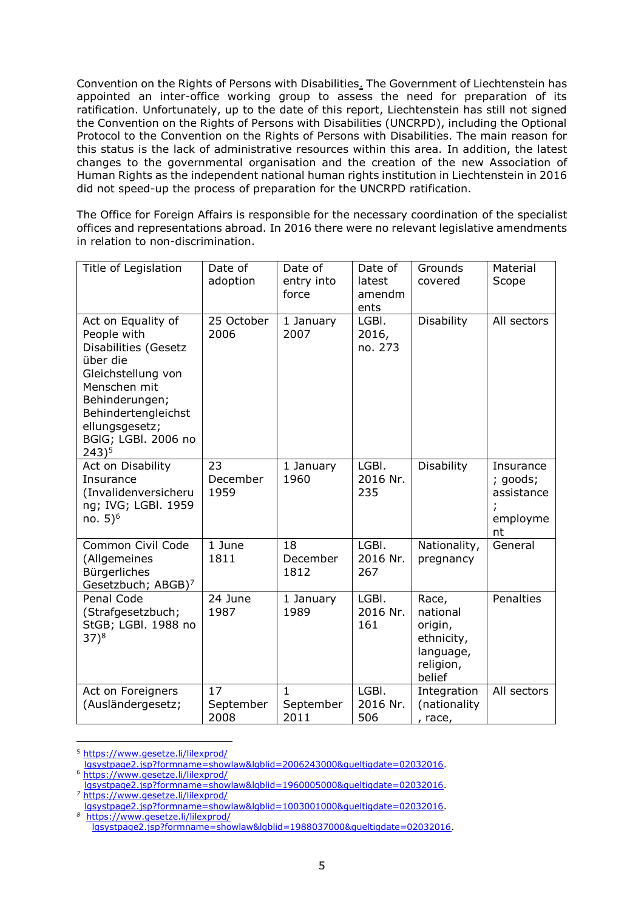Convention on the Rights of Persons with Disabilities. The Government of Liechtenstein has appointed an inter-office working group to assess the need for preparation of its ratification. Unfortunately, up to the date of this report, Liechtenstein has still not signed the Convention on the Rights of Persons with Disabilities (UNCRPD), including the Optional Protocol to the Convention on the Rights of Persons with Disabilities. The main reason for this status is the lack of administrative resources within this area. In addition, the latest changes to the governmental organisation and the creation of the new Association of Human Rights as the independent national human rights institution in Liechtenstein in 2016 did not speed-up the process of preparation for the UNCRPD ratification.

The Office for Foreign Affairs is responsible for the necessary coordination of the specialist offices and representations abroad. In 2016 there were no relevant legislative amendments in relation to non-discrimination.

| Title of Legislation | Date of adoption | Date of entry into force | Date of latest amendments | Grounds covered | Material Scope |
|---|---|---|---|---|---|
| Act on Equality of People with Disabilities (Gesetz über die Gleichstellung von Menschen mit Behinderungen; Behindertengleichstellungsgesetz; BGlG; LGBl. 2006 no 243)[5] | 25 October 2006 | 1 January 2007 | LGBl. 2016, no. 273 | Disability | All sectors |
| Act on Disability Insurance (Invalidenversicherung; IVG; LGBl. 1959 no. 5)[6] | 23 December 1959 | 1 January 1960 | LGBl. 2016 Nr. 235 | Disability | Insurance; goods; assistance; employment |
| Common Civil Code (Allgemeines Bürgerliches Gesetzbuch; ABGB)[7] | 1 June 1811 | 18 December 1812 | LGBl. 2016 Nr. 267 | Nationality, pregnancy | General |
| Penal Code (Strafgesetzbuch; StGB; LGBl. 1988 no 37)[8] | 24 June 1987 | 1 January 1989 | LGBl. 2016 Nr. 161 | Race, national origin, ethnicity, language, religion, belief | Penalties |
| Act on Foreigners (Ausländergesetz; | 17 September 2008 | 1 September 2011 | LGBl. 2016 Nr. 506 | Integration (nationality, race, | All sectors |

[5] https://www.gesetze.li/lilexprod/lgsystpage2.jsp?formname=showlaw&lgblid=2006243000&gueltigdate=02032016.

[6] https://www.gesetze.li/lilexprod/lgsystpage2.jsp?formname=showlaw&lgblid=1960005000&gueltigdate=02032016.

[7] https://www.gesetze.li/lilexprod/lgsystpage2.jsp?formname=showlaw&lgblid=1003001000&gueltigdate=02032016.

[8] https://www.gesetze.li/lilexprod/lgsystpage2.jsp?formname=showlaw&lgblid=1988037000&gueltigdate=02032016.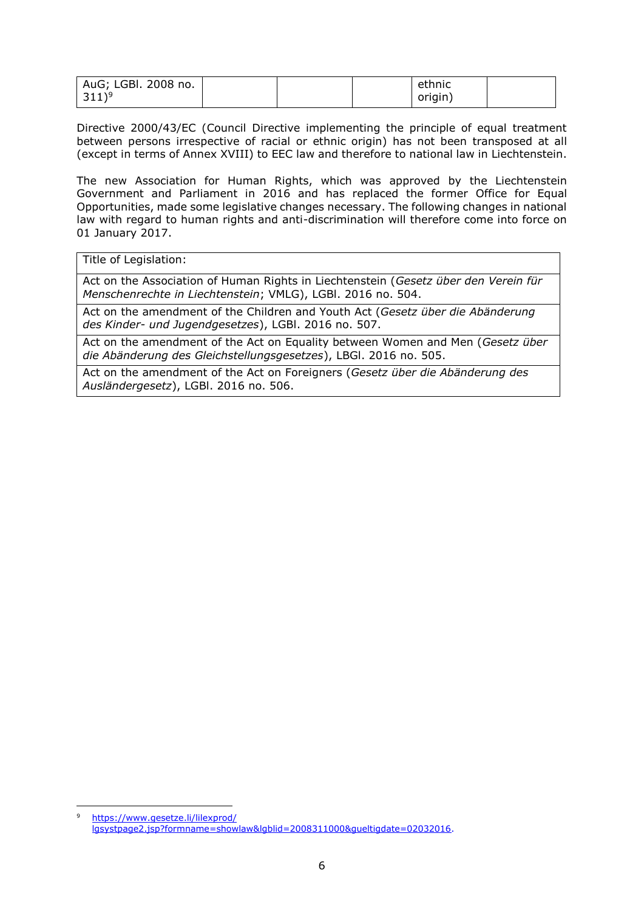| AuG; LGBl. 2008 no. 311)[9] | | | | ethnic origin) | |
|---|---|---|---|---|---|

Directive 2000/43/EC (Council Directive implementing the principle of equal treatment between persons irrespective of racial or ethnic origin) has not been transposed at all (except in terms of Annex XVIII) to EEC law and therefore to national law in Liechtenstein.

The new Association for Human Rights, which was approved by the Liechtenstein Government and Parliament in 2016 and has replaced the former Office for Equal Opportunities, made some legislative changes necessary. The following changes in national law with regard to human rights and anti-discrimination will therefore come into force on 01 January 2017.

| Title of Legislation: |
|---|
| Act on the Association of Human Rights in Liechtenstein (*Gesetz über den Verein für Menschenrechte in Liechtenstein*; VMLG), LGBl. 2016 no. 504. |
| Act on the amendment of the Children and Youth Act (*Gesetz über die Abänderung des Kinder- und Jugendgesetzes*), LGBl. 2016 no. 507. |
| Act on the amendment of the Act on Equality between Women and Men (*Gesetz über die Abänderung des Gleichstellungsgesetzes*), LBGl. 2016 no. 505. |
| Act on the amendment of the Act on Foreigners (*Gesetz über die Abänderung des Ausländergesetz*), LGBl. 2016 no. 506. |

[9] https://www.gesetze.li/lilexprod/lgsystpage2.jsp?formname=showlaw&lgblid=2008311000&gueltigdate=02032016.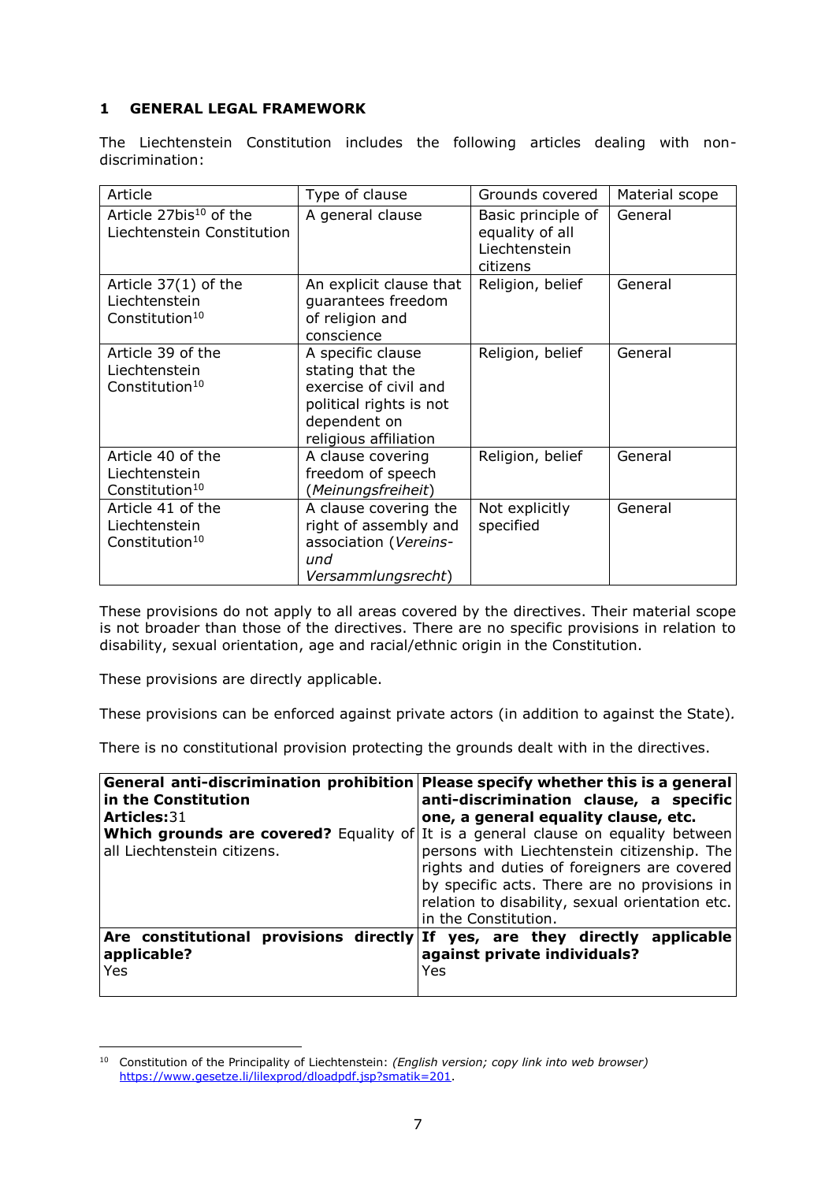## 1 GENERAL LEGAL FRAMEWORK

The Liechtenstein Constitution includes the following articles dealing with non-discrimination:

| Article | Type of clause | Grounds covered | Material scope |
|---|---|---|---|
| Article 27bis[10] of the Liechtenstein Constitution | A general clause | Basic principle of equality of all Liechtenstein citizens | General |
| Article 37(1) of the Liechtenstein Constitution[10] | An explicit clause that guarantees freedom of religion and conscience | Religion, belief | General |
| Article 39 of the Liechtenstein Constitution[10] | A specific clause stating that the exercise of civil and political rights is not dependent on religious affiliation | Religion, belief | General |
| Article 40 of the Liechtenstein Constitution[10] | A clause covering freedom of speech (*Meinungsfreiheit*) | Religion, belief | General |
| Article 41 of the Liechtenstein Constitution[10] | A clause covering the right of assembly and association (*Vereins- und Versammlungsrecht*) | Not explicitly specified | General |

These provisions do not apply to all areas covered by the directives. Their material scope is not broader than those of the directives. There are no specific provisions in relation to disability, sexual orientation, age and racial/ethnic origin in the Constitution.

These provisions are directly applicable.

These provisions can be enforced against private actors (in addition to against the State).

There is no constitutional provision protecting the grounds dealt with in the directives.

| **General anti-discrimination prohibition in the Constitution**<br>**Articles:** 31<br>**Which grounds are covered?** Equality of all Liechtenstein citizens. | **Please specify whether this is a general anti-discrimination clause, a specific one, a general equality clause, etc.**<br>It is a general clause on equality between persons with Liechtenstein citizenship. The rights and duties of foreigners are covered by specific acts. There are no provisions in relation to disability, sexual orientation etc. in the Constitution. |
|---|---|
| **Are constitutional provisions directly applicable?**<br>Yes | **If yes, are they directly applicable against private individuals?**<br>Yes |

[10] Constitution of the Principality of Liechtenstein: *(English version; copy link into web browser)* https://www.gesetze.li/lilexprod/dloadpdf.jsp?smatik=201.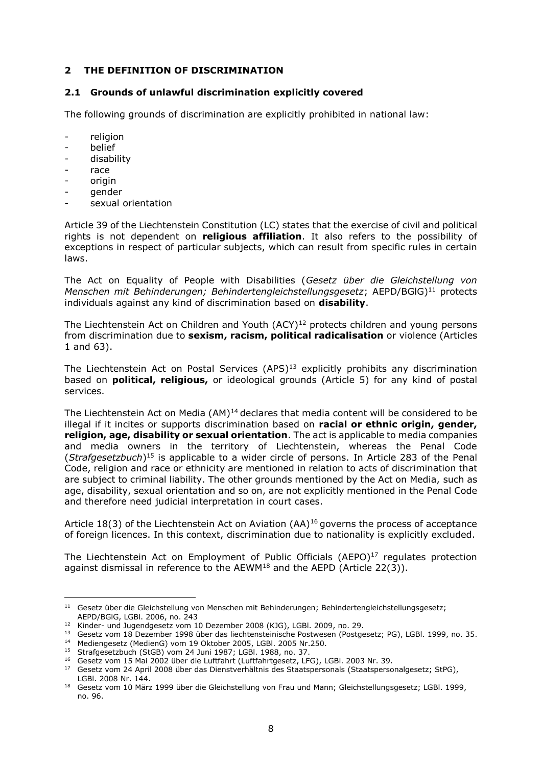## 2 THE DEFINITION OF DISCRIMINATION

### 2.1 Grounds of unlawful discrimination explicitly covered

The following grounds of discrimination are explicitly prohibited in national law:

- religion
- belief
- disability
- race
- origin
- gender
- sexual orientation

Article 39 of the Liechtenstein Constitution (LC) states that the exercise of civil and political rights is not dependent on **religious affiliation**. It also refers to the possibility of exceptions in respect of particular subjects, which can result from specific rules in certain laws.

The Act on Equality of People with Disabilities (*Gesetz über die Gleichstellung von Menschen mit Behinderungen; Behindertengleichstellungsgesetz*; AEPD/BGlG)[11] protects individuals against any kind of discrimination based on **disability**.

The Liechtenstein Act on Children and Youth (ACY)[12] protects children and young persons from discrimination due to **sexism, racism, political radicalisation** or violence (Articles 1 and 63).

The Liechtenstein Act on Postal Services (APS)[13] explicitly prohibits any discrimination based on **political, religious,** or ideological grounds (Article 5) for any kind of postal services.

The Liechtenstein Act on Media (AM)[14] declares that media content will be considered to be illegal if it incites or supports discrimination based on **racial or ethnic origin, gender, religion, age, disability or sexual orientation**. The act is applicable to media companies and media owners in the territory of Liechtenstein, whereas the Penal Code (*Strafgesetzbuch*)[15] is applicable to a wider circle of persons. In Article 283 of the Penal Code, religion and race or ethnicity are mentioned in relation to acts of discrimination that are subject to criminal liability. The other grounds mentioned by the Act on Media, such as age, disability, sexual orientation and so on, are not explicitly mentioned in the Penal Code and therefore need judicial interpretation in court cases.

Article 18(3) of the Liechtenstein Act on Aviation (AA)[16] governs the process of acceptance of foreign licences. In this context, discrimination due to nationality is explicitly excluded.

The Liechtenstein Act on Employment of Public Officials (AEPO)[17] regulates protection against dismissal in reference to the AEWM[18] and the AEPD (Article 22(3)).

---

[11] Gesetz über die Gleichstellung von Menschen mit Behinderungen; Behindertengleichstellungsgesetz; AEPD/BGlG, LGBl. 2006, no. 243

[12] Kinder- und Jugendgesetz vom 10 Dezember 2008 (KJG), LGBl. 2009, no. 29.

[13] Gesetz vom 18 Dezember 1998 über das liechtensteinische Postwesen (Postgesetz; PG), LGBl. 1999, no. 35.

[14] Mediengesetz (MedienG) vom 19 Oktober 2005, LGBl. 2005 Nr.250.

[15] Strafgesetzbuch (StGB) vom 24 Juni 1987; LGBl. 1988, no. 37.

[16] Gesetz vom 15 Mai 2002 über die Luftfahrt (Luftfahrtgesetz, LFG), LGBl. 2003 Nr. 39.

[17] Gesetz vom 24 April 2008 über das Dienstverhältnis des Staatspersonals (Staatspersonalgesetz; StPG), LGBl. 2008 Nr. 144.

[18] Gesetz vom 10 März 1999 über die Gleichstellung von Frau und Mann; Gleichstellungsgesetz; LGBl. 1999, no. 96.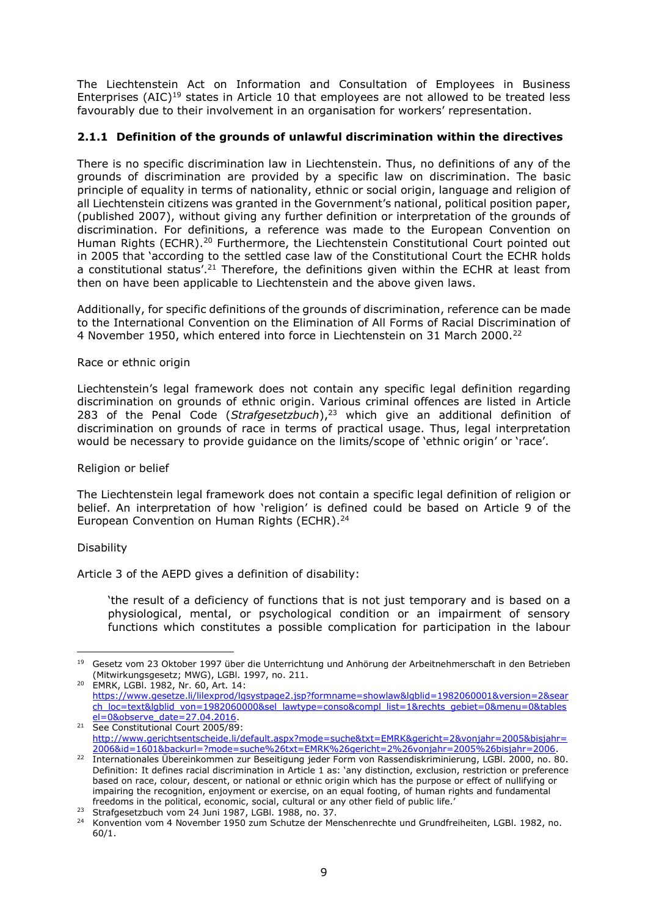The Liechtenstein Act on Information and Consultation of Employees in Business Enterprises (AIC)[19] states in Article 10 that employees are not allowed to be treated less favourably due to their involvement in an organisation for workers' representation.

### 2.1.1 Definition of the grounds of unlawful discrimination within the directives

There is no specific discrimination law in Liechtenstein. Thus, no definitions of any of the grounds of discrimination are provided by a specific law on discrimination. The basic principle of equality in terms of nationality, ethnic or social origin, language and religion of all Liechtenstein citizens was granted in the Government's national, political position paper, (published 2007), without giving any further definition or interpretation of the grounds of discrimination. For definitions, a reference was made to the European Convention on Human Rights (ECHR).[20] Furthermore, the Liechtenstein Constitutional Court pointed out in 2005 that 'according to the settled case law of the Constitutional Court the ECHR holds a constitutional status'.[21] Therefore, the definitions given within the ECHR at least from then on have been applicable to Liechtenstein and the above given laws.

Additionally, for specific definitions of the grounds of discrimination, reference can be made to the International Convention on the Elimination of All Forms of Racial Discrimination of 4 November 1950, which entered into force in Liechtenstein on 31 March 2000.[22]

Race or ethnic origin

Liechtenstein's legal framework does not contain any specific legal definition regarding discrimination on grounds of ethnic origin. Various criminal offences are listed in Article 283 of the Penal Code (*Strafgesetzbuch*),[23] which give an additional definition of discrimination on grounds of race in terms of practical usage. Thus, legal interpretation would be necessary to provide guidance on the limits/scope of 'ethnic origin' or 'race'.

Religion or belief

The Liechtenstein legal framework does not contain a specific legal definition of religion or belief. An interpretation of how 'religion' is defined could be based on Article 9 of the European Convention on Human Rights (ECHR).[24]

Disability

Article 3 of the AEPD gives a definition of disability:

> 'the result of a deficiency of functions that is not just temporary and is based on a physiological, mental, or psychological condition or an impairment of sensory functions which constitutes a possible complication for participation in the labour

---

[19] Gesetz vom 23 Oktober 1997 über die Unterrichtung und Anhörung der Arbeitnehmerschaft in den Betrieben (Mitwirkungsgesetz; MWG), LGBl. 1997, no. 211.

[20] EMRK, LGBl. 1982, Nr. 60, Art. 14: https://www.gesetze.li/lilexprod/lgsystpage2.jsp?formname=showlaw&lgblid=1982060001&version=2&search_loc=text&lgblid_von=1982060000&sel_lawtype=conso&compl_list=1&rechts_gebiet=0&menu=0&tablesel=0&observe_date=27.04.2016.

[21] See Constitutional Court 2005/89: http://www.gerichtsentscheide.li/default.aspx?mode=suche&txt=EMRK&gericht=2&vonjahr=2005&bisjahr=2006&id=1601&backurl=?mode=suche%26txt=EMRK%26gericht=2%26vonjahr=2005%26bisjahr=2006.

[22] Internationales Übereinkommen zur Beseitigung jeder Form von Rassendiskriminierung, LGBl. 2000, no. 80. Definition: It defines racial discrimination in Article 1 as: 'any distinction, exclusion, restriction or preference based on race, colour, descent, or national or ethnic origin which has the purpose or effect of nullifying or impairing the recognition, enjoyment or exercise, on an equal footing, of human rights and fundamental freedoms in the political, economic, social, cultural or any other field of public life.'

[23] Strafgesetzbuch vom 24 Juni 1987, LGBl. 1988, no. 37.

[24] Konvention vom 4 November 1950 zum Schutze der Menschenrechte und Grundfreiheiten, LGBl. 1982, no. 60/1.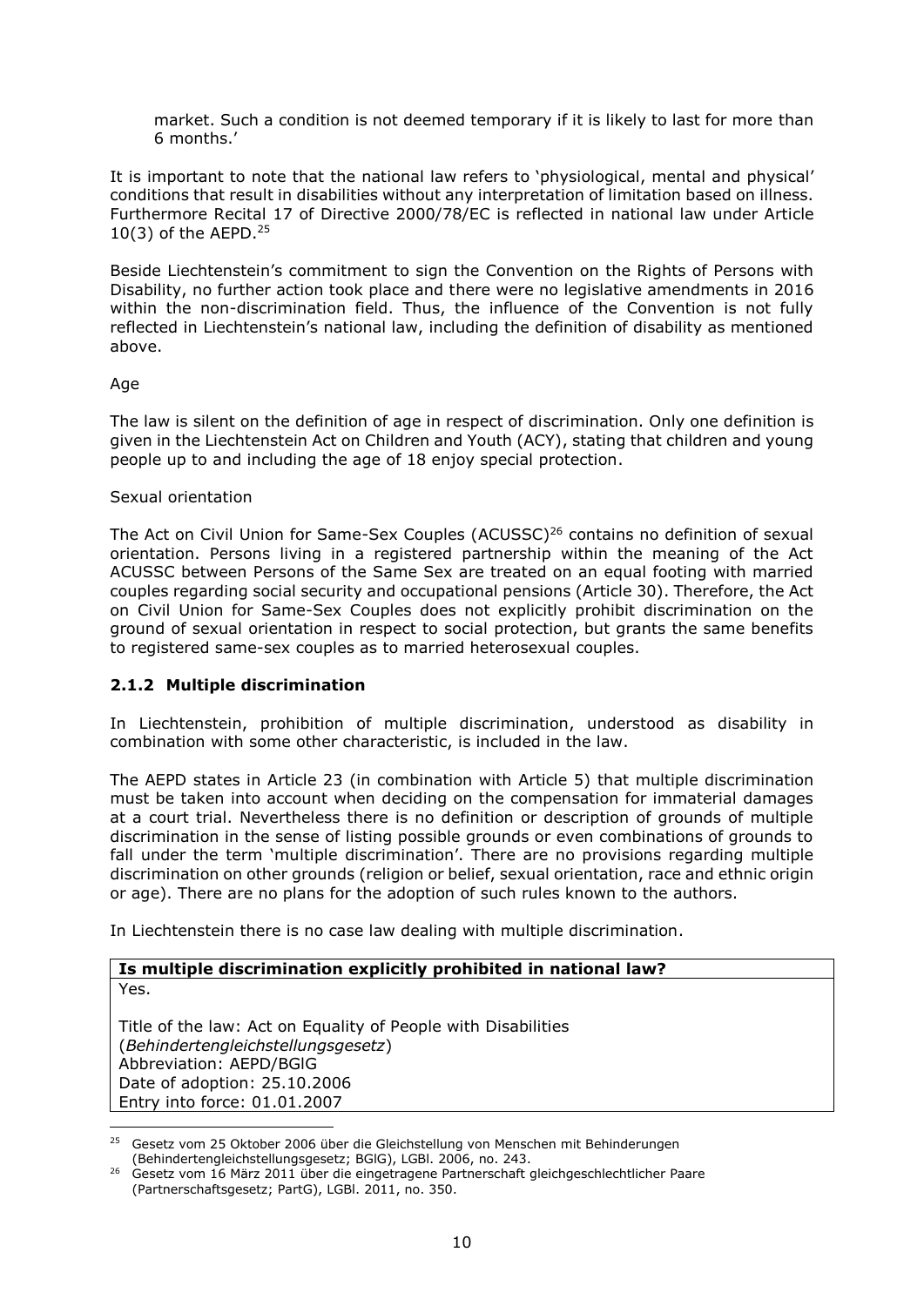> market. Such a condition is not deemed temporary if it is likely to last for more than 6 months.'

It is important to note that the national law refers to 'physiological, mental and physical' conditions that result in disabilities without any interpretation of limitation based on illness. Furthermore Recital 17 of Directive 2000/78/EC is reflected in national law under Article 10(3) of the AEPD.[25]

Beside Liechtenstein's commitment to sign the Convention on the Rights of Persons with Disability, no further action took place and there were no legislative amendments in 2016 within the non-discrimination field. Thus, the influence of the Convention is not fully reflected in Liechtenstein's national law, including the definition of disability as mentioned above.

Age

The law is silent on the definition of age in respect of discrimination. Only one definition is given in the Liechtenstein Act on Children and Youth (ACY), stating that children and young people up to and including the age of 18 enjoy special protection.

Sexual orientation

The Act on Civil Union for Same-Sex Couples (ACUSSC)[26] contains no definition of sexual orientation. Persons living in a registered partnership within the meaning of the Act ACUSSC between Persons of the Same Sex are treated on an equal footing with married couples regarding social security and occupational pensions (Article 30). Therefore, the Act on Civil Union for Same-Sex Couples does not explicitly prohibit discrimination on the ground of sexual orientation in respect to social protection, but grants the same benefits to registered same-sex couples as to married heterosexual couples.

### 2.1.2 Multiple discrimination

In Liechtenstein, prohibition of multiple discrimination, understood as disability in combination with some other characteristic, is included in the law.

The AEPD states in Article 23 (in combination with Article 5) that multiple discrimination must be taken into account when deciding on the compensation for immaterial damages at a court trial. Nevertheless there is no definition or description of grounds of multiple discrimination in the sense of listing possible grounds or even combinations of grounds to fall under the term 'multiple discrimination'. There are no provisions regarding multiple discrimination on other grounds (religion or belief, sexual orientation, race and ethnic origin or age). There are no plans for the adoption of such rules known to the authors.

In Liechtenstein there is no case law dealing with multiple discrimination.

| **Is multiple discrimination explicitly prohibited in national law?** |
|---|
| Yes.<br><br>Title of the law: Act on Equality of People with Disabilities (*Behindertengleichstellungsgesetz*)<br>Abbreviation: AEPD/BGlG<br>Date of adoption: 25.10.2006<br>Entry into force: 01.01.2007 |

[25] Gesetz vom 25 Oktober 2006 über die Gleichstellung von Menschen mit Behinderungen (Behindertengleichstellungsgesetz; BGlG), LGBl. 2006, no. 243.

[26] Gesetz vom 16 März 2011 über die eingetragene Partnerschaft gleichgeschlechtlicher Paare (Partnerschaftsgesetz; PartG), LGBl. 2011, no. 350.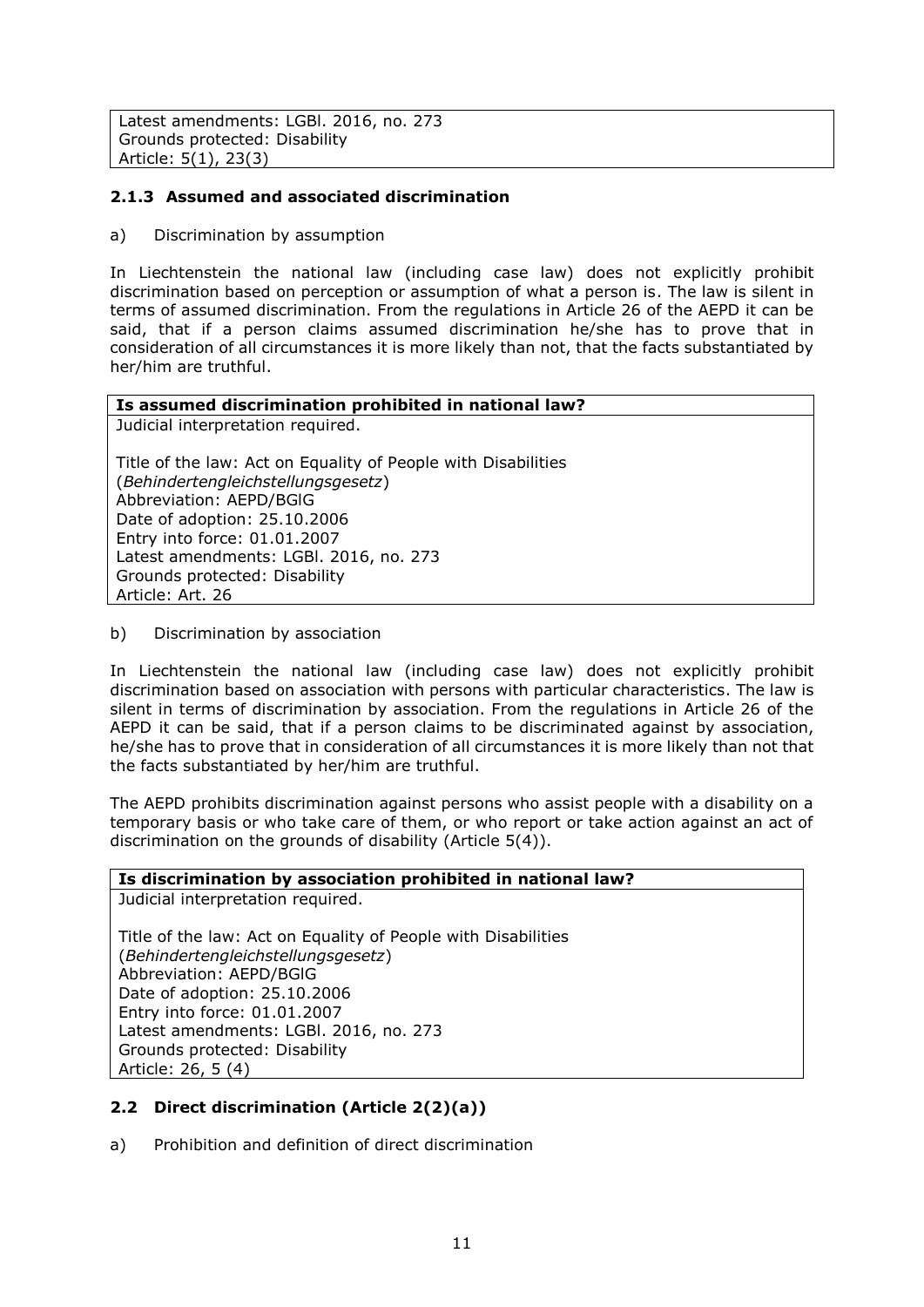Latest amendments: LGBl. 2016, no. 273
Grounds protected: Disability
Article: 5(1), 23(3)

### 2.1.3 Assumed and associated discrimination

a) Discrimination by assumption

In Liechtenstein the national law (including case law) does not explicitly prohibit discrimination based on perception or assumption of what a person is. The law is silent in terms of assumed discrimination. From the regulations in Article 26 of the AEPD it can be said, that if a person claims assumed discrimination he/she has to prove that in consideration of all circumstances it is more likely than not, that the facts substantiated by her/him are truthful.

| **Is assumed discrimination prohibited in national law?** |
|---|
| Judicial interpretation required.<br><br>Title of the law: Act on Equality of People with Disabilities (*Behindertengleichstellungsgesetz*)<br>Abbreviation: AEPD/BGlG<br>Date of adoption: 25.10.2006<br>Entry into force: 01.01.2007<br>Latest amendments: LGBl. 2016, no. 273<br>Grounds protected: Disability<br>Article: Art. 26 |

b) Discrimination by association

In Liechtenstein the national law (including case law) does not explicitly prohibit discrimination based on association with persons with particular characteristics. The law is silent in terms of discrimination by association. From the regulations in Article 26 of the AEPD it can be said, that if a person claims to be discriminated against by association, he/she has to prove that in consideration of all circumstances it is more likely than not that the facts substantiated by her/him are truthful.

The AEPD prohibits discrimination against persons who assist people with a disability on a temporary basis or who take care of them, or who report or take action against an act of discrimination on the grounds of disability (Article 5(4)).

| **Is discrimination by association prohibited in national law?** |
|---|
| Judicial interpretation required.<br><br>Title of the law: Act on Equality of People with Disabilities (*Behindertengleichstellungsgesetz*)<br>Abbreviation: AEPD/BGlG<br>Date of adoption: 25.10.2006<br>Entry into force: 01.01.2007<br>Latest amendments: LGBl. 2016, no. 273<br>Grounds protected: Disability<br>Article: 26, 5 (4) |

## 2.2 Direct discrimination (Article 2(2)(a))

a) Prohibition and definition of direct discrimination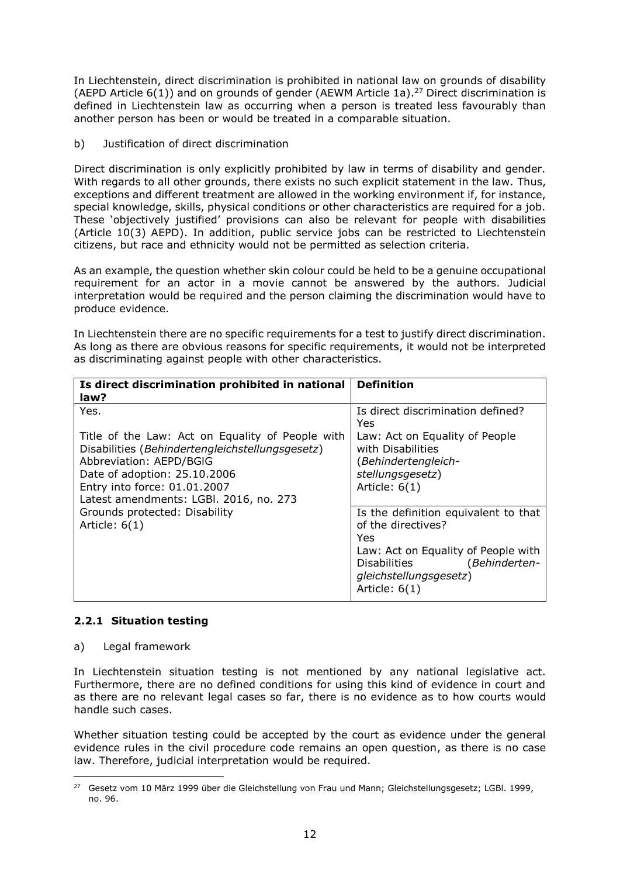In Liechtenstein, direct discrimination is prohibited in national law on grounds of disability (AEPD Article 6(1)) and on grounds of gender (AEWM Article 1a).[27] Direct discrimination is defined in Liechtenstein law as occurring when a person is treated less favourably than another person has been or would be treated in a comparable situation.

b) Justification of direct discrimination

Direct discrimination is only explicitly prohibited by law in terms of disability and gender. With regards to all other grounds, there exists no such explicit statement in the law. Thus, exceptions and different treatment are allowed in the working environment if, for instance, special knowledge, skills, physical conditions or other characteristics are required for a job. These 'objectively justified' provisions can also be relevant for people with disabilities (Article 10(3) AEPD). In addition, public service jobs can be restricted to Liechtenstein citizens, but race and ethnicity would not be permitted as selection criteria.

As an example, the question whether skin colour could be held to be a genuine occupational requirement for an actor in a movie cannot be answered by the authors. Judicial interpretation would be required and the person claiming the discrimination would have to produce evidence.

In Liechtenstein there are no specific requirements for a test to justify direct discrimination. As long as there are obvious reasons for specific requirements, it would not be interpreted as discriminating against people with other characteristics.

| **Is direct discrimination prohibited in national law?** | **Definition** |
|---|---|
| Yes.<br><br>Title of the Law: Act on Equality of People with Disabilities (*Behindertengleichstellungsgesetz*)<br>Abbreviation: AEPD/BGlG<br>Date of adoption: 25.10.2006<br>Entry into force: 01.01.2007<br>Latest amendments: LGBl. 2016, no. 273<br>Grounds protected: Disability<br>Article: 6(1) | Is direct discrimination defined?<br>Yes<br>Law: Act on Equality of People with Disabilities (*Behindertengleich-stellungsgesetz*)<br>Article: 6(1)<br><br>Is the definition equivalent to that of the directives?<br>Yes<br>Law: Act on Equality of People with Disabilities (*Behinderten-gleichstellungsgesetz*)<br>Article: 6(1) |

### 2.2.1 Situation testing

a) Legal framework

In Liechtenstein situation testing is not mentioned by any national legislative act. Furthermore, there are no defined conditions for using this kind of evidence in court and as there are no relevant legal cases so far, there is no evidence as to how courts would handle such cases.

Whether situation testing could be accepted by the court as evidence under the general evidence rules in the civil procedure code remains an open question, as there is no case law. Therefore, judicial interpretation would be required.

[27] Gesetz vom 10 März 1999 über die Gleichstellung von Frau und Mann; Gleichstellungsgesetz; LGBl. 1999, no. 96.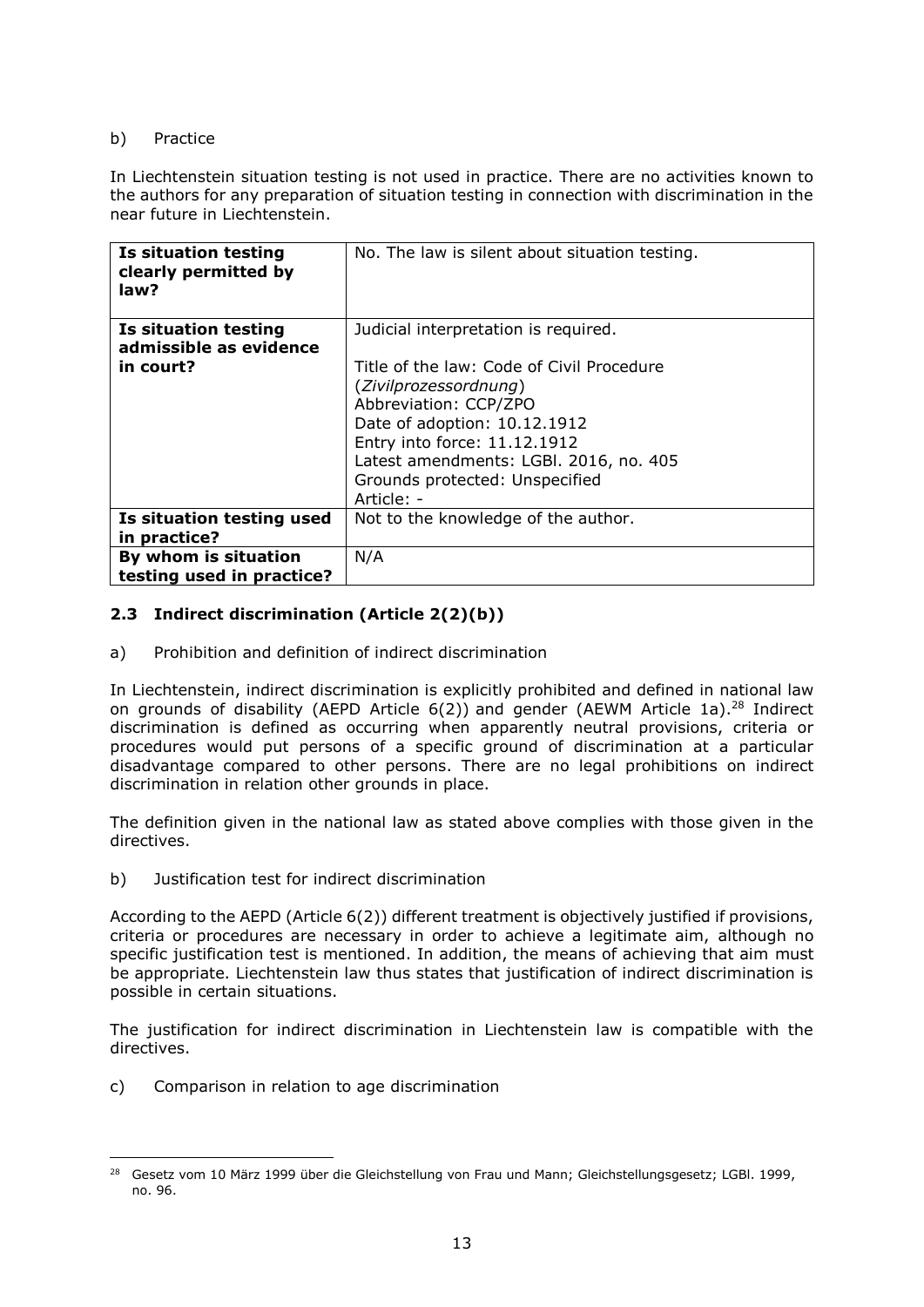b) Practice

In Liechtenstein situation testing is not used in practice. There are no activities known to the authors for any preparation of situation testing in connection with discrimination in the near future in Liechtenstein.

| **Is situation testing clearly permitted by law?** | No. The law is silent about situation testing. |
|---|---|
| **Is situation testing admissible as evidence in court?** | Judicial interpretation is required.<br><br>Title of the law: Code of Civil Procedure (*Zivilprozessordnung*)<br>Abbreviation: CCP/ZPO<br>Date of adoption: 10.12.1912<br>Entry into force: 11.12.1912<br>Latest amendments: LGBl. 2016, no. 405<br>Grounds protected: Unspecified<br>Article: - |
| **Is situation testing used in practice?** | Not to the knowledge of the author. |
| **By whom is situation testing used in practice?** | N/A |

### 2.3 Indirect discrimination (Article 2(2)(b))

a) Prohibition and definition of indirect discrimination

In Liechtenstein, indirect discrimination is explicitly prohibited and defined in national law on grounds of disability (AEPD Article 6(2)) and gender (AEWM Article 1a).[28] Indirect discrimination is defined as occurring when apparently neutral provisions, criteria or procedures would put persons of a specific ground of discrimination at a particular disadvantage compared to other persons. There are no legal prohibitions on indirect discrimination in relation other grounds in place.

The definition given in the national law as stated above complies with those given in the directives.

b) Justification test for indirect discrimination

According to the AEPD (Article 6(2)) different treatment is objectively justified if provisions, criteria or procedures are necessary in order to achieve a legitimate aim, although no specific justification test is mentioned. In addition, the means of achieving that aim must be appropriate. Liechtenstein law thus states that justification of indirect discrimination is possible in certain situations.

The justification for indirect discrimination in Liechtenstein law is compatible with the directives.

c) Comparison in relation to age discrimination

[28] Gesetz vom 10 März 1999 über die Gleichstellung von Frau und Mann; Gleichstellungsgesetz; LGBl. 1999, no. 96.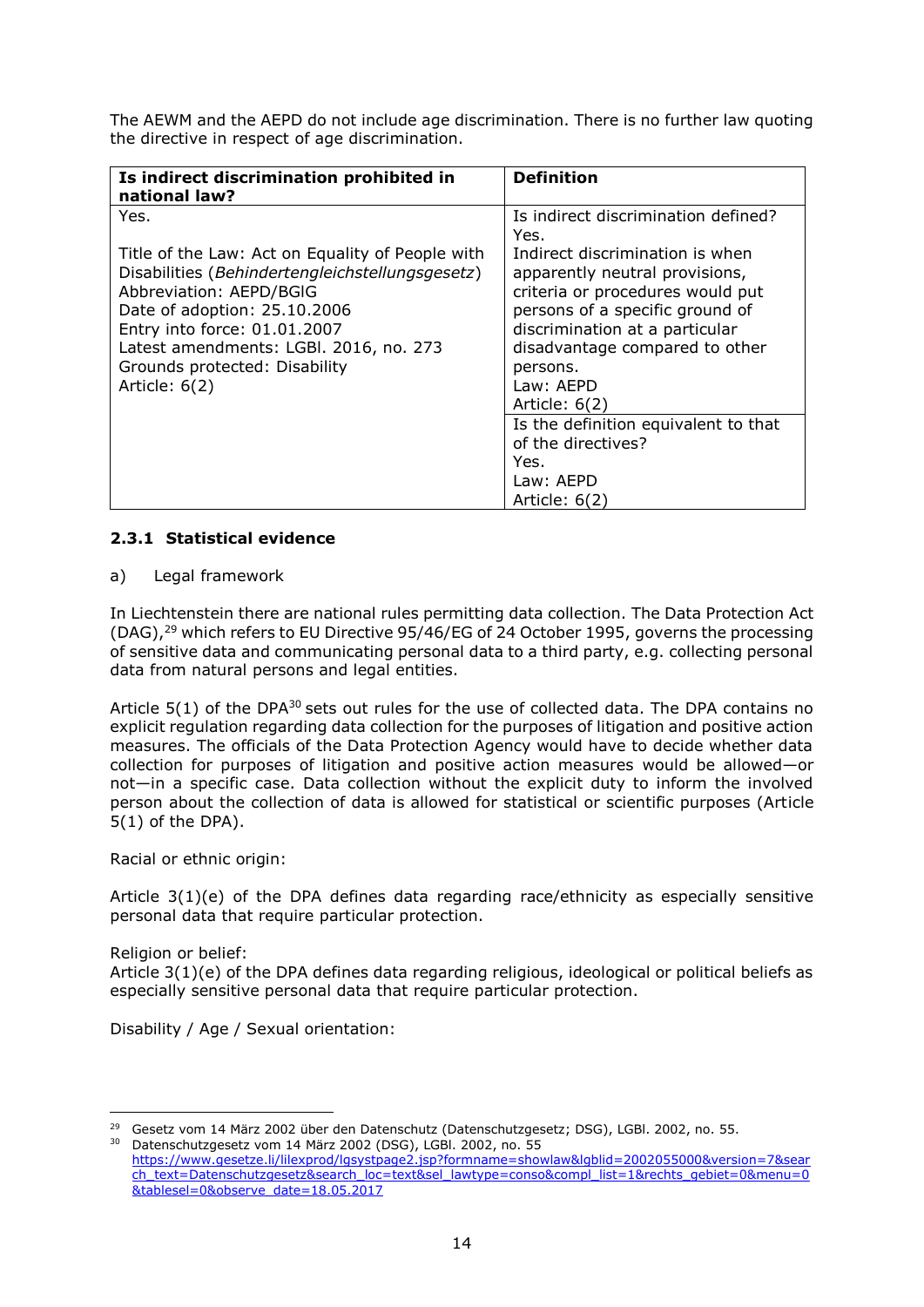The AEWM and the AEPD do not include age discrimination. There is no further law quoting the directive in respect of age discrimination.

| Is indirect discrimination prohibited in national law? | Definition |
|---|---|
| Yes.<br><br>Title of the Law: Act on Equality of People with Disabilities (*Behindertengleichstellungsgesetz*)<br>Abbreviation: AEPD/BGlG<br>Date of adoption: 25.10.2006<br>Entry into force: 01.01.2007<br>Latest amendments: LGBl. 2016, no. 273<br>Grounds protected: Disability<br>Article: 6(2) | Is indirect discrimination defined?<br>Yes.<br>Indirect discrimination is when apparently neutral provisions, criteria or procedures would put persons of a specific ground of discrimination at a particular disadvantage compared to other persons.<br>Law: AEPD<br>Article: 6(2) |
| | Is the definition equivalent to that of the directives?<br>Yes.<br>Law: AEPD<br>Article: 6(2) |

### 2.3.1 Statistical evidence

a) Legal framework

In Liechtenstein there are national rules permitting data collection. The Data Protection Act (DAG),[29] which refers to EU Directive 95/46/EG of 24 October 1995, governs the processing of sensitive data and communicating personal data to a third party, e.g. collecting personal data from natural persons and legal entities.

Article 5(1) of the DPA[30] sets out rules for the use of collected data. The DPA contains no explicit regulation regarding data collection for the purposes of litigation and positive action measures. The officials of the Data Protection Agency would have to decide whether data collection for purposes of litigation and positive action measures would be allowed—or not—in a specific case. Data collection without the explicit duty to inform the involved person about the collection of data is allowed for statistical or scientific purposes (Article 5(1) of the DPA).

Racial or ethnic origin:

Article 3(1)(e) of the DPA defines data regarding race/ethnicity as especially sensitive personal data that require particular protection.

Religion or belief:
Article 3(1)(e) of the DPA defines data regarding religious, ideological or political beliefs as especially sensitive personal data that require particular protection.

Disability / Age / Sexual orientation:

---

[29] Gesetz vom 14 März 2002 über den Datenschutz (Datenschutzgesetz; DSG), LGBl. 2002, no. 55.

[30] Datenschutzgesetz vom 14 März 2002 (DSG), LGBl. 2002, no. 55 https://www.gesetze.li/lilexprod/lgsystpage2.jsp?formname=showlaw&lgblid=2002055000&version=7&search_text=Datenschutzgesetz&search_loc=text&sel_lawtype=conso&compl_list=1&rechts_gebiet=0&menu=0&tablesel=0&observe_date=18.05.2017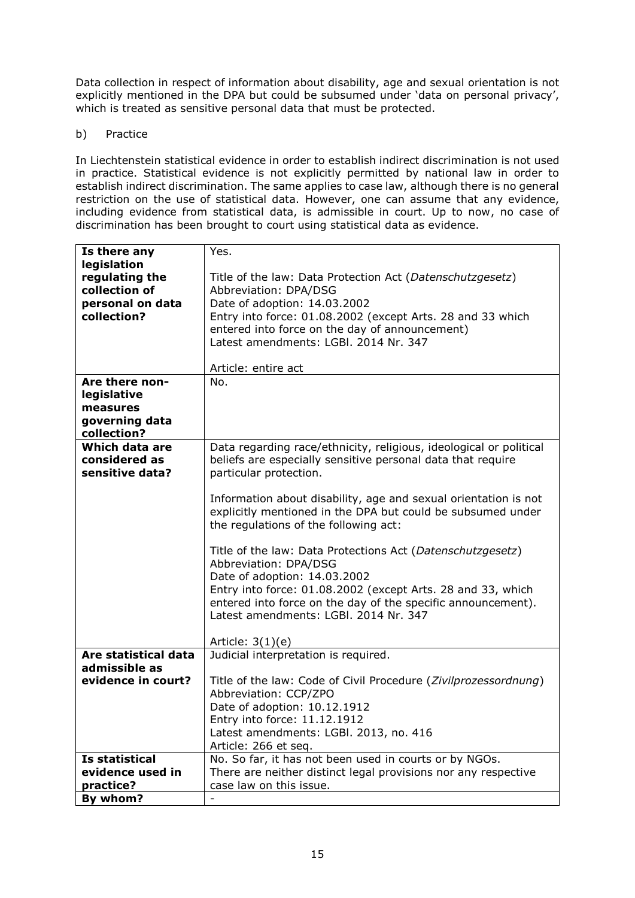Data collection in respect of information about disability, age and sexual orientation is not explicitly mentioned in the DPA but could be subsumed under 'data on personal privacy', which is treated as sensitive personal data that must be protected.

b) Practice

In Liechtenstein statistical evidence in order to establish indirect discrimination is not used in practice. Statistical evidence is not explicitly permitted by national law in order to establish indirect discrimination. The same applies to case law, although there is no general restriction on the use of statistical data. However, one can assume that any evidence, including evidence from statistical data, is admissible in court. Up to now, no case of discrimination has been brought to court using statistical data as evidence.

| | |
|---|---|
| **Is there any legislation regulating the collection of personal on data collection?** | Yes.<br><br>Title of the law: Data Protection Act (*Datenschutzgesetz*)<br>Abbreviation: DPA/DSG<br>Date of adoption: 14.03.2002<br>Entry into force: 01.08.2002 (except Arts. 28 and 33 which entered into force on the day of announcement)<br>Latest amendments: LGBl. 2014 Nr. 347<br><br>Article: entire act |
| **Are there non-legislative measures governing data collection?** | No. |
| **Which data are considered as sensitive data?** | Data regarding race/ethnicity, religious, ideological or political beliefs are especially sensitive personal data that require particular protection.<br><br>Information about disability, age and sexual orientation is not explicitly mentioned in the DPA but could be subsumed under the regulations of the following act:<br><br>Title of the law: Data Protections Act (*Datenschutzgesetz*)<br>Abbreviation: DPA/DSG<br>Date of adoption: 14.03.2002<br>Entry into force: 01.08.2002 (except Arts. 28 and 33, which entered into force on the day of the specific announcement).<br>Latest amendments: LGBl. 2014 Nr. 347<br><br>Article: 3(1)(e) |
| **Are statistical data admissible as evidence in court?** | Judicial interpretation is required.<br><br>Title of the law: Code of Civil Procedure (*Zivilprozessordnung*)<br>Abbreviation: CCP/ZPO<br>Date of adoption: 10.12.1912<br>Entry into force: 11.12.1912<br>Latest amendments: LGBl. 2013, no. 416<br>Article: 266 et seq. |
| **Is statistical evidence used in practice?** | No. So far, it has not been used in courts or by NGOs.<br>There are neither distinct legal provisions nor any respective case law on this issue. |
| **By whom?** | - |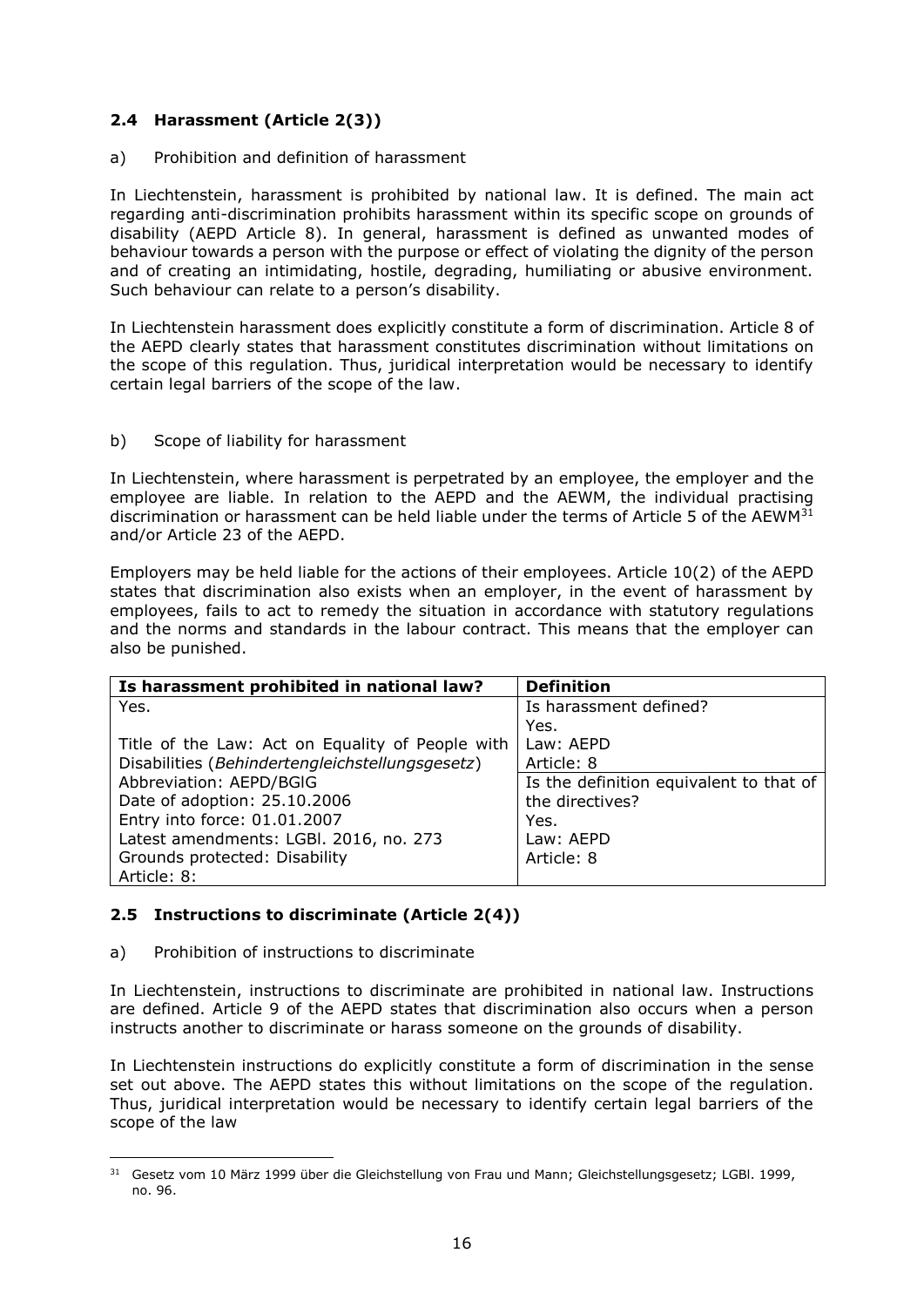### 2.4 Harassment (Article 2(3))

a) Prohibition and definition of harassment

In Liechtenstein, harassment is prohibited by national law. It is defined. The main act regarding anti-discrimination prohibits harassment within its specific scope on grounds of disability (AEPD Article 8). In general, harassment is defined as unwanted modes of behaviour towards a person with the purpose or effect of violating the dignity of the person and of creating an intimidating, hostile, degrading, humiliating or abusive environment. Such behaviour can relate to a person's disability.

In Liechtenstein harassment does explicitly constitute a form of discrimination. Article 8 of the AEPD clearly states that harassment constitutes discrimination without limitations on the scope of this regulation. Thus, juridical interpretation would be necessary to identify certain legal barriers of the scope of the law.

b) Scope of liability for harassment

In Liechtenstein, where harassment is perpetrated by an employee, the employer and the employee are liable. In relation to the AEPD and the AEWM, the individual practising discrimination or harassment can be held liable under the terms of Article 5 of the AEWM[31] and/or Article 23 of the AEPD.

Employers may be held liable for the actions of their employees. Article 10(2) of the AEPD states that discrimination also exists when an employer, in the event of harassment by employees, fails to act to remedy the situation in accordance with statutory regulations and the norms and standards in the labour contract. This means that the employer can also be punished.

| Is harassment prohibited in national law? | Definition |
|---|---|
| Yes.<br><br>Title of the Law: Act on Equality of People with Disabilities (*Behindertengleichstellungsgesetz*)<br>Abbreviation: AEPD/BGlG<br>Date of adoption: 25.10.2006<br>Entry into force: 01.01.2007<br>Latest amendments: LGBl. 2016, no. 273<br>Grounds protected: Disability<br>Article: 8: | Is harassment defined?<br>Yes.<br>Law: AEPD<br>Article: 8<br>Is the definition equivalent to that of the directives?<br>Yes.<br>Law: AEPD<br>Article: 8 |

### 2.5 Instructions to discriminate (Article 2(4))

a) Prohibition of instructions to discriminate

In Liechtenstein, instructions to discriminate are prohibited in national law. Instructions are defined. Article 9 of the AEPD states that discrimination also occurs when a person instructs another to discriminate or harass someone on the grounds of disability.

In Liechtenstein instructions do explicitly constitute a form of discrimination in the sense set out above. The AEPD states this without limitations on the scope of the regulation. Thus, juridical interpretation would be necessary to identify certain legal barriers of the scope of the law

[31] Gesetz vom 10 März 1999 über die Gleichstellung von Frau und Mann; Gleichstellungsgesetz; LGBl. 1999, no. 96.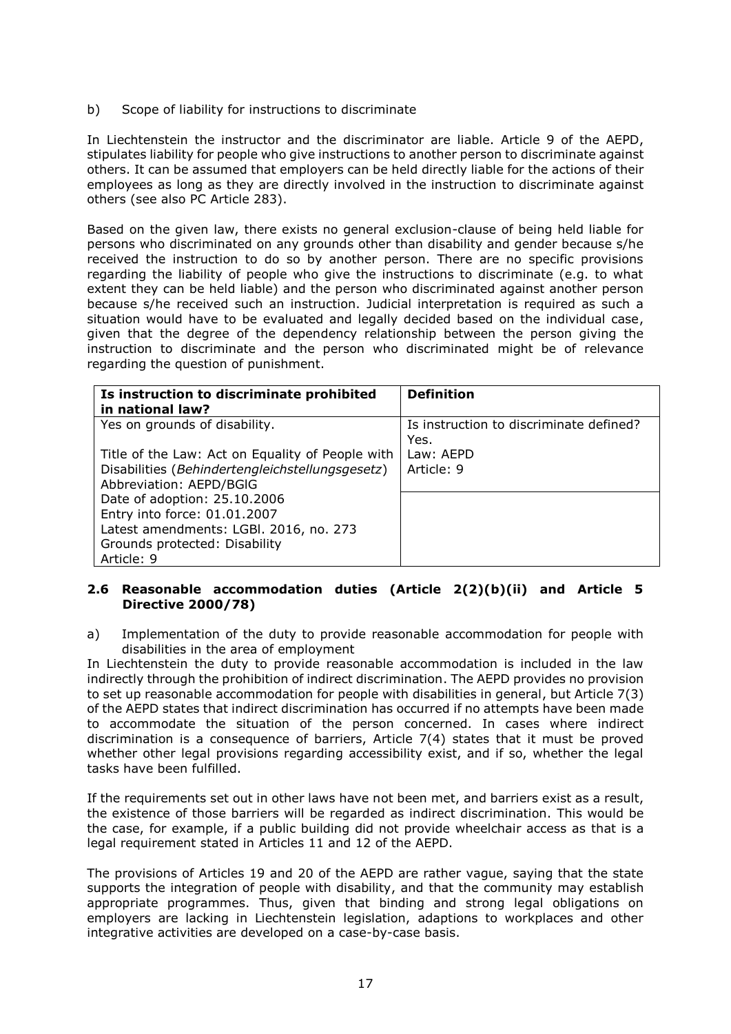b) Scope of liability for instructions to discriminate

In Liechtenstein the instructor and the discriminator are liable. Article 9 of the AEPD, stipulates liability for people who give instructions to another person to discriminate against others. It can be assumed that employers can be held directly liable for the actions of their employees as long as they are directly involved in the instruction to discriminate against others (see also PC Article 283).

Based on the given law, there exists no general exclusion-clause of being held liable for persons who discriminated on any grounds other than disability and gender because s/he received the instruction to do so by another person. There are no specific provisions regarding the liability of people who give the instructions to discriminate (e.g. to what extent they can be held liable) and the person who discriminated against another person because s/he received such an instruction. Judicial interpretation is required as such a situation would have to be evaluated and legally decided based on the individual case, given that the degree of the dependency relationship between the person giving the instruction to discriminate and the person who discriminated might be of relevance regarding the question of punishment.

| **Is instruction to discriminate prohibited in national law?** | **Definition** |
|---|---|
| Yes on grounds of disability.<br><br>Title of the Law: Act on Equality of People with Disabilities (*Behindertengleichstellungsgesetz*)<br>Abbreviation: AEPD/BGlG<br>Date of adoption: 25.10.2006<br>Entry into force: 01.01.2007<br>Latest amendments: LGBl. 2016, no. 273<br>Grounds protected: Disability<br>Article: 9 | Is instruction to discriminate defined? Yes.<br>Law: AEPD<br>Article: 9 |

### 2.6 Reasonable accommodation duties (Article 2(2)(b)(ii) and Article 5 Directive 2000/78)

a) Implementation of the duty to provide reasonable accommodation for people with disabilities in the area of employment

In Liechtenstein the duty to provide reasonable accommodation is included in the law indirectly through the prohibition of indirect discrimination. The AEPD provides no provision to set up reasonable accommodation for people with disabilities in general, but Article 7(3) of the AEPD states that indirect discrimination has occurred if no attempts have been made to accommodate the situation of the person concerned. In cases where indirect discrimination is a consequence of barriers, Article 7(4) states that it must be proved whether other legal provisions regarding accessibility exist, and if so, whether the legal tasks have been fulfilled.

If the requirements set out in other laws have not been met, and barriers exist as a result, the existence of those barriers will be regarded as indirect discrimination. This would be the case, for example, if a public building did not provide wheelchair access as that is a legal requirement stated in Articles 11 and 12 of the AEPD.

The provisions of Articles 19 and 20 of the AEPD are rather vague, saying that the state supports the integration of people with disability, and that the community may establish appropriate programmes. Thus, given that binding and strong legal obligations on employers are lacking in Liechtenstein legislation, adaptions to workplaces and other integrative activities are developed on a case-by-case basis.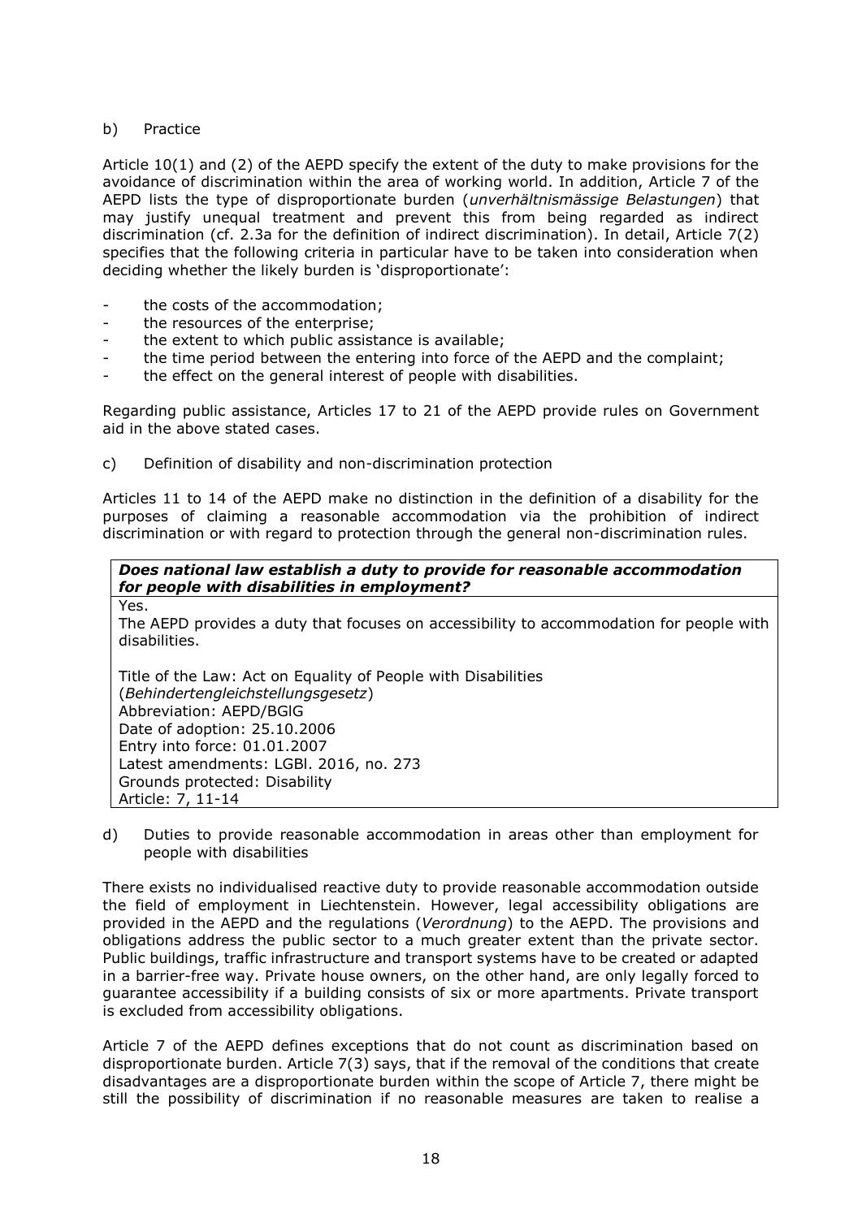b) Practice

Article 10(1) and (2) of the AEPD specify the extent of the duty to make provisions for the avoidance of discrimination within the area of working world. In addition, Article 7 of the AEPD lists the type of disproportionate burden (*unverhältnismässige Belastungen*) that may justify unequal treatment and prevent this from being regarded as indirect discrimination (cf. 2.3a for the definition of indirect discrimination). In detail, Article 7(2) specifies that the following criteria in particular have to be taken into consideration when deciding whether the likely burden is 'disproportionate':

- the costs of the accommodation;
- the resources of the enterprise;
- the extent to which public assistance is available;
- the time period between the entering into force of the AEPD and the complaint;
- the effect on the general interest of people with disabilities.

Regarding public assistance, Articles 17 to 21 of the AEPD provide rules on Government aid in the above stated cases.

c) Definition of disability and non-discrimination protection

Articles 11 to 14 of the AEPD make no distinction in the definition of a disability for the purposes of claiming a reasonable accommodation via the prohibition of indirect discrimination or with regard to protection through the general non-discrimination rules.

| ***Does national law establish a duty to provide for reasonable accommodation for people with disabilities in employment?*** |
|---|
| Yes.<br>The AEPD provides a duty that focuses on accessibility to accommodation for people with disabilities.<br><br>Title of the Law: Act on Equality of People with Disabilities (*Behindertengleichstellungsgesetz*)<br>Abbreviation: AEPD/BGlG<br>Date of adoption: 25.10.2006<br>Entry into force: 01.01.2007<br>Latest amendments: LGBl. 2016, no. 273<br>Grounds protected: Disability<br>Article: 7, 11-14 |

d) Duties to provide reasonable accommodation in areas other than employment for people with disabilities

There exists no individualised reactive duty to provide reasonable accommodation outside the field of employment in Liechtenstein. However, legal accessibility obligations are provided in the AEPD and the regulations (*Verordnung*) to the AEPD. The provisions and obligations address the public sector to a much greater extent than the private sector. Public buildings, traffic infrastructure and transport systems have to be created or adapted in a barrier-free way. Private house owners, on the other hand, are only legally forced to guarantee accessibility if a building consists of six or more apartments. Private transport is excluded from accessibility obligations.

Article 7 of the AEPD defines exceptions that do not count as discrimination based on disproportionate burden. Article 7(3) says, that if the removal of the conditions that create disadvantages are a disproportionate burden within the scope of Article 7, there might be still the possibility of discrimination if no reasonable measures are taken to realise a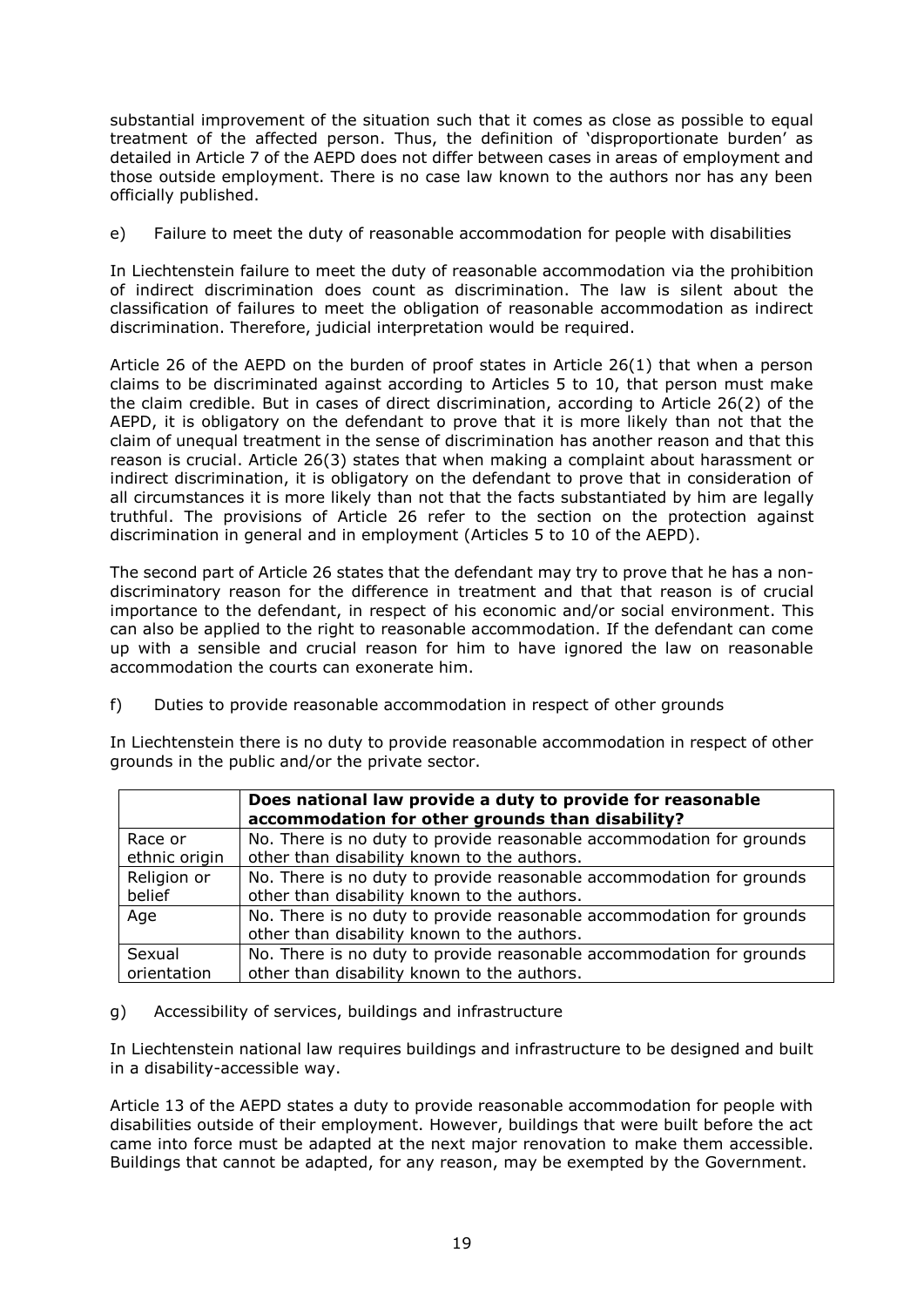substantial improvement of the situation such that it comes as close as possible to equal treatment of the affected person. Thus, the definition of 'disproportionate burden' as detailed in Article 7 of the AEPD does not differ between cases in areas of employment and those outside employment. There is no case law known to the authors nor has any been officially published.

e) Failure to meet the duty of reasonable accommodation for people with disabilities

In Liechtenstein failure to meet the duty of reasonable accommodation via the prohibition of indirect discrimination does count as discrimination. The law is silent about the classification of failures to meet the obligation of reasonable accommodation as indirect discrimination. Therefore, judicial interpretation would be required.

Article 26 of the AEPD on the burden of proof states in Article 26(1) that when a person claims to be discriminated against according to Articles 5 to 10, that person must make the claim credible. But in cases of direct discrimination, according to Article 26(2) of the AEPD, it is obligatory on the defendant to prove that it is more likely than not that the claim of unequal treatment in the sense of discrimination has another reason and that this reason is crucial. Article 26(3) states that when making a complaint about harassment or indirect discrimination, it is obligatory on the defendant to prove that in consideration of all circumstances it is more likely than not that the facts substantiated by him are legally truthful. The provisions of Article 26 refer to the section on the protection against discrimination in general and in employment (Articles 5 to 10 of the AEPD).

The second part of Article 26 states that the defendant may try to prove that he has a non-discriminatory reason for the difference in treatment and that that reason is of crucial importance to the defendant, in respect of his economic and/or social environment. This can also be applied to the right to reasonable accommodation. If the defendant can come up with a sensible and crucial reason for him to have ignored the law on reasonable accommodation the courts can exonerate him.

f) Duties to provide reasonable accommodation in respect of other grounds

In Liechtenstein there is no duty to provide reasonable accommodation in respect of other grounds in the public and/or the private sector.

| | **Does national law provide a duty to provide for reasonable accommodation for other grounds than disability?** |
|---|---|
| Race or ethnic origin | No. There is no duty to provide reasonable accommodation for grounds other than disability known to the authors. |
| Religion or belief | No. There is no duty to provide reasonable accommodation for grounds other than disability known to the authors. |
| Age | No. There is no duty to provide reasonable accommodation for grounds other than disability known to the authors. |
| Sexual orientation | No. There is no duty to provide reasonable accommodation for grounds other than disability known to the authors. |

g) Accessibility of services, buildings and infrastructure

In Liechtenstein national law requires buildings and infrastructure to be designed and built in a disability-accessible way.

Article 13 of the AEPD states a duty to provide reasonable accommodation for people with disabilities outside of their employment. However, buildings that were built before the act came into force must be adapted at the next major renovation to make them accessible. Buildings that cannot be adapted, for any reason, may be exempted by the Government.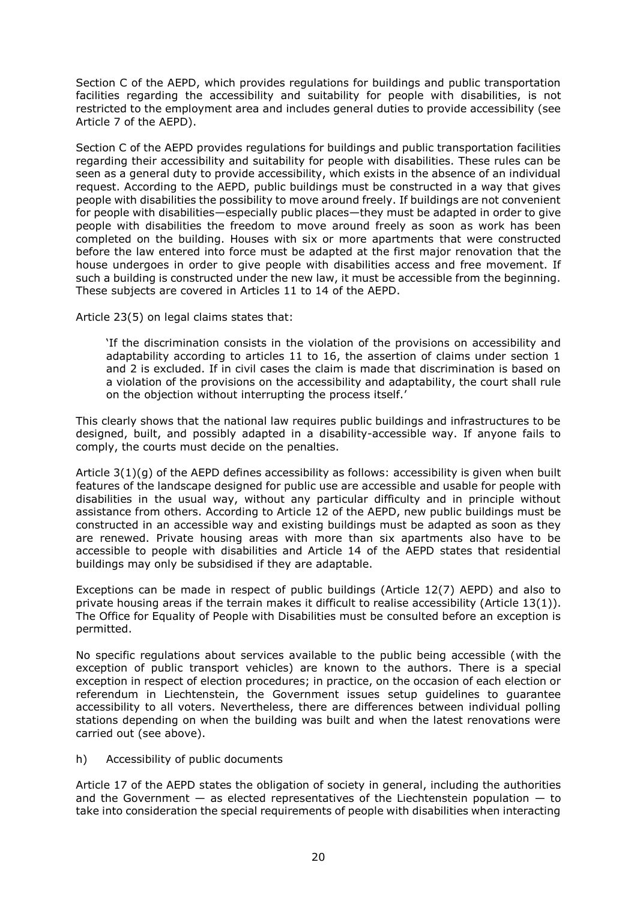Section C of the AEPD, which provides regulations for buildings and public transportation facilities regarding the accessibility and suitability for people with disabilities, is not restricted to the employment area and includes general duties to provide accessibility (see Article 7 of the AEPD).

Section C of the AEPD provides regulations for buildings and public transportation facilities regarding their accessibility and suitability for people with disabilities. These rules can be seen as a general duty to provide accessibility, which exists in the absence of an individual request. According to the AEPD, public buildings must be constructed in a way that gives people with disabilities the possibility to move around freely. If buildings are not convenient for people with disabilities—especially public places—they must be adapted in order to give people with disabilities the freedom to move around freely as soon as work has been completed on the building. Houses with six or more apartments that were constructed before the law entered into force must be adapted at the first major renovation that the house undergoes in order to give people with disabilities access and free movement. If such a building is constructed under the new law, it must be accessible from the beginning. These subjects are covered in Articles 11 to 14 of the AEPD.

Article 23(5) on legal claims states that:

> 'If the discrimination consists in the violation of the provisions on accessibility and adaptability according to articles 11 to 16, the assertion of claims under section 1 and 2 is excluded. If in civil cases the claim is made that discrimination is based on a violation of the provisions on the accessibility and adaptability, the court shall rule on the objection without interrupting the process itself.'

This clearly shows that the national law requires public buildings and infrastructures to be designed, built, and possibly adapted in a disability-accessible way. If anyone fails to comply, the courts must decide on the penalties.

Article 3(1)(g) of the AEPD defines accessibility as follows: accessibility is given when built features of the landscape designed for public use are accessible and usable for people with disabilities in the usual way, without any particular difficulty and in principle without assistance from others. According to Article 12 of the AEPD, new public buildings must be constructed in an accessible way and existing buildings must be adapted as soon as they are renewed. Private housing areas with more than six apartments also have to be accessible to people with disabilities and Article 14 of the AEPD states that residential buildings may only be subsidised if they are adaptable.

Exceptions can be made in respect of public buildings (Article 12(7) AEPD) and also to private housing areas if the terrain makes it difficult to realise accessibility (Article 13(1)). The Office for Equality of People with Disabilities must be consulted before an exception is permitted.

No specific regulations about services available to the public being accessible (with the exception of public transport vehicles) are known to the authors. There is a special exception in respect of election procedures; in practice, on the occasion of each election or referendum in Liechtenstein, the Government issues setup guidelines to guarantee accessibility to all voters. Nevertheless, there are differences between individual polling stations depending on when the building was built and when the latest renovations were carried out (see above).

### h) Accessibility of public documents

Article 17 of the AEPD states the obligation of society in general, including the authorities and the Government — as elected representatives of the Liechtenstein population — to take into consideration the special requirements of people with disabilities when interacting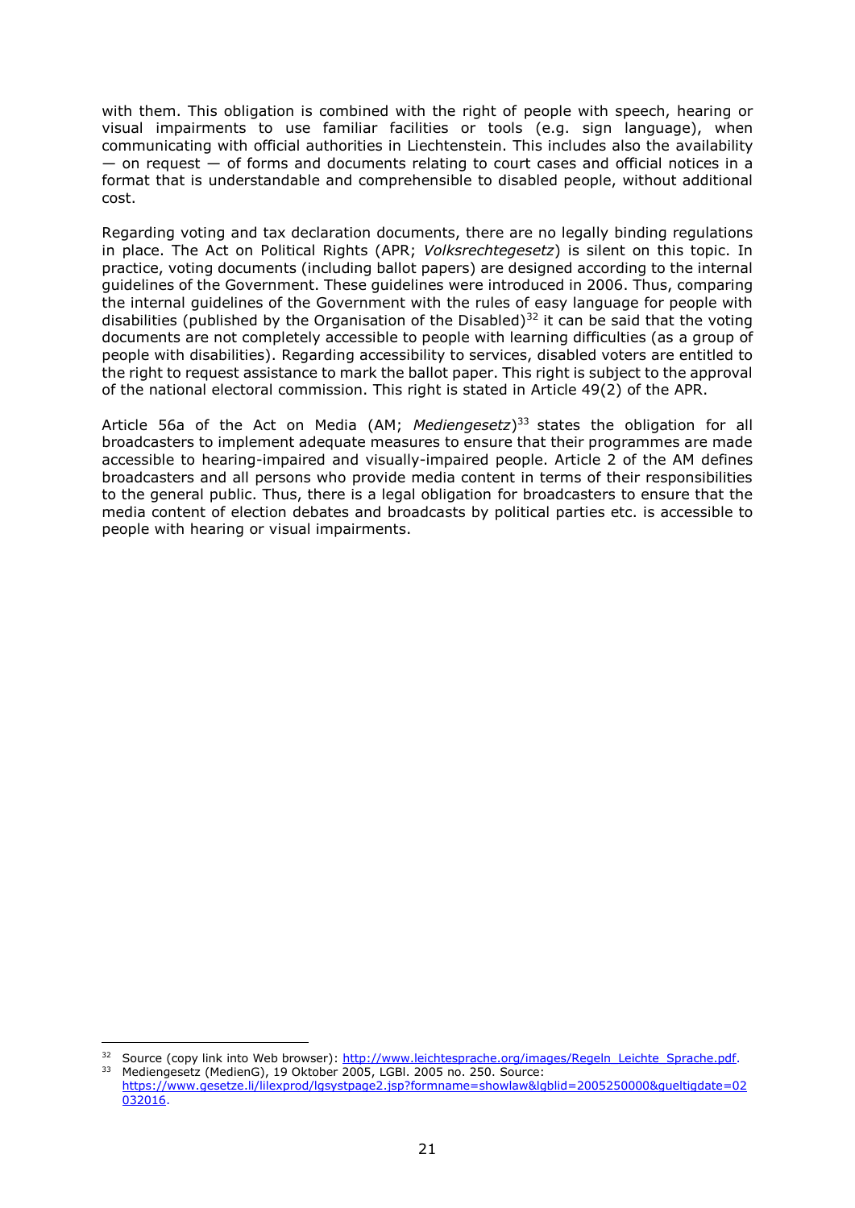with them. This obligation is combined with the right of people with speech, hearing or visual impairments to use familiar facilities or tools (e.g. sign language), when communicating with official authorities in Liechtenstein. This includes also the availability — on request — of forms and documents relating to court cases and official notices in a format that is understandable and comprehensible to disabled people, without additional cost.

Regarding voting and tax declaration documents, there are no legally binding regulations in place. The Act on Political Rights (APR; *Volksrechtegesetz*) is silent on this topic. In practice, voting documents (including ballot papers) are designed according to the internal guidelines of the Government. These guidelines were introduced in 2006. Thus, comparing the internal guidelines of the Government with the rules of easy language for people with disabilities (published by the Organisation of the Disabled)[32] it can be said that the voting documents are not completely accessible to people with learning difficulties (as a group of people with disabilities). Regarding accessibility to services, disabled voters are entitled to the right to request assistance to mark the ballot paper. This right is subject to the approval of the national electoral commission. This right is stated in Article 49(2) of the APR.

Article 56a of the Act on Media (AM; *Mediengesetz*)[33] states the obligation for all broadcasters to implement adequate measures to ensure that their programmes are made accessible to hearing-impaired and visually-impaired people. Article 2 of the AM defines broadcasters and all persons who provide media content in terms of their responsibilities to the general public. Thus, there is a legal obligation for broadcasters to ensure that the media content of election debates and broadcasts by political parties etc. is accessible to people with hearing or visual impairments.

---

[32] Source (copy link into Web browser): http://www.leichtesprache.org/images/Regeln_Leichte_Sprache.pdf.

[33] Mediengesetz (MedienG), 19 Oktober 2005, LGBl. 2005 no. 250. Source: https://www.gesetze.li/lilexprod/lgsystpage2.jsp?formname=showlaw&lgblid=2005250000&gueltigdate=02032016.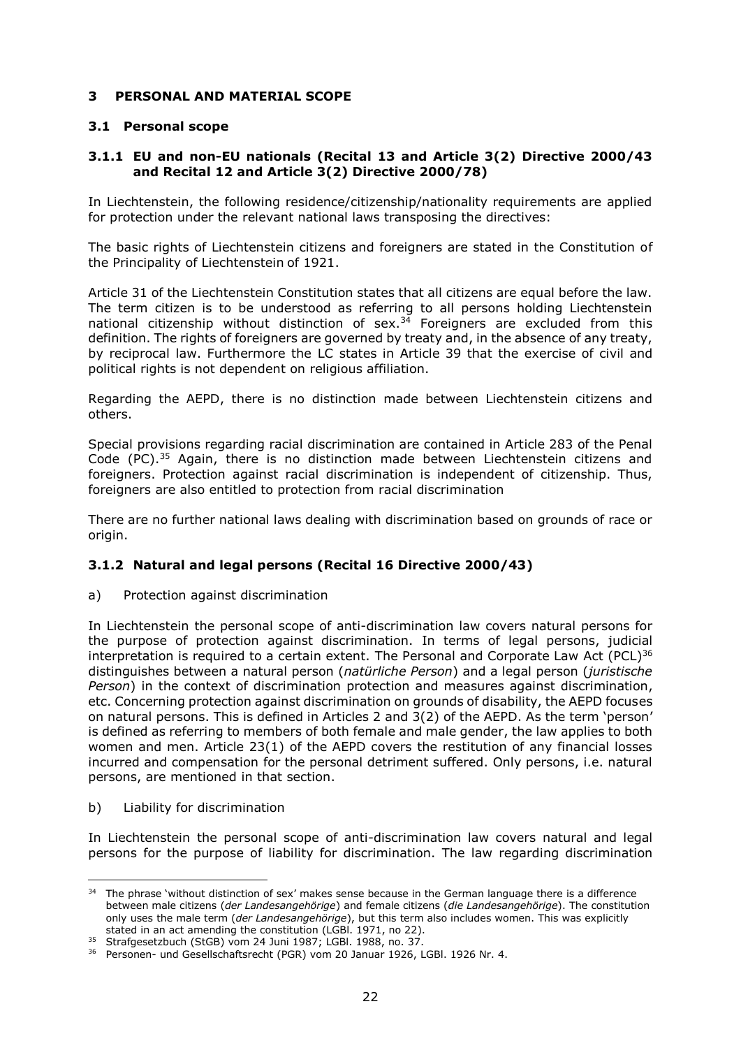## 3 PERSONAL AND MATERIAL SCOPE

### 3.1 Personal scope

#### 3.1.1 EU and non-EU nationals (Recital 13 and Article 3(2) Directive 2000/43 and Recital 12 and Article 3(2) Directive 2000/78)

In Liechtenstein, the following residence/citizenship/nationality requirements are applied for protection under the relevant national laws transposing the directives:

The basic rights of Liechtenstein citizens and foreigners are stated in the Constitution of the Principality of Liechtenstein of 1921.

Article 31 of the Liechtenstein Constitution states that all citizens are equal before the law. The term citizen is to be understood as referring to all persons holding Liechtenstein national citizenship without distinction of sex.[34] Foreigners are excluded from this definition. The rights of foreigners are governed by treaty and, in the absence of any treaty, by reciprocal law. Furthermore the LC states in Article 39 that the exercise of civil and political rights is not dependent on religious affiliation.

Regarding the AEPD, there is no distinction made between Liechtenstein citizens and others.

Special provisions regarding racial discrimination are contained in Article 283 of the Penal Code (PC).[35] Again, there is no distinction made between Liechtenstein citizens and foreigners. Protection against racial discrimination is independent of citizenship. Thus, foreigners are also entitled to protection from racial discrimination

There are no further national laws dealing with discrimination based on grounds of race or origin.

#### 3.1.2 Natural and legal persons (Recital 16 Directive 2000/43)

a) Protection against discrimination

In Liechtenstein the personal scope of anti-discrimination law covers natural persons for the purpose of protection against discrimination. In terms of legal persons, judicial interpretation is required to a certain extent. The Personal and Corporate Law Act (PCL)[36] distinguishes between a natural person (*natürliche Person*) and a legal person (*juristische Person*) in the context of discrimination protection and measures against discrimination, etc. Concerning protection against discrimination on grounds of disability, the AEPD focuses on natural persons. This is defined in Articles 2 and 3(2) of the AEPD. As the term 'person' is defined as referring to members of both female and male gender, the law applies to both women and men. Article 23(1) of the AEPD covers the restitution of any financial losses incurred and compensation for the personal detriment suffered. Only persons, i.e. natural persons, are mentioned in that section.

b) Liability for discrimination

In Liechtenstein the personal scope of anti-discrimination law covers natural and legal persons for the purpose of liability for discrimination. The law regarding discrimination

---

[34] The phrase 'without distinction of sex' makes sense because in the German language there is a difference between male citizens (*der Landesangehörige*) and female citizens (*die Landesangehörige*). The constitution only uses the male term (*der Landesangehörige*), but this term also includes women. This was explicitly stated in an act amending the constitution (LGBl. 1971, no 22).

[35] Strafgesetzbuch (StGB) vom 24 Juni 1987; LGBl. 1988, no. 37.

[36] Personen- und Gesellschaftsrecht (PGR) vom 20 Januar 1926, LGBl. 1926 Nr. 4.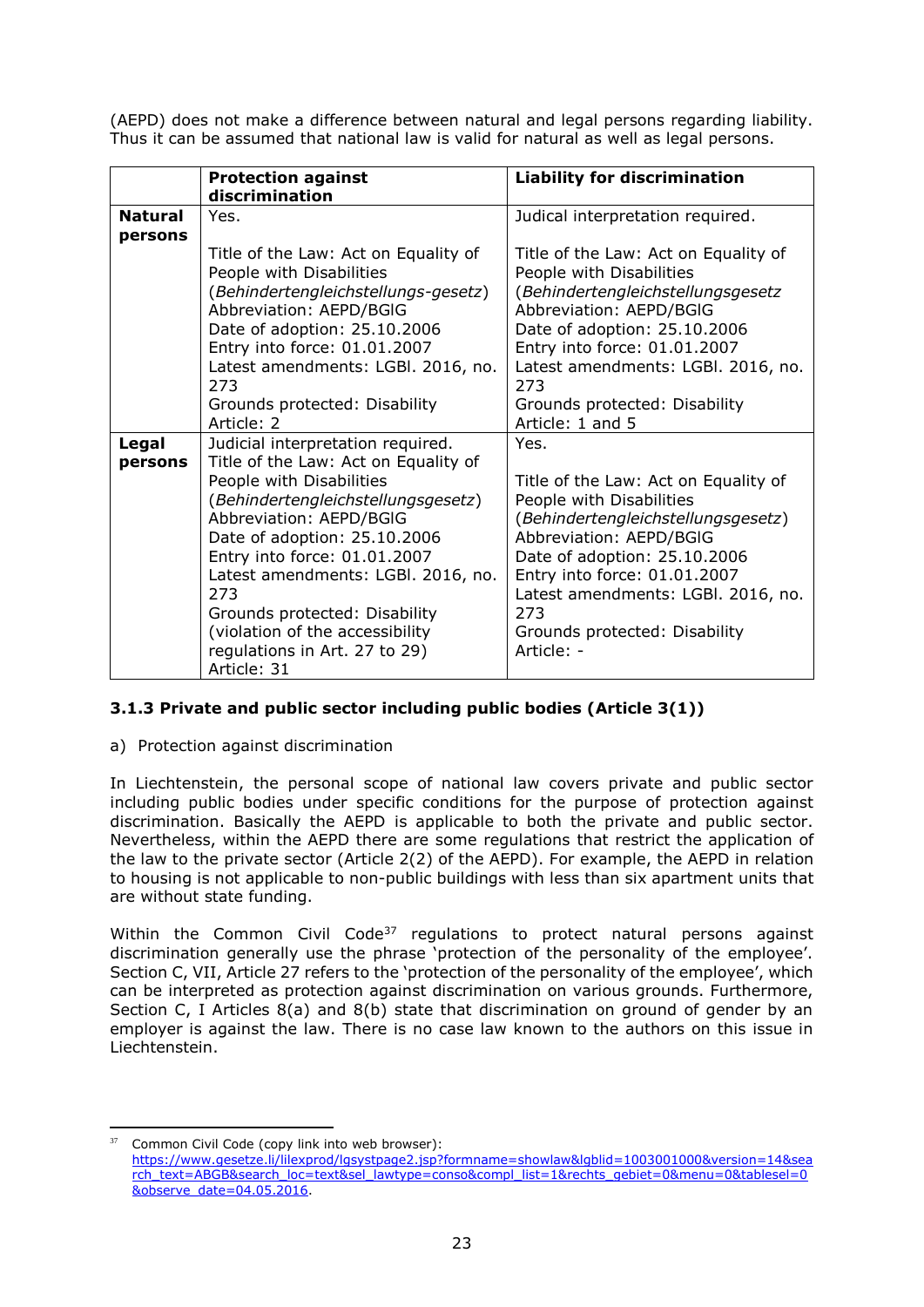(AEPD) does not make a difference between natural and legal persons regarding liability. Thus it can be assumed that national law is valid for natural as well as legal persons.

| | Protection against discrimination | Liability for discrimination |
|---|---|---|
| **Natural persons** | Yes.<br><br>Title of the Law: Act on Equality of People with Disabilities (*Behindertengleichstellungs-gesetz*)<br>Abbreviation: AEPD/BGlG<br>Date of adoption: 25.10.2006<br>Entry into force: 01.01.2007<br>Latest amendments: LGBl. 2016, no. 273<br>Grounds protected: Disability<br>Article: 2 | Judical interpretation required.<br><br>Title of the Law: Act on Equality of People with Disabilities (*Behindertengleichstellungsgesetz*<br>Abbreviation: AEPD/BGlG<br>Date of adoption: 25.10.2006<br>Entry into force: 01.01.2007<br>Latest amendments: LGBl. 2016, no. 273<br>Grounds protected: Disability<br>Article: 1 and 5 |
| **Legal persons** | Judicial interpretation required.<br>Title of the Law: Act on Equality of People with Disabilities (*Behindertengleichstellungsgesetz*)<br>Abbreviation: AEPD/BGlG<br>Date of adoption: 25.10.2006<br>Entry into force: 01.01.2007<br>Latest amendments: LGBl. 2016, no. 273<br>Grounds protected: Disability (violation of the accessibility regulations in Art. 27 to 29)<br>Article: 31 | Yes.<br><br>Title of the Law: Act on Equality of People with Disabilities (*Behindertengleichstellungsgesetz*)<br>Abbreviation: AEPD/BGlG<br>Date of adoption: 25.10.2006<br>Entry into force: 01.01.2007<br>Latest amendments: LGBl. 2016, no. 273<br>Grounds protected: Disability<br>Article: - |

### 3.1.3 Private and public sector including public bodies (Article 3(1))

a) Protection against discrimination

In Liechtenstein, the personal scope of national law covers private and public sector including public bodies under specific conditions for the purpose of protection against discrimination. Basically the AEPD is applicable to both the private and public sector. Nevertheless, within the AEPD there are some regulations that restrict the application of the law to the private sector (Article 2(2) of the AEPD). For example, the AEPD in relation to housing is not applicable to non-public buildings with less than six apartment units that are without state funding.

Within the Common Civil Code[37] regulations to protect natural persons against discrimination generally use the phrase 'protection of the personality of the employee'. Section C, VII, Article 27 refers to the 'protection of the personality of the employee', which can be interpreted as protection against discrimination on various grounds. Furthermore, Section C, I Articles 8(a) and 8(b) state that discrimination on ground of gender by an employer is against the law. There is no case law known to the authors on this issue in Liechtenstein.

[37] Common Civil Code (copy link into web browser): https://www.gesetze.li/lilexprod/lgsystpage2.jsp?formname=showlaw&lgblid=1003001000&version=14&search_text=ABGB&search_loc=text&sel_lawtype=conso&compl_list=1&rechts_gebiet=0&menu=0&tablesel=0&observe_date=04.05.2016.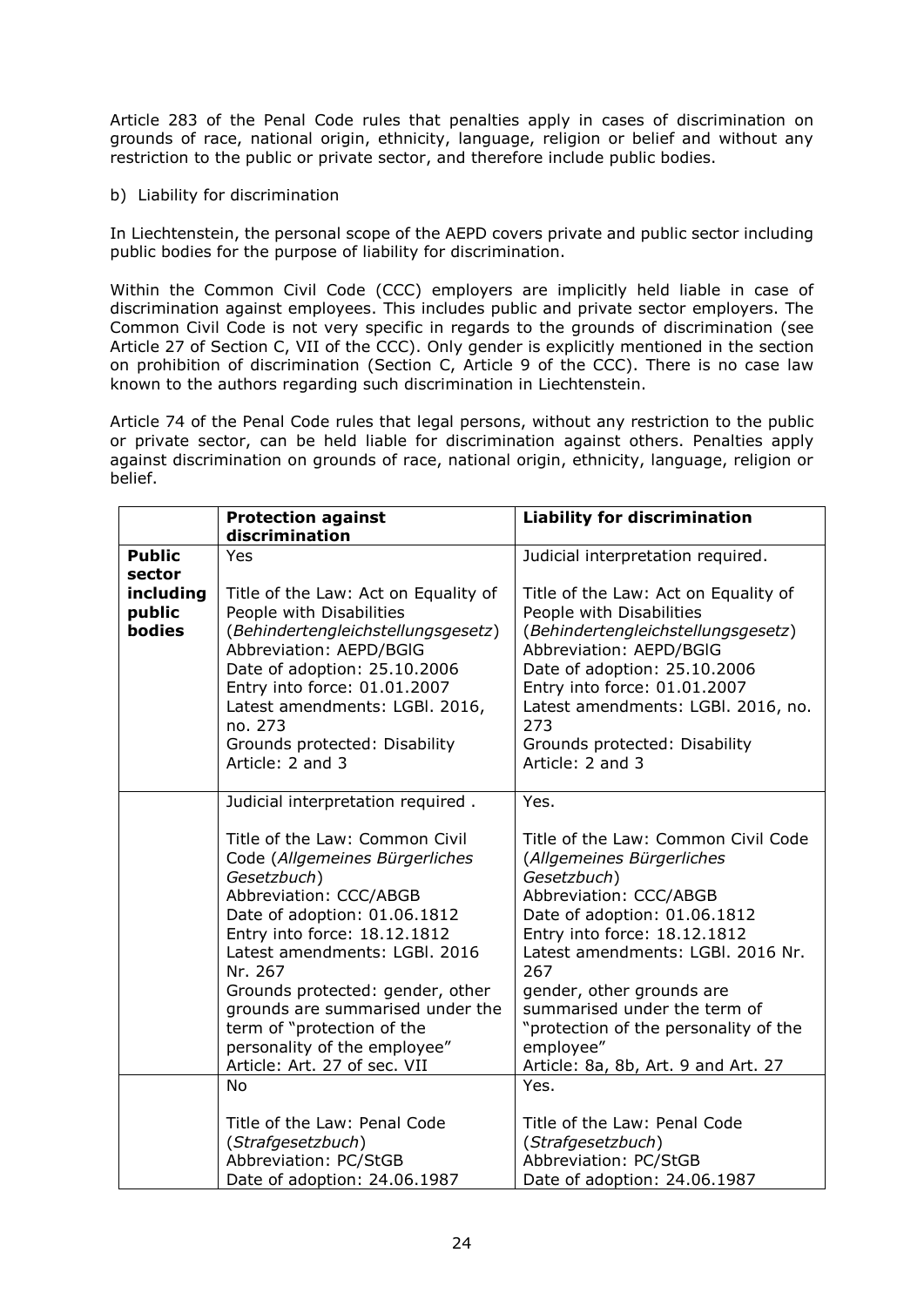Article 283 of the Penal Code rules that penalties apply in cases of discrimination on grounds of race, national origin, ethnicity, language, religion or belief and without any restriction to the public or private sector, and therefore include public bodies.

b) Liability for discrimination

In Liechtenstein, the personal scope of the AEPD covers private and public sector including public bodies for the purpose of liability for discrimination.

Within the Common Civil Code (CCC) employers are implicitly held liable in case of discrimination against employees. This includes public and private sector employers. The Common Civil Code is not very specific in regards to the grounds of discrimination (see Article 27 of Section C, VII of the CCC). Only gender is explicitly mentioned in the section on prohibition of discrimination (Section C, Article 9 of the CCC). There is no case law known to the authors regarding such discrimination in Liechtenstein.

Article 74 of the Penal Code rules that legal persons, without any restriction to the public or private sector, can be held liable for discrimination against others. Penalties apply against discrimination on grounds of race, national origin, ethnicity, language, religion or belief.

| | **Protection against discrimination** | **Liability for discrimination** |
|---|---|---|
| **Public sector including public bodies** | Yes<br><br>Title of the Law: Act on Equality of People with Disabilities (*Behindertengleichstellungsgesetz*)<br>Abbreviation: AEPD/BGlG<br>Date of adoption: 25.10.2006<br>Entry into force: 01.01.2007<br>Latest amendments: LGBl. 2016, no. 273<br>Grounds protected: Disability<br>Article: 2 and 3 | Judicial interpretation required.<br><br>Title of the Law: Act on Equality of People with Disabilities (*Behindertengleichstellungsgesetz*)<br>Abbreviation: AEPD/BGlG<br>Date of adoption: 25.10.2006<br>Entry into force: 01.01.2007<br>Latest amendments: LGBl. 2016, no. 273<br>Grounds protected: Disability<br>Article: 2 and 3 |
| | Judicial interpretation required .<br><br>Title of the Law: Common Civil Code (*Allgemeines Bürgerliches Gesetzbuch*)<br>Abbreviation: CCC/ABGB<br>Date of adoption: 01.06.1812<br>Entry into force: 18.12.1812<br>Latest amendments: LGBl. 2016 Nr. 267<br>Grounds protected: gender, other grounds are summarised under the term of "protection of the personality of the employee"<br>Article: Art. 27 of sec. VII | Yes.<br><br>Title of the Law: Common Civil Code (*Allgemeines Bürgerliches Gesetzbuch*)<br>Abbreviation: CCC/ABGB<br>Date of adoption: 01.06.1812<br>Entry into force: 18.12.1812<br>Latest amendments: LGBl. 2016 Nr. 267<br>gender, other grounds are summarised under the term of "protection of the personality of the employee"<br>Article: 8a, 8b, Art. 9 and Art. 27 |
| | No<br><br>Title of the Law: Penal Code (*Strafgesetzbuch*)<br>Abbreviation: PC/StGB<br>Date of adoption: 24.06.1987 | Yes.<br><br>Title of the Law: Penal Code (*Strafgesetzbuch*)<br>Abbreviation: PC/StGB<br>Date of adoption: 24.06.1987 |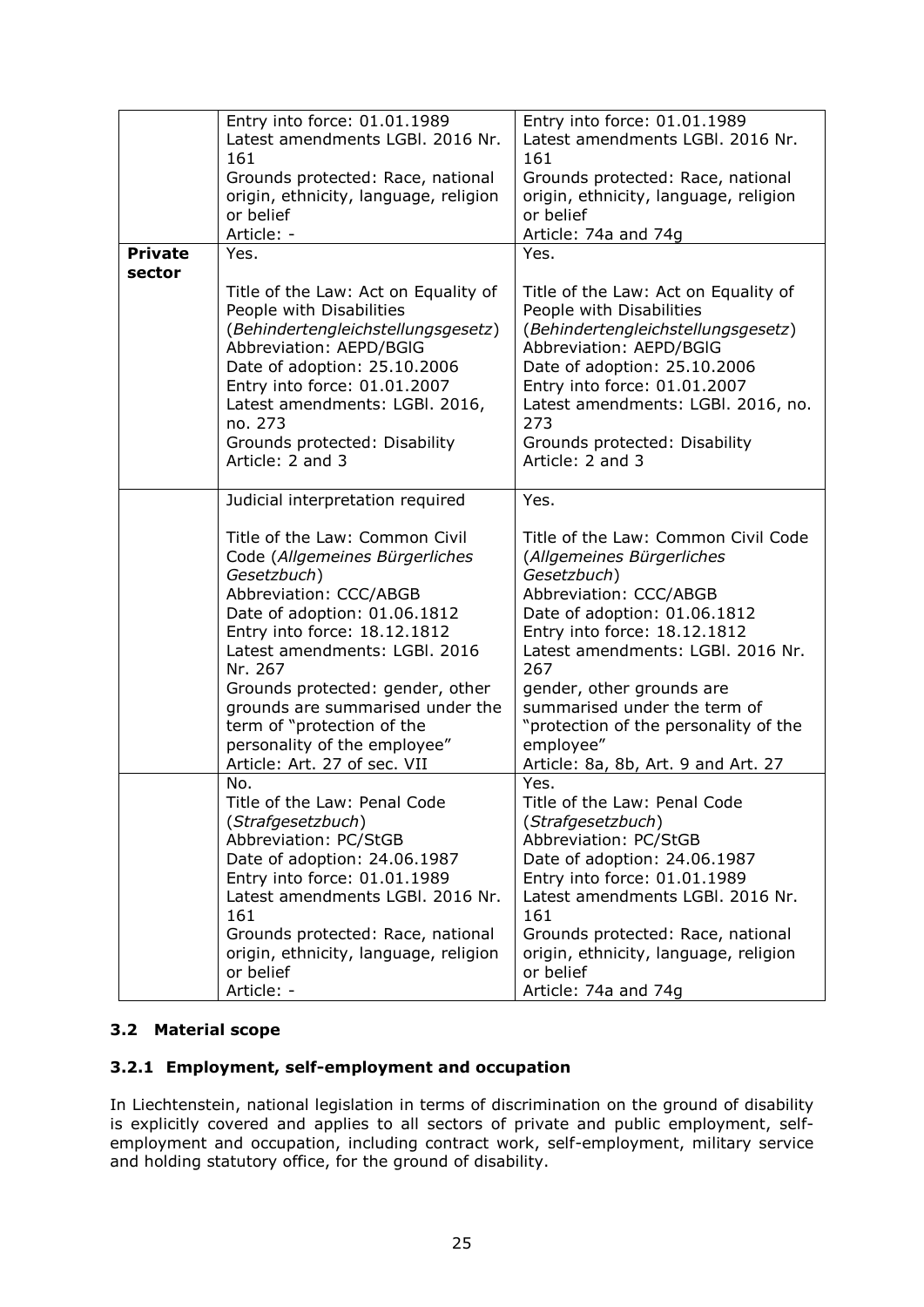| | | |
|---|---|---|
| | Entry into force: 01.01.1989<br>Latest amendments LGBl. 2016 Nr. 161<br>Grounds protected: Race, national origin, ethnicity, language, religion or belief<br>Article: - | Entry into force: 01.01.1989<br>Latest amendments LGBl. 2016 Nr. 161<br>Grounds protected: Race, national origin, ethnicity, language, religion or belief<br>Article: 74a and 74g |
| **Private sector** | Yes.<br><br>Title of the Law: Act on Equality of People with Disabilities (*Behindertengleichstellungsgesetz*)<br>Abbreviation: AEPD/BGlG<br>Date of adoption: 25.10.2006<br>Entry into force: 01.01.2007<br>Latest amendments: LGBl. 2016, no. 273<br>Grounds protected: Disability<br>Article: 2 and 3 | Yes.<br><br>Title of the Law: Act on Equality of People with Disabilities (*Behindertengleichstellungsgesetz*)<br>Abbreviation: AEPD/BGlG<br>Date of adoption: 25.10.2006<br>Entry into force: 01.01.2007<br>Latest amendments: LGBl. 2016, no. 273<br>Grounds protected: Disability<br>Article: 2 and 3 |
| | Judicial interpretation required<br><br>Title of the Law: Common Civil Code (*Allgemeines Bürgerliches Gesetzbuch*)<br>Abbreviation: CCC/ABGB<br>Date of adoption: 01.06.1812<br>Entry into force: 18.12.1812<br>Latest amendments: LGBl. 2016 Nr. 267<br>Grounds protected: gender, other grounds are summarised under the term of "protection of the personality of the employee"<br>Article: Art. 27 of sec. VII | Yes.<br><br>Title of the Law: Common Civil Code (*Allgemeines Bürgerliches Gesetzbuch*)<br>Abbreviation: CCC/ABGB<br>Date of adoption: 01.06.1812<br>Entry into force: 18.12.1812<br>Latest amendments: LGBl. 2016 Nr. 267<br>gender, other grounds are summarised under the term of "protection of the personality of the employee"<br>Article: 8a, 8b, Art. 9 and Art. 27 |
| | No.<br>Title of the Law: Penal Code (*Strafgesetzbuch*)<br>Abbreviation: PC/StGB<br>Date of adoption: 24.06.1987<br>Entry into force: 01.01.1989<br>Latest amendments LGBl. 2016 Nr. 161<br>Grounds protected: Race, national origin, ethnicity, language, religion or belief<br>Article: - | Yes.<br>Title of the Law: Penal Code (*Strafgesetzbuch*)<br>Abbreviation: PC/StGB<br>Date of adoption: 24.06.1987<br>Entry into force: 01.01.1989<br>Latest amendments LGBl. 2016 Nr. 161<br>Grounds protected: Race, national origin, ethnicity, language, religion or belief<br>Article: 74a and 74g |

### 3.2 Material scope

#### 3.2.1 Employment, self-employment and occupation

In Liechtenstein, national legislation in terms of discrimination on the ground of disability is explicitly covered and applies to all sectors of private and public employment, self-employment and occupation, including contract work, self-employment, military service and holding statutory office, for the ground of disability.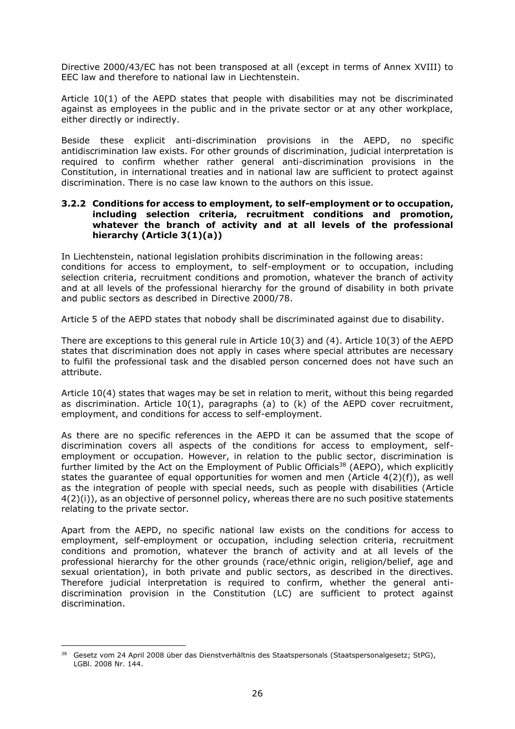Directive 2000/43/EC has not been transposed at all (except in terms of Annex XVIII) to EEC law and therefore to national law in Liechtenstein.

Article 10(1) of the AEPD states that people with disabilities may not be discriminated against as employees in the public and in the private sector or at any other workplace, either directly or indirectly.

Beside these explicit anti-discrimination provisions in the AEPD, no specific antidiscrimination law exists. For other grounds of discrimination, judicial interpretation is required to confirm whether rather general anti-discrimination provisions in the Constitution, in international treaties and in national law are sufficient to protect against discrimination. There is no case law known to the authors on this issue.

### 3.2.2 Conditions for access to employment, to self-employment or to occupation, including selection criteria, recruitment conditions and promotion, whatever the branch of activity and at all levels of the professional hierarchy (Article 3(1)(a))

In Liechtenstein, national legislation prohibits discrimination in the following areas: conditions for access to employment, to self-employment or to occupation, including selection criteria, recruitment conditions and promotion, whatever the branch of activity and at all levels of the professional hierarchy for the ground of disability in both private and public sectors as described in Directive 2000/78.

Article 5 of the AEPD states that nobody shall be discriminated against due to disability.

There are exceptions to this general rule in Article 10(3) and (4). Article 10(3) of the AEPD states that discrimination does not apply in cases where special attributes are necessary to fulfil the professional task and the disabled person concerned does not have such an attribute.

Article 10(4) states that wages may be set in relation to merit, without this being regarded as discrimination. Article 10(1), paragraphs (a) to (k) of the AEPD cover recruitment, employment, and conditions for access to self-employment.

As there are no specific references in the AEPD it can be assumed that the scope of discrimination covers all aspects of the conditions for access to employment, self-employment or occupation. However, in relation to the public sector, discrimination is further limited by the Act on the Employment of Public Officials[38] (AEPO), which explicitly states the guarantee of equal opportunities for women and men (Article 4(2)(f)), as well as the integration of people with special needs, such as people with disabilities (Article 4(2)(i)), as an objective of personnel policy, whereas there are no such positive statements relating to the private sector.

Apart from the AEPD, no specific national law exists on the conditions for access to employment, self-employment or occupation, including selection criteria, recruitment conditions and promotion, whatever the branch of activity and at all levels of the professional hierarchy for the other grounds (race/ethnic origin, religion/belief, age and sexual orientation), in both private and public sectors, as described in the directives. Therefore judicial interpretation is required to confirm, whether the general anti-discrimination provision in the Constitution (LC) are sufficient to protect against discrimination.

---

[38] Gesetz vom 24 April 2008 über das Dienstverhältnis des Staatspersonals (Staatspersonalgesetz; StPG), LGBl. 2008 Nr. 144.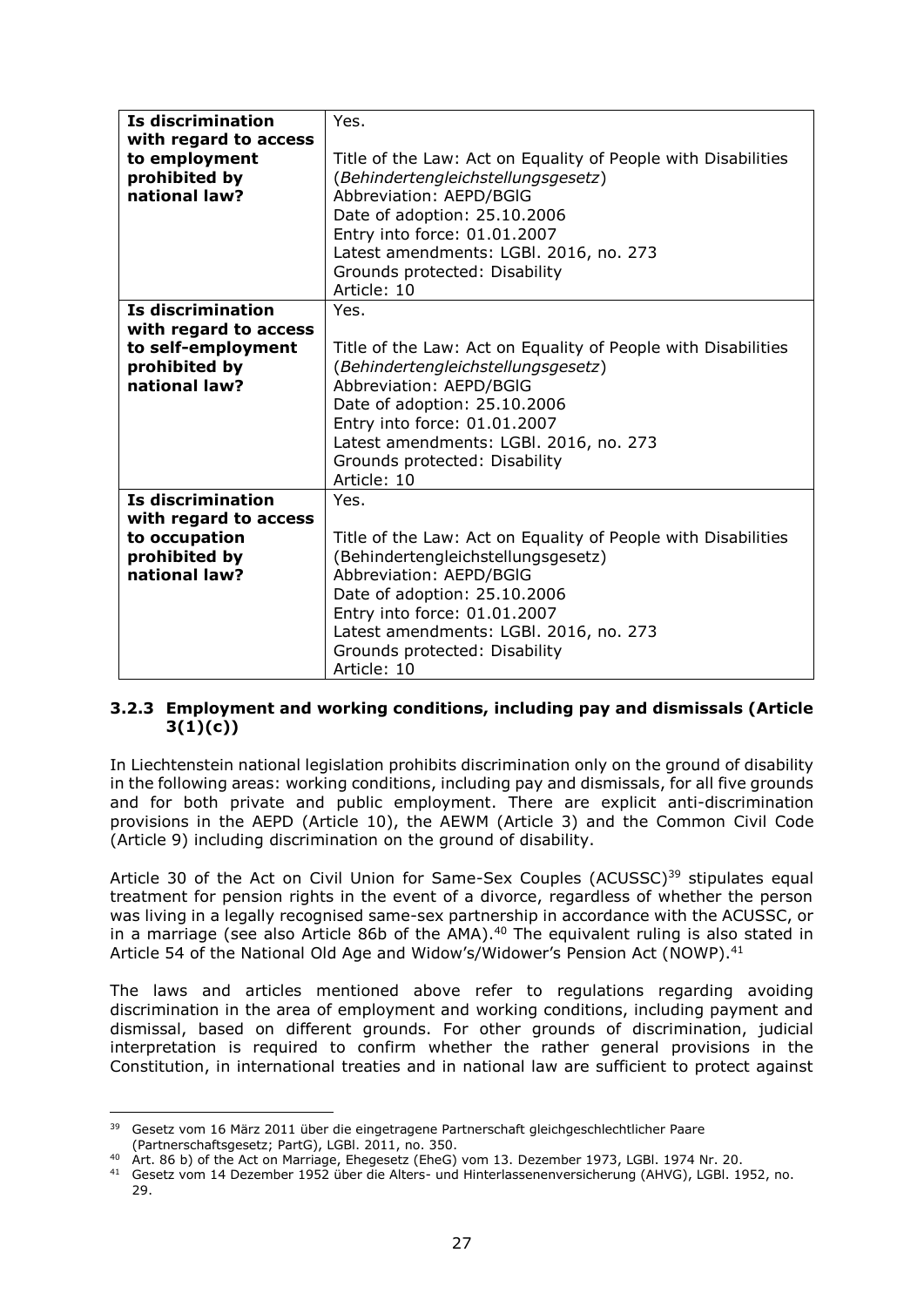| | |
|---|---|
| **Is discrimination with regard to access to employment prohibited by national law?** | Yes.<br><br>Title of the Law: Act on Equality of People with Disabilities (*Behindertengleichstellungsgesetz*)<br>Abbreviation: AEPD/BGlG<br>Date of adoption: 25.10.2006<br>Entry into force: 01.01.2007<br>Latest amendments: LGBl. 2016, no. 273<br>Grounds protected: Disability<br>Article: 10 |
| **Is discrimination with regard to access to self-employment prohibited by national law?** | Yes.<br><br>Title of the Law: Act on Equality of People with Disabilities (*Behindertengleichstellungsgesetz*)<br>Abbreviation: AEPD/BGlG<br>Date of adoption: 25.10.2006<br>Entry into force: 01.01.2007<br>Latest amendments: LGBl. 2016, no. 273<br>Grounds protected: Disability<br>Article: 10 |
| **Is discrimination with regard to access to occupation prohibited by national law?** | Yes.<br><br>Title of the Law: Act on Equality of People with Disabilities (Behindertengleichstellungsgesetz)<br>Abbreviation: AEPD/BGlG<br>Date of adoption: 25.10.2006<br>Entry into force: 01.01.2007<br>Latest amendments: LGBl. 2016, no. 273<br>Grounds protected: Disability<br>Article: 10 |

### 3.2.3 Employment and working conditions, including pay and dismissals (Article 3(1)(c))

In Liechtenstein national legislation prohibits discrimination only on the ground of disability in the following areas: working conditions, including pay and dismissals, for all five grounds and for both private and public employment. There are explicit anti-discrimination provisions in the AEPD (Article 10), the AEWM (Article 3) and the Common Civil Code (Article 9) including discrimination on the ground of disability.

Article 30 of the Act on Civil Union for Same-Sex Couples (ACUSSC)[39] stipulates equal treatment for pension rights in the event of a divorce, regardless of whether the person was living in a legally recognised same-sex partnership in accordance with the ACUSSC, or in a marriage (see also Article 86b of the AMA).[40] The equivalent ruling is also stated in Article 54 of the National Old Age and Widow's/Widower's Pension Act (NOWP).[41]

The laws and articles mentioned above refer to regulations regarding avoiding discrimination in the area of employment and working conditions, including payment and dismissal, based on different grounds. For other grounds of discrimination, judicial interpretation is required to confirm whether the rather general provisions in the Constitution, in international treaties and in national law are sufficient to protect against

---

[39] Gesetz vom 16 März 2011 über die eingetragene Partnerschaft gleichgeschlechtlicher Paare (Partnerschaftsgesetz; PartG), LGBl. 2011, no. 350.

[40] Art. 86 b) of the Act on Marriage, Ehegesetz (EheG) vom 13. Dezember 1973, LGBl. 1974 Nr. 20.

[41] Gesetz vom 14 Dezember 1952 über die Alters- und Hinterlassenenversicherung (AHVG), LGBl. 1952, no. 29.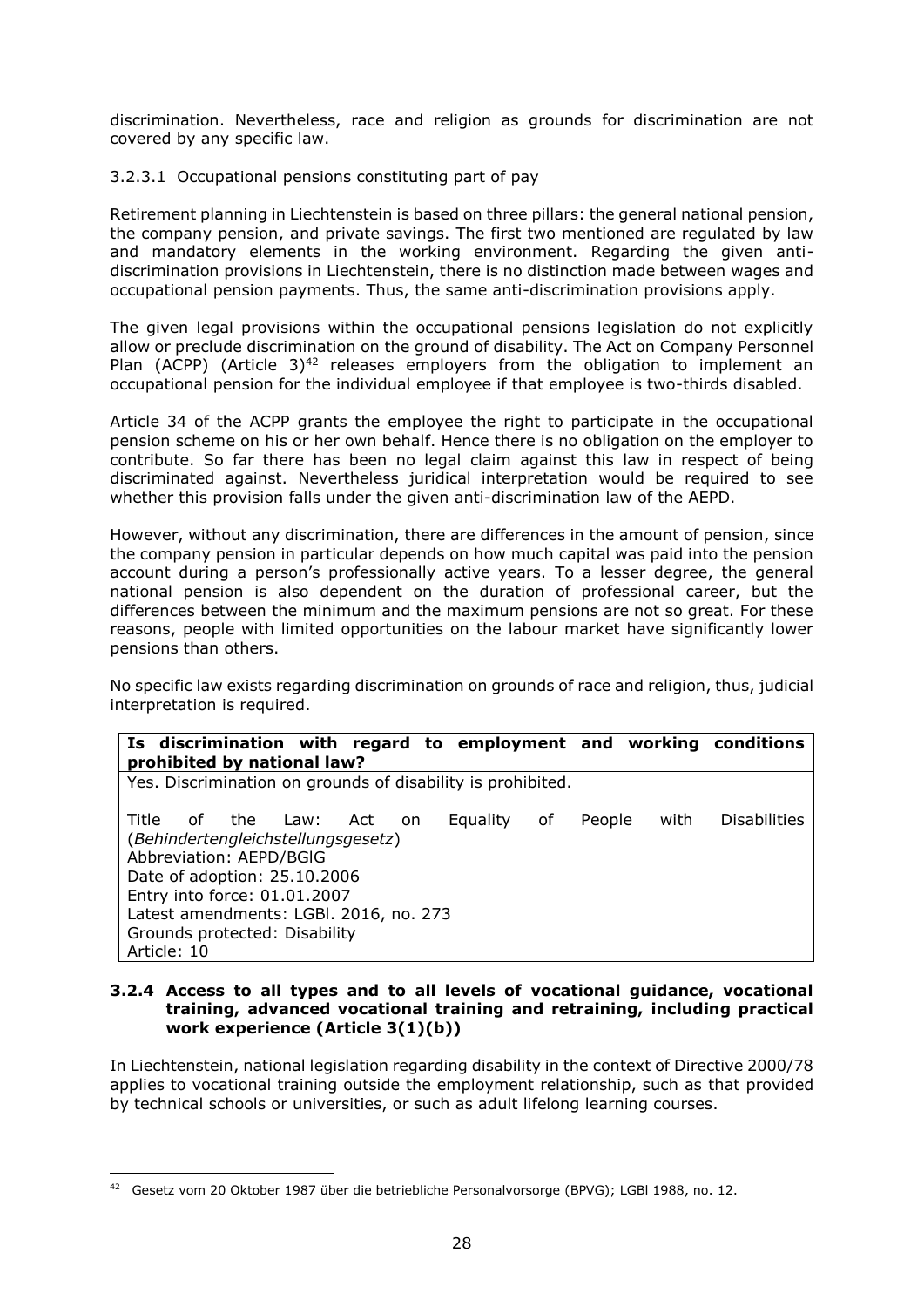discrimination. Nevertheless, race and religion as grounds for discrimination are not covered by any specific law.

#### 3.2.3.1 Occupational pensions constituting part of pay

Retirement planning in Liechtenstein is based on three pillars: the general national pension, the company pension, and private savings. The first two mentioned are regulated by law and mandatory elements in the working environment. Regarding the given anti-discrimination provisions in Liechtenstein, there is no distinction made between wages and occupational pension payments. Thus, the same anti-discrimination provisions apply.

The given legal provisions within the occupational pensions legislation do not explicitly allow or preclude discrimination on the ground of disability. The Act on Company Personnel Plan (ACPP) (Article 3)[42] releases employers from the obligation to implement an occupational pension for the individual employee if that employee is two-thirds disabled.

Article 34 of the ACPP grants the employee the right to participate in the occupational pension scheme on his or her own behalf. Hence there is no obligation on the employer to contribute. So far there has been no legal claim against this law in respect of being discriminated against. Nevertheless juridical interpretation would be required to see whether this provision falls under the given anti-discrimination law of the AEPD.

However, without any discrimination, there are differences in the amount of pension, since the company pension in particular depends on how much capital was paid into the pension account during a person's professionally active years. To a lesser degree, the general national pension is also dependent on the duration of professional career, but the differences between the minimum and the maximum pensions are not so great. For these reasons, people with limited opportunities on the labour market have significantly lower pensions than others.

No specific law exists regarding discrimination on grounds of race and religion, thus, judicial interpretation is required.

| **Is discrimination with regard to employment and working conditions prohibited by national law?** |
|---|
| Yes. Discrimination on grounds of disability is prohibited.<br><br>Title of the Law: Act on Equality of People with Disabilities (*Behindertengleichstellungsgesetz*)<br>Abbreviation: AEPD/BGlG<br>Date of adoption: 25.10.2006<br>Entry into force: 01.01.2007<br>Latest amendments: LGBl. 2016, no. 273<br>Grounds protected: Disability<br>Article: 10 |

### 3.2.4 Access to all types and to all levels of vocational guidance, vocational training, advanced vocational training and retraining, including practical work experience (Article 3(1)(b))

In Liechtenstein, national legislation regarding disability in the context of Directive 2000/78 applies to vocational training outside the employment relationship, such as that provided by technical schools or universities, or such as adult lifelong learning courses.

[42] Gesetz vom 20 Oktober 1987 über die betriebliche Personalvorsorge (BPVG); LGBl 1988, no. 12.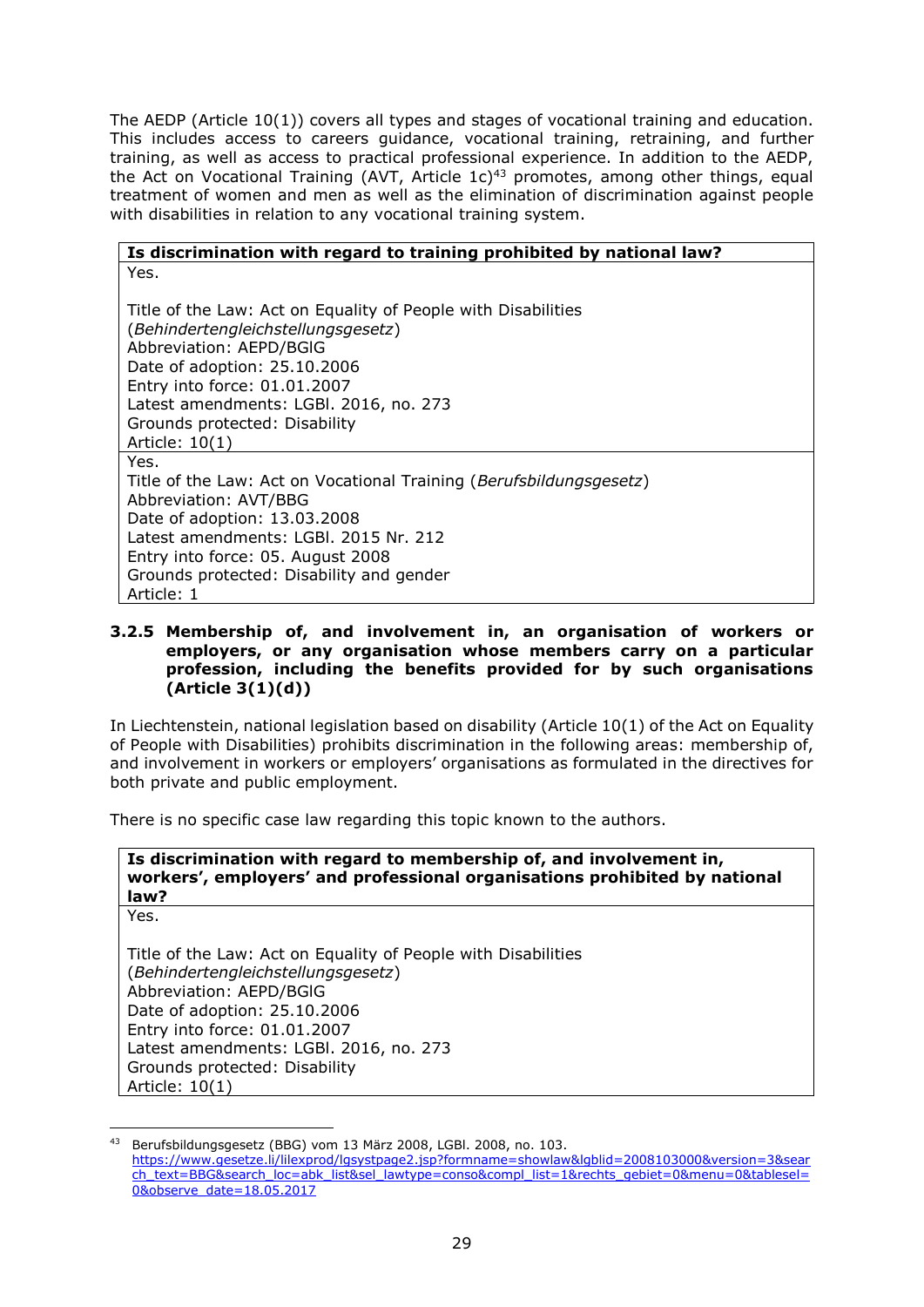The AEDP (Article 10(1)) covers all types and stages of vocational training and education. This includes access to careers guidance, vocational training, retraining, and further training, as well as access to practical professional experience. In addition to the AEDP, the Act on Vocational Training (AVT, Article 1c)[43] promotes, among other things, equal treatment of women and men as well as the elimination of discrimination against people with disabilities in relation to any vocational training system.

| **Is discrimination with regard to training prohibited by national law?** |
|---|
| Yes.<br><br>Title of the Law: Act on Equality of People with Disabilities (*Behindertengleichstellungsgesetz*)<br>Abbreviation: AEPD/BGlG<br>Date of adoption: 25.10.2006<br>Entry into force: 01.01.2007<br>Latest amendments: LGBl. 2016, no. 273<br>Grounds protected: Disability<br>Article: 10(1) |
| Yes.<br>Title of the Law: Act on Vocational Training (*Berufsbildungsgesetz*)<br>Abbreviation: AVT/BBG<br>Date of adoption: 13.03.2008<br>Latest amendments: LGBl. 2015 Nr. 212<br>Entry into force: 05. August 2008<br>Grounds protected: Disability and gender<br>Article: 1 |

### 3.2.5 Membership of, and involvement in, an organisation of workers or employers, or any organisation whose members carry on a particular profession, including the benefits provided for by such organisations (Article 3(1)(d))

In Liechtenstein, national legislation based on disability (Article 10(1) of the Act on Equality of People with Disabilities) prohibits discrimination in the following areas: membership of, and involvement in workers or employers' organisations as formulated in the directives for both private and public employment.

There is no specific case law regarding this topic known to the authors.

| **Is discrimination with regard to membership of, and involvement in, workers', employers' and professional organisations prohibited by national law?** |
|---|
| Yes.<br><br>Title of the Law: Act on Equality of People with Disabilities (*Behindertengleichstellungsgesetz*)<br>Abbreviation: AEPD/BGlG<br>Date of adoption: 25.10.2006<br>Entry into force: 01.01.2007<br>Latest amendments: LGBl. 2016, no. 273<br>Grounds protected: Disability<br>Article: 10(1) |

[43] Berufsbildungsgesetz (BBG) vom 13 März 2008, LGBl. 2008, no. 103. https://www.gesetze.li/lilexprod/lgsystpage2.jsp?formname=showlaw&lgblid=2008103000&version=3&search_text=BBG&search_loc=abk_list&sel_lawtype=conso&compl_list=1&rechts_gebiet=0&menu=0&tablesel=0&observe_date=18.05.2017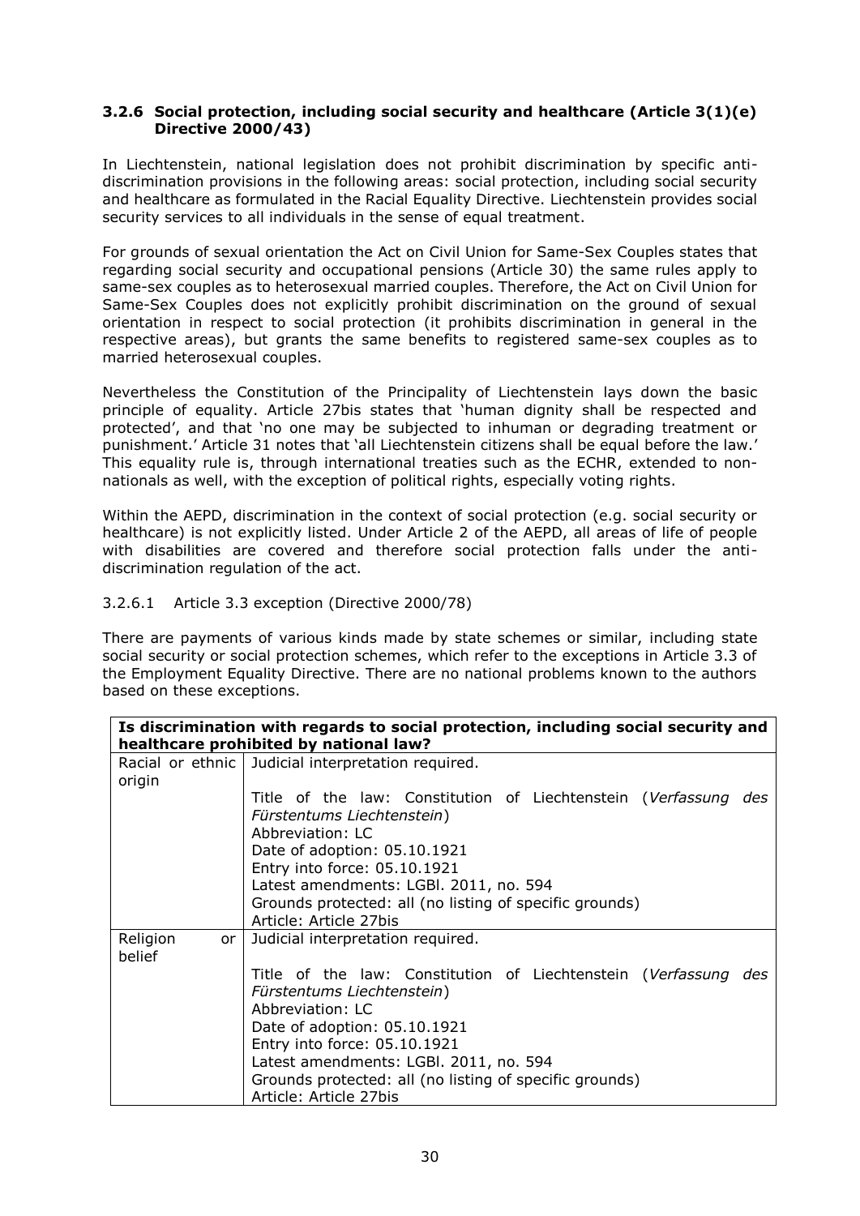### 3.2.6 Social protection, including social security and healthcare (Article 3(1)(e) Directive 2000/43)

In Liechtenstein, national legislation does not prohibit discrimination by specific anti-discrimination provisions in the following areas: social protection, including social security and healthcare as formulated in the Racial Equality Directive. Liechtenstein provides social security services to all individuals in the sense of equal treatment.

For grounds of sexual orientation the Act on Civil Union for Same-Sex Couples states that regarding social security and occupational pensions (Article 30) the same rules apply to same-sex couples as to heterosexual married couples. Therefore, the Act on Civil Union for Same-Sex Couples does not explicitly prohibit discrimination on the ground of sexual orientation in respect to social protection (it prohibits discrimination in general in the respective areas), but grants the same benefits to registered same-sex couples as to married heterosexual couples.

Nevertheless the Constitution of the Principality of Liechtenstein lays down the basic principle of equality. Article 27bis states that 'human dignity shall be respected and protected', and that 'no one may be subjected to inhuman or degrading treatment or punishment.' Article 31 notes that 'all Liechtenstein citizens shall be equal before the law.' This equality rule is, through international treaties such as the ECHR, extended to non-nationals as well, with the exception of political rights, especially voting rights.

Within the AEPD, discrimination in the context of social protection (e.g. social security or healthcare) is not explicitly listed. Under Article 2 of the AEPD, all areas of life of people with disabilities are covered and therefore social protection falls under the anti-discrimination regulation of the act.

#### 3.2.6.1 Article 3.3 exception (Directive 2000/78)

There are payments of various kinds made by state schemes or similar, including state social security or social protection schemes, which refer to the exceptions in Article 3.3 of the Employment Equality Directive. There are no national problems known to the authors based on these exceptions.

| **Is discrimination with regards to social protection, including social security and healthcare prohibited by national law?** | |
|---|---|
| Racial or ethnic origin | Judicial interpretation required.<br><br>Title of the law: Constitution of Liechtenstein (*Verfassung des Fürstentums Liechtenstein*)<br>Abbreviation: LC<br>Date of adoption: 05.10.1921<br>Entry into force: 05.10.1921<br>Latest amendments: LGBl. 2011, no. 594<br>Grounds protected: all (no listing of specific grounds)<br>Article: Article 27bis |
| Religion or belief | Judicial interpretation required.<br><br>Title of the law: Constitution of Liechtenstein (*Verfassung des Fürstentums Liechtenstein*)<br>Abbreviation: LC<br>Date of adoption: 05.10.1921<br>Entry into force: 05.10.1921<br>Latest amendments: LGBl. 2011, no. 594<br>Grounds protected: all (no listing of specific grounds)<br>Article: Article 27bis |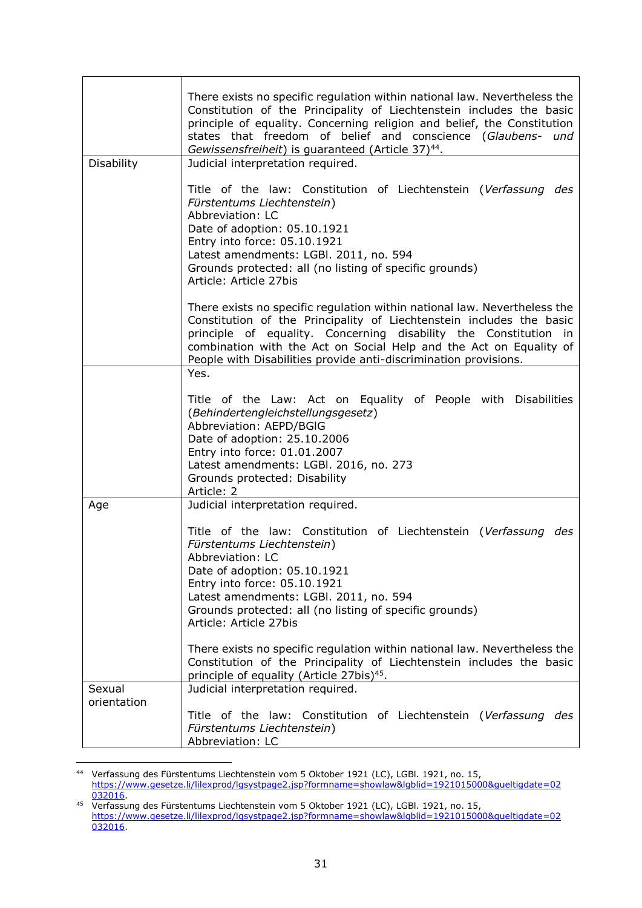| | |
|---|---|
| | There exists no specific regulation within national law. Nevertheless the Constitution of the Principality of Liechtenstein includes the basic principle of equality. Concerning religion and belief, the Constitution states that freedom of belief and conscience (*Glaubens- und Gewissensfreiheit*) is guaranteed (Article 37)[44]. |
| Disability | Judicial interpretation required.<br><br>Title of the law: Constitution of Liechtenstein (*Verfassung des Fürstentums Liechtenstein*)<br>Abbreviation: LC<br>Date of adoption: 05.10.1921<br>Entry into force: 05.10.1921<br>Latest amendments: LGBl. 2011, no. 594<br>Grounds protected: all (no listing of specific grounds)<br>Article: Article 27bis<br><br>There exists no specific regulation within national law. Nevertheless the Constitution of the Principality of Liechtenstein includes the basic principle of equality. Concerning disability the Constitution in combination with the Act on Social Help and the Act on Equality of People with Disabilities provide anti-discrimination provisions. |
| | Yes.<br><br>Title of the Law: Act on Equality of People with Disabilities (*Behindertengleichstellungsgesetz*)<br>Abbreviation: AEPD/BGlG<br>Date of adoption: 25.10.2006<br>Entry into force: 01.01.2007<br>Latest amendments: LGBl. 2016, no. 273<br>Grounds protected: Disability<br>Article: 2 |
| Age | Judicial interpretation required.<br><br>Title of the law: Constitution of Liechtenstein (*Verfassung des Fürstentums Liechtenstein*)<br>Abbreviation: LC<br>Date of adoption: 05.10.1921<br>Entry into force: 05.10.1921<br>Latest amendments: LGBl. 2011, no. 594<br>Grounds protected: all (no listing of specific grounds)<br>Article: Article 27bis<br><br>There exists no specific regulation within national law. Nevertheless the Constitution of the Principality of Liechtenstein includes the basic principle of equality (Article 27bis)[45]. |
| Sexual orientation | Judicial interpretation required.<br><br>Title of the law: Constitution of Liechtenstein (*Verfassung des Fürstentums Liechtenstein*)<br>Abbreviation: LC |

[44] Verfassung des Fürstentums Liechtenstein vom 5 Oktober 1921 (LC), LGBl. 1921, no. 15, https://www.gesetze.li/lilexprod/lgsystpage2.jsp?formname=showlaw&lgblid=1921015000&gueltigdate=02032016.

[45] Verfassung des Fürstentums Liechtenstein vom 5 Oktober 1921 (LC), LGBl. 1921, no. 15, https://www.gesetze.li/lilexprod/lgsystpage2.jsp?formname=showlaw&lgblid=1921015000&gueltigdate=02032016.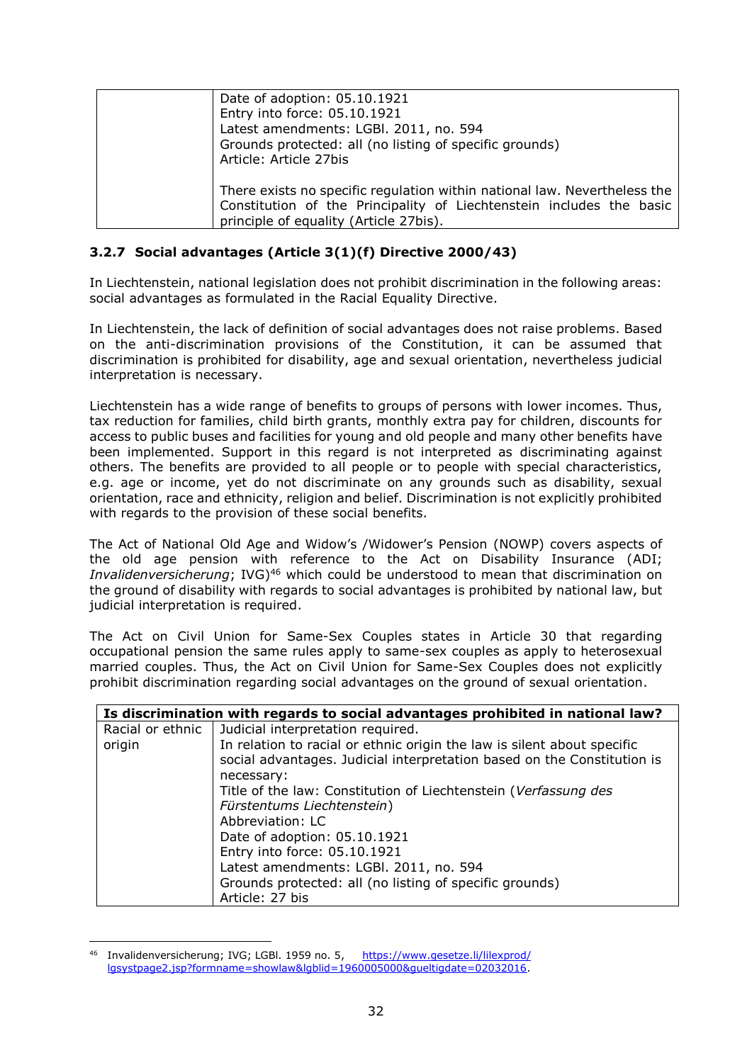| | |
|---|---|
| | Date of adoption: 05.10.1921<br>Entry into force: 05.10.1921<br>Latest amendments: LGBl. 2011, no. 594<br>Grounds protected: all (no listing of specific grounds)<br>Article: Article 27bis<br><br>There exists no specific regulation within national law. Nevertheless the Constitution of the Principality of Liechtenstein includes the basic principle of equality (Article 27bis). |

### 3.2.7 Social advantages (Article 3(1)(f) Directive 2000/43)

In Liechtenstein, national legislation does not prohibit discrimination in the following areas: social advantages as formulated in the Racial Equality Directive.

In Liechtenstein, the lack of definition of social advantages does not raise problems. Based on the anti-discrimination provisions of the Constitution, it can be assumed that discrimination is prohibited for disability, age and sexual orientation, nevertheless judicial interpretation is necessary.

Liechtenstein has a wide range of benefits to groups of persons with lower incomes. Thus, tax reduction for families, child birth grants, monthly extra pay for children, discounts for access to public buses and facilities for young and old people and many other benefits have been implemented. Support in this regard is not interpreted as discriminating against others. The benefits are provided to all people or to people with special characteristics, e.g. age or income, yet do not discriminate on any grounds such as disability, sexual orientation, race and ethnicity, religion and belief. Discrimination is not explicitly prohibited with regards to the provision of these social benefits.

The Act of National Old Age and Widow's /Widower's Pension (NOWP) covers aspects of the old age pension with reference to the Act on Disability Insurance (ADI; *Invalidenversicherung*; IVG)[46] which could be understood to mean that discrimination on the ground of disability with regards to social advantages is prohibited by national law, but judicial interpretation is required.

The Act on Civil Union for Same-Sex Couples states in Article 30 that regarding occupational pension the same rules apply to same-sex couples as apply to heterosexual married couples. Thus, the Act on Civil Union for Same-Sex Couples does not explicitly prohibit discrimination regarding social advantages on the ground of sexual orientation.

| **Is discrimination with regards to social advantages prohibited in national law?** | |
|---|---|
| Racial or ethnic origin | Judicial interpretation required.<br>In relation to racial or ethnic origin the law is silent about specific social advantages. Judicial interpretation based on the Constitution is necessary:<br>Title of the law: Constitution of Liechtenstein (*Verfassung des Fürstentums Liechtenstein*)<br>Abbreviation: LC<br>Date of adoption: 05.10.1921<br>Entry into force: 05.10.1921<br>Latest amendments: LGBl. 2011, no. 594<br>Grounds protected: all (no listing of specific grounds)<br>Article: 27 bis |

[46] Invalidenversicherung; IVG; LGBl. 1959 no. 5, https://www.gesetze.li/lilexprod/lgsystpage2.jsp?formname=showlaw&lgblid=1960005000&gueltigdate=02032016.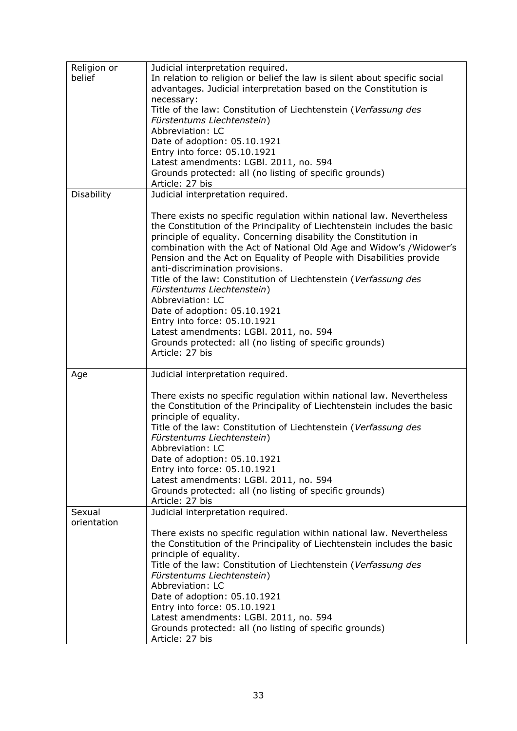| | |
|---|---|
| Religion or belief | Judicial interpretation required.<br>In relation to religion or belief the law is silent about specific social advantages. Judicial interpretation based on the Constitution is necessary:<br>Title of the law: Constitution of Liechtenstein (*Verfassung des Fürstentums Liechtenstein*)<br>Abbreviation: LC<br>Date of adoption: 05.10.1921<br>Entry into force: 05.10.1921<br>Latest amendments: LGBl. 2011, no. 594<br>Grounds protected: all (no listing of specific grounds)<br>Article: 27 bis |
| Disability | Judicial interpretation required.<br><br>There exists no specific regulation within national law. Nevertheless the Constitution of the Principality of Liechtenstein includes the basic principle of equality. Concerning disability the Constitution in combination with the Act of National Old Age and Widow's /Widower's Pension and the Act on Equality of People with Disabilities provide anti-discrimination provisions.<br>Title of the law: Constitution of Liechtenstein (*Verfassung des Fürstentums Liechtenstein*)<br>Abbreviation: LC<br>Date of adoption: 05.10.1921<br>Entry into force: 05.10.1921<br>Latest amendments: LGBl. 2011, no. 594<br>Grounds protected: all (no listing of specific grounds)<br>Article: 27 bis |
| Age | Judicial interpretation required.<br><br>There exists no specific regulation within national law. Nevertheless the Constitution of the Principality of Liechtenstein includes the basic principle of equality.<br>Title of the law: Constitution of Liechtenstein (*Verfassung des Fürstentums Liechtenstein*)<br>Abbreviation: LC<br>Date of adoption: 05.10.1921<br>Entry into force: 05.10.1921<br>Latest amendments: LGBl. 2011, no. 594<br>Grounds protected: all (no listing of specific grounds)<br>Article: 27 bis |
| Sexual orientation | Judicial interpretation required.<br><br>There exists no specific regulation within national law. Nevertheless the Constitution of the Principality of Liechtenstein includes the basic principle of equality.<br>Title of the law: Constitution of Liechtenstein (*Verfassung des Fürstentums Liechtenstein*)<br>Abbreviation: LC<br>Date of adoption: 05.10.1921<br>Entry into force: 05.10.1921<br>Latest amendments: LGBl. 2011, no. 594<br>Grounds protected: all (no listing of specific grounds)<br>Article: 27 bis |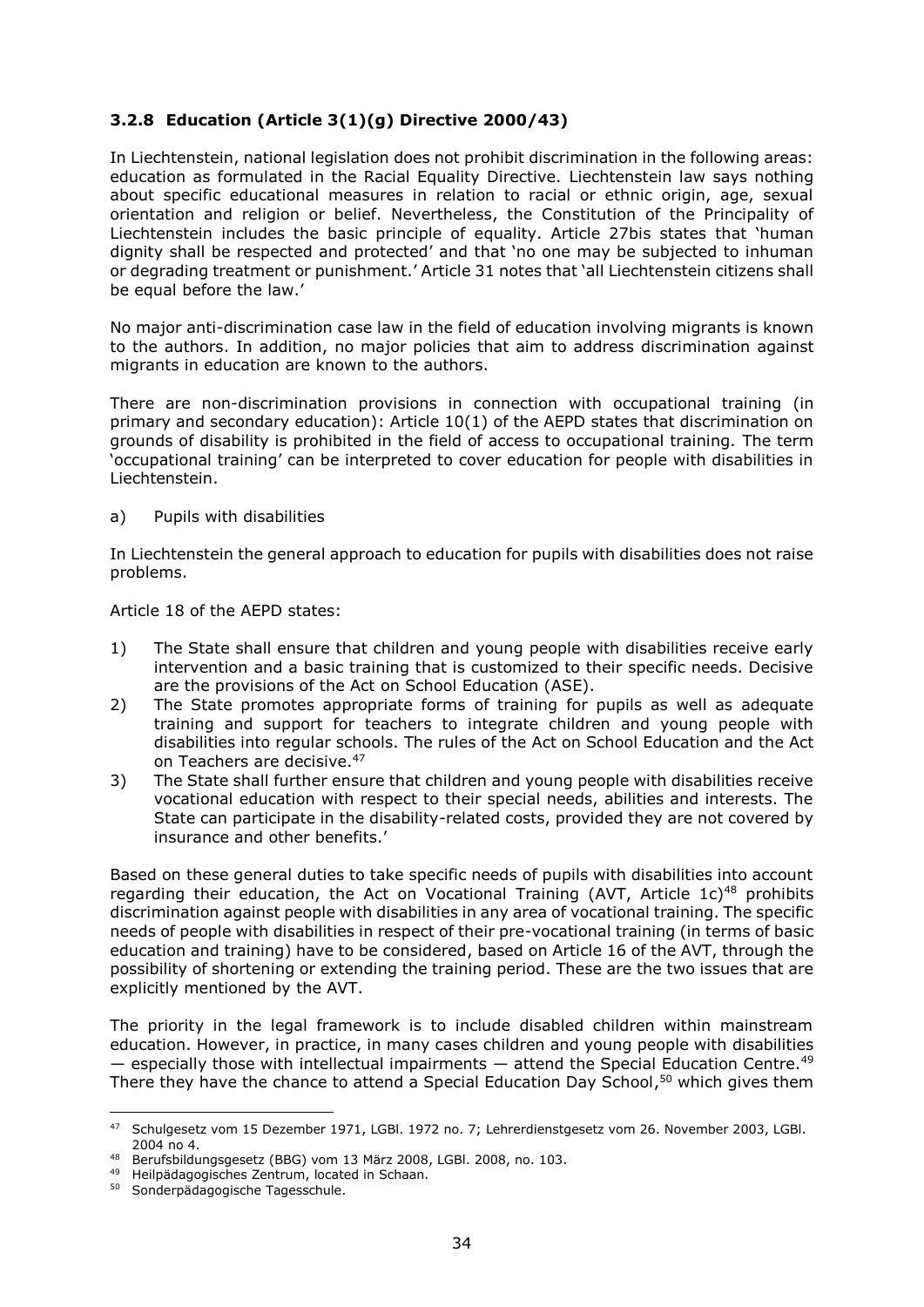### 3.2.8 Education (Article 3(1)(g) Directive 2000/43)

In Liechtenstein, national legislation does not prohibit discrimination in the following areas: education as formulated in the Racial Equality Directive. Liechtenstein law says nothing about specific educational measures in relation to racial or ethnic origin, age, sexual orientation and religion or belief. Nevertheless, the Constitution of the Principality of Liechtenstein includes the basic principle of equality. Article 27bis states that 'human dignity shall be respected and protected' and that 'no one may be subjected to inhuman or degrading treatment or punishment.' Article 31 notes that 'all Liechtenstein citizens shall be equal before the law.'

No major anti-discrimination case law in the field of education involving migrants is known to the authors. In addition, no major policies that aim to address discrimination against migrants in education are known to the authors.

There are non-discrimination provisions in connection with occupational training (in primary and secondary education): Article 10(1) of the AEPD states that discrimination on grounds of disability is prohibited in the field of access to occupational training. The term 'occupational training' can be interpreted to cover education for people with disabilities in Liechtenstein.

a) Pupils with disabilities

In Liechtenstein the general approach to education for pupils with disabilities does not raise problems.

Article 18 of the AEPD states:

1) The State shall ensure that children and young people with disabilities receive early intervention and a basic training that is customized to their specific needs. Decisive are the provisions of the Act on School Education (ASE).
2) The State promotes appropriate forms of training for pupils as well as adequate training and support for teachers to integrate children and young people with disabilities into regular schools. The rules of the Act on School Education and the Act on Teachers are decisive.[47]
3) The State shall further ensure that children and young people with disabilities receive vocational education with respect to their special needs, abilities and interests. The State can participate in the disability-related costs, provided they are not covered by insurance and other benefits.'

Based on these general duties to take specific needs of pupils with disabilities into account regarding their education, the Act on Vocational Training (AVT, Article 1c)[48] prohibits discrimination against people with disabilities in any area of vocational training. The specific needs of people with disabilities in respect of their pre-vocational training (in terms of basic education and training) have to be considered, based on Article 16 of the AVT, through the possibility of shortening or extending the training period. These are the two issues that are explicitly mentioned by the AVT.

The priority in the legal framework is to include disabled children within mainstream education. However, in practice, in many cases children and young people with disabilities — especially those with intellectual impairments — attend the Special Education Centre.[49] There they have the chance to attend a Special Education Day School,[50] which gives them

---

[47] Schulgesetz vom 15 Dezember 1971, LGBl. 1972 no. 7; Lehrerdienstgesetz vom 26. November 2003, LGBl. 2004 no 4.

[48] Berufsbildungsgesetz (BBG) vom 13 März 2008, LGBl. 2008, no. 103.

[49] Heilpädagogisches Zentrum, located in Schaan.

[50] Sonderpädagogische Tagesschule.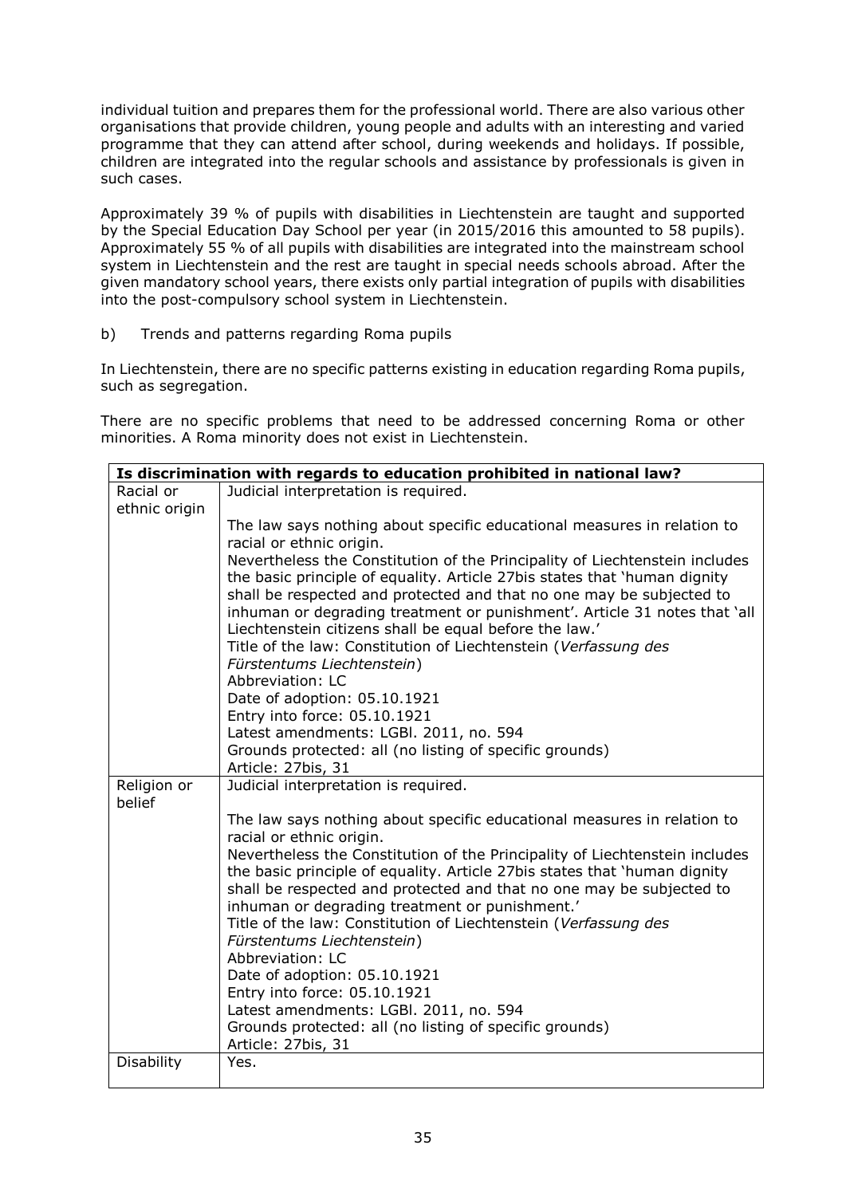individual tuition and prepares them for the professional world. There are also various other organisations that provide children, young people and adults with an interesting and varied programme that they can attend after school, during weekends and holidays. If possible, children are integrated into the regular schools and assistance by professionals is given in such cases.

Approximately 39 % of pupils with disabilities in Liechtenstein are taught and supported by the Special Education Day School per year (in 2015/2016 this amounted to 58 pupils). Approximately 55 % of all pupils with disabilities are integrated into the mainstream school system in Liechtenstein and the rest are taught in special needs schools abroad. After the given mandatory school years, there exists only partial integration of pupils with disabilities into the post-compulsory school system in Liechtenstein.

b) Trends and patterns regarding Roma pupils

In Liechtenstein, there are no specific patterns existing in education regarding Roma pupils, such as segregation.

There are no specific problems that need to be addressed concerning Roma or other minorities. A Roma minority does not exist in Liechtenstein.

| **Is discrimination with regards to education prohibited in national law?** | |
|---|---|
| Racial or ethnic origin | Judicial interpretation is required.<br><br>The law says nothing about specific educational measures in relation to racial or ethnic origin.<br>Nevertheless the Constitution of the Principality of Liechtenstein includes the basic principle of equality. Article 27bis states that 'human dignity shall be respected and protected and that no one may be subjected to inhuman or degrading treatment or punishment'. Article 31 notes that 'all Liechtenstein citizens shall be equal before the law.'<br>Title of the law: Constitution of Liechtenstein (*Verfassung des Fürstentums Liechtenstein*)<br>Abbreviation: LC<br>Date of adoption: 05.10.1921<br>Entry into force: 05.10.1921<br>Latest amendments: LGBl. 2011, no. 594<br>Grounds protected: all (no listing of specific grounds)<br>Article: 27bis, 31 |
| Religion or belief | Judicial interpretation is required.<br><br>The law says nothing about specific educational measures in relation to racial or ethnic origin.<br>Nevertheless the Constitution of the Principality of Liechtenstein includes the basic principle of equality. Article 27bis states that 'human dignity shall be respected and protected and that no one may be subjected to inhuman or degrading treatment or punishment.'<br>Title of the law: Constitution of Liechtenstein (*Verfassung des Fürstentums Liechtenstein*)<br>Abbreviation: LC<br>Date of adoption: 05.10.1921<br>Entry into force: 05.10.1921<br>Latest amendments: LGBl. 2011, no. 594<br>Grounds protected: all (no listing of specific grounds)<br>Article: 27bis, 31 |
| Disability | Yes. |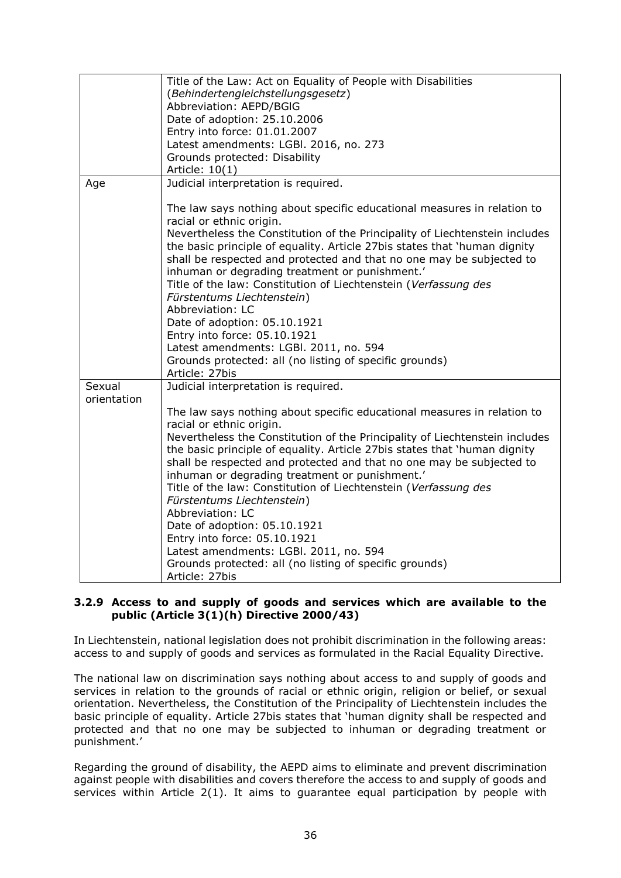| | |
|---|---|
| | Title of the Law: Act on Equality of People with Disabilities (*Behindertengleichstellungsgesetz*)<br>Abbreviation: AEPD/BGlG<br>Date of adoption: 25.10.2006<br>Entry into force: 01.01.2007<br>Latest amendments: LGBl. 2016, no. 273<br>Grounds protected: Disability<br>Article: 10(1) |
| Age | Judicial interpretation is required.<br><br>The law says nothing about specific educational measures in relation to racial or ethnic origin.<br>Nevertheless the Constitution of the Principality of Liechtenstein includes the basic principle of equality. Article 27bis states that 'human dignity shall be respected and protected and that no one may be subjected to inhuman or degrading treatment or punishment.'<br>Title of the law: Constitution of Liechtenstein (*Verfassung des Fürstentums Liechtenstein*)<br>Abbreviation: LC<br>Date of adoption: 05.10.1921<br>Entry into force: 05.10.1921<br>Latest amendments: LGBl. 2011, no. 594<br>Grounds protected: all (no listing of specific grounds)<br>Article: 27bis |
| Sexual orientation | Judicial interpretation is required.<br><br>The law says nothing about specific educational measures in relation to racial or ethnic origin.<br>Nevertheless the Constitution of the Principality of Liechtenstein includes the basic principle of equality. Article 27bis states that 'human dignity shall be respected and protected and that no one may be subjected to inhuman or degrading treatment or punishment.'<br>Title of the law: Constitution of Liechtenstein (*Verfassung des Fürstentums Liechtenstein*)<br>Abbreviation: LC<br>Date of adoption: 05.10.1921<br>Entry into force: 05.10.1921<br>Latest amendments: LGBl. 2011, no. 594<br>Grounds protected: all (no listing of specific grounds)<br>Article: 27bis |

### 3.2.9 Access to and supply of goods and services which are available to the public (Article 3(1)(h) Directive 2000/43)

In Liechtenstein, national legislation does not prohibit discrimination in the following areas: access to and supply of goods and services as formulated in the Racial Equality Directive.

The national law on discrimination says nothing about access to and supply of goods and services in relation to the grounds of racial or ethnic origin, religion or belief, or sexual orientation. Nevertheless, the Constitution of the Principality of Liechtenstein includes the basic principle of equality. Article 27bis states that 'human dignity shall be respected and protected and that no one may be subjected to inhuman or degrading treatment or punishment.'

Regarding the ground of disability, the AEPD aims to eliminate and prevent discrimination against people with disabilities and covers therefore the access to and supply of goods and services within Article 2(1). It aims to guarantee equal participation by people with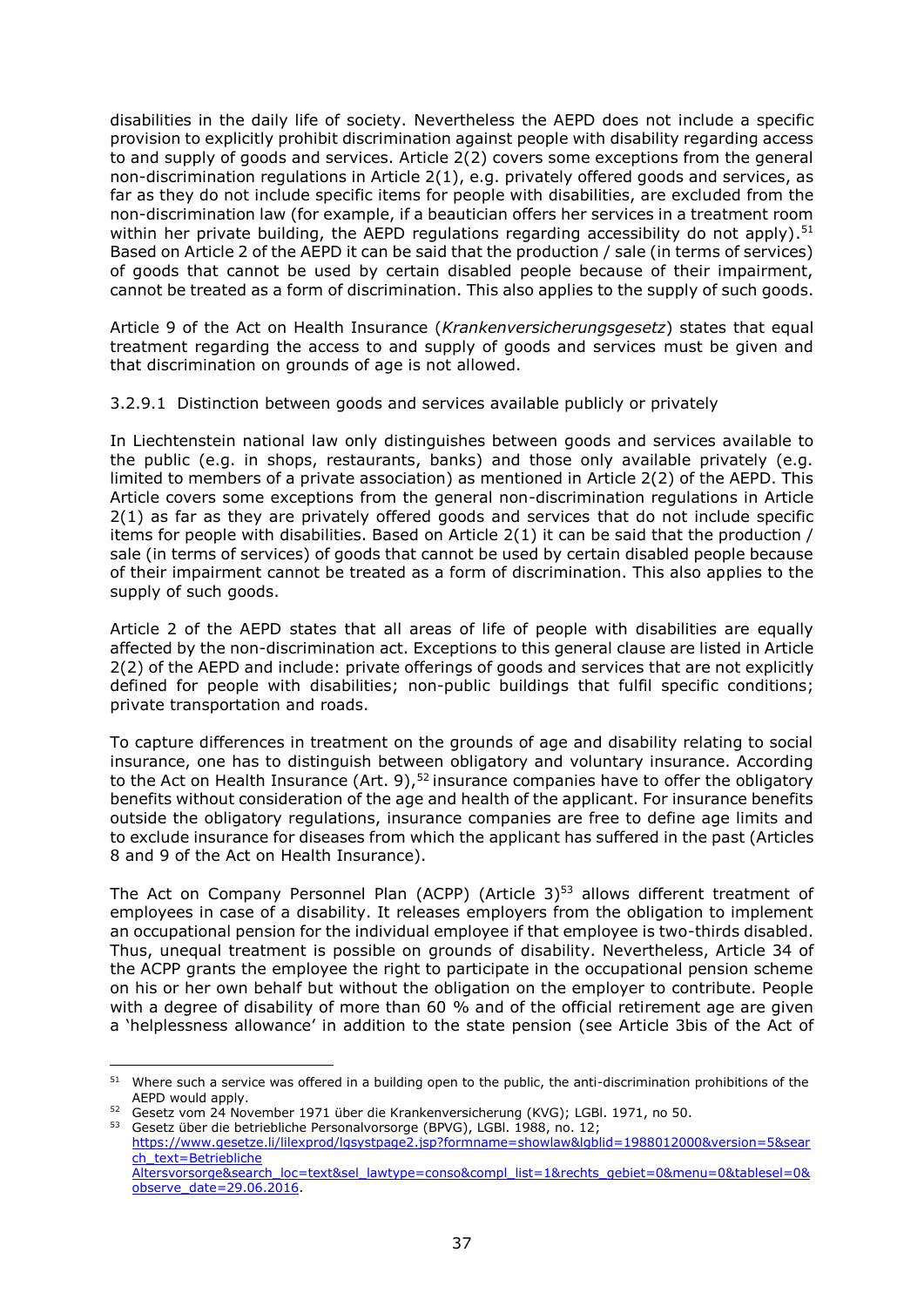disabilities in the daily life of society. Nevertheless the AEPD does not include a specific provision to explicitly prohibit discrimination against people with disability regarding access to and supply of goods and services. Article 2(2) covers some exceptions from the general non-discrimination regulations in Article 2(1), e.g. privately offered goods and services, as far as they do not include specific items for people with disabilities, are excluded from the non-discrimination law (for example, if a beautician offers her services in a treatment room within her private building, the AEPD regulations regarding accessibility do not apply).[51] Based on Article 2 of the AEPD it can be said that the production / sale (in terms of services) of goods that cannot be used by certain disabled people because of their impairment, cannot be treated as a form of discrimination. This also applies to the supply of such goods.

Article 9 of the Act on Health Insurance (*Krankenversicherungsgesetz*) states that equal treatment regarding the access to and supply of goods and services must be given and that discrimination on grounds of age is not allowed.

#### 3.2.9.1 Distinction between goods and services available publicly or privately

In Liechtenstein national law only distinguishes between goods and services available to the public (e.g. in shops, restaurants, banks) and those only available privately (e.g. limited to members of a private association) as mentioned in Article 2(2) of the AEPD. This Article covers some exceptions from the general non-discrimination regulations in Article 2(1) as far as they are privately offered goods and services that do not include specific items for people with disabilities. Based on Article 2(1) it can be said that the production / sale (in terms of services) of goods that cannot be used by certain disabled people because of their impairment cannot be treated as a form of discrimination. This also applies to the supply of such goods.

Article 2 of the AEPD states that all areas of life of people with disabilities are equally affected by the non-discrimination act. Exceptions to this general clause are listed in Article 2(2) of the AEPD and include: private offerings of goods and services that are not explicitly defined for people with disabilities; non-public buildings that fulfil specific conditions; private transportation and roads.

To capture differences in treatment on the grounds of age and disability relating to social insurance, one has to distinguish between obligatory and voluntary insurance. According to the Act on Health Insurance (Art. 9),[52] insurance companies have to offer the obligatory benefits without consideration of the age and health of the applicant. For insurance benefits outside the obligatory regulations, insurance companies are free to define age limits and to exclude insurance for diseases from which the applicant has suffered in the past (Articles 8 and 9 of the Act on Health Insurance).

The Act on Company Personnel Plan (ACPP) (Article 3)[53] allows different treatment of employees in case of a disability. It releases employers from the obligation to implement an occupational pension for the individual employee if that employee is two-thirds disabled. Thus, unequal treatment is possible on grounds of disability. Nevertheless, Article 34 of the ACPP grants the employee the right to participate in the occupational pension scheme on his or her own behalf but without the obligation on the employer to contribute. People with a degree of disability of more than 60 % and of the official retirement age are given a 'helplessness allowance' in addition to the state pension (see Article 3bis of the Act of

---

[51] Where such a service was offered in a building open to the public, the anti-discrimination prohibitions of the AEPD would apply.

[52] Gesetz vom 24 November 1971 über die Krankenversicherung (KVG); LGBl. 1971, no 50.

[53] Gesetz über die betriebliche Personalvorsorge (BPVG), LGBl. 1988, no. 12; https://www.gesetze.li/lilexprod/lgsystpage2.jsp?formname=showlaw&lgblid=1988012000&version=5&search_text=Betriebliche Altersvorsorge&search_loc=text&sel_lawtype=conso&compl_list=1&rechts_gebiet=0&menu=0&tablesel=0&observe_date=29.06.2016.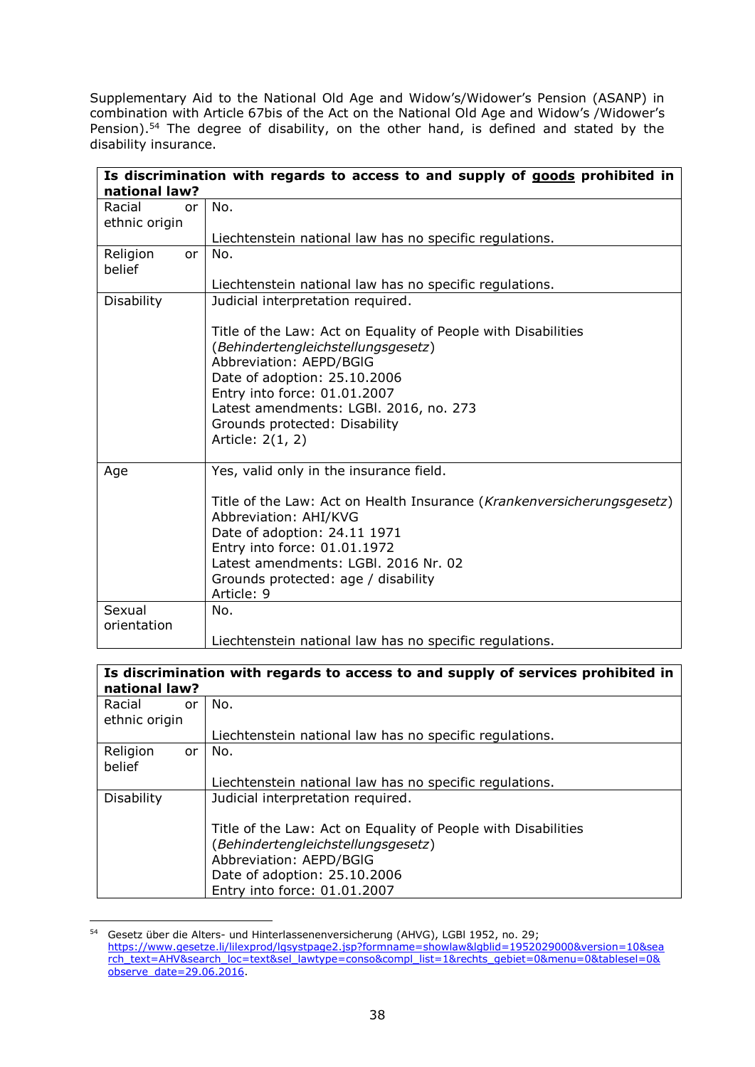Supplementary Aid to the National Old Age and Widow's/Widower's Pension (ASANP) in combination with Article 67bis of the Act on the National Old Age and Widow's /Widower's Pension).[54] The degree of disability, on the other hand, is defined and stated by the disability insurance.

| **Is discrimination with regards to access to and supply of <u>goods</u> prohibited in national law?** | |
|---|---|
| Racial or ethnic origin | No.<br><br>Liechtenstein national law has no specific regulations. |
| Religion or belief | No.<br><br>Liechtenstein national law has no specific regulations. |
| Disability | Judicial interpretation required.<br><br>Title of the Law: Act on Equality of People with Disabilities (*Behindertengleichstellungsgesetz*)<br>Abbreviation: AEPD/BGlG<br>Date of adoption: 25.10.2006<br>Entry into force: 01.01.2007<br>Latest amendments: LGBl. 2016, no. 273<br>Grounds protected: Disability<br>Article: 2(1, 2) |
| Age | Yes, valid only in the insurance field.<br><br>Title of the Law: Act on Health Insurance (*Krankenversicherungsgesetz*)<br>Abbreviation: AHI/KVG<br>Date of adoption: 24.11 1971<br>Entry into force: 01.01.1972<br>Latest amendments: LGBl. 2016 Nr. 02<br>Grounds protected: age / disability<br>Article: 9 |
| Sexual orientation | No.<br><br>Liechtenstein national law has no specific regulations. |

| **Is discrimination with regards to access to and supply of services prohibited in national law?** | |
|---|---|
| Racial or ethnic origin | No.<br><br>Liechtenstein national law has no specific regulations. |
| Religion or belief | No.<br><br>Liechtenstein national law has no specific regulations. |
| Disability | Judicial interpretation required.<br><br>Title of the Law: Act on Equality of People with Disabilities (*Behindertengleichstellungsgesetz*)<br>Abbreviation: AEPD/BGlG<br>Date of adoption: 25.10.2006<br>Entry into force: 01.01.2007 |

[54] Gesetz über die Alters- und Hinterlassenenversicherung (AHVG), LGBl 1952, no. 29; https://www.gesetze.li/lilexprod/lgsystpage2.jsp?formname=showlaw&lgblid=1952029000&version=10&search_text=AHV&search_loc=text&sel_lawtype=conso&compl_list=1&rechts_gebiet=0&menu=0&tablesel=0&observe_date=29.06.2016.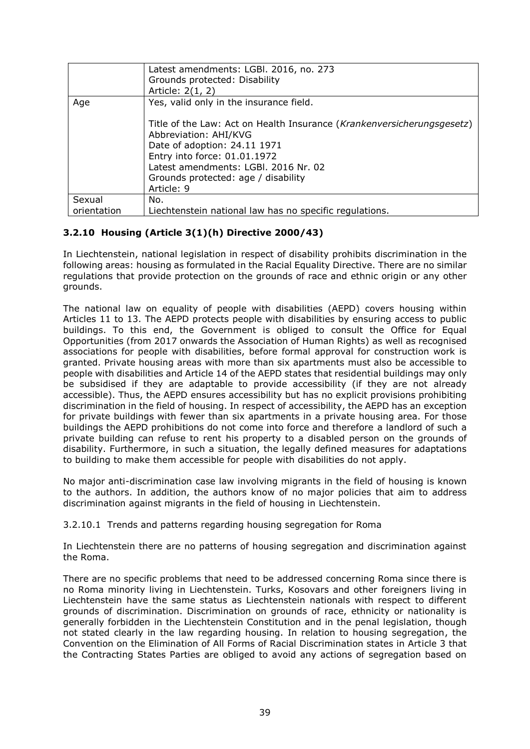|  | Latest amendments: LGBl. 2016, no. 273<br>Grounds protected: Disability<br>Article: 2(1, 2) |
| --- | --- |
| Age | Yes, valid only in the insurance field.<br><br>Title of the Law: Act on Health Insurance (*Krankenversicherungsgesetz*)<br>Abbreviation: AHI/KVG<br>Date of adoption: 24.11 1971<br>Entry into force: 01.01.1972<br>Latest amendments: LGBl. 2016 Nr. 02<br>Grounds protected: age / disability<br>Article: 9 |
| Sexual orientation | No.<br>Liechtenstein national law has no specific regulations. |

### 3.2.10 Housing (Article 3(1)(h) Directive 2000/43)

In Liechtenstein, national legislation in respect of disability prohibits discrimination in the following areas: housing as formulated in the Racial Equality Directive. There are no similar regulations that provide protection on the grounds of race and ethnic origin or any other grounds.

The national law on equality of people with disabilities (AEPD) covers housing within Articles 11 to 13. The AEPD protects people with disabilities by ensuring access to public buildings. To this end, the Government is obliged to consult the Office for Equal Opportunities (from 2017 onwards the Association of Human Rights) as well as recognised associations for people with disabilities, before formal approval for construction work is granted. Private housing areas with more than six apartments must also be accessible to people with disabilities and Article 14 of the AEPD states that residential buildings may only be subsidised if they are adaptable to provide accessibility (if they are not already accessible). Thus, the AEPD ensures accessibility but has no explicit provisions prohibiting discrimination in the field of housing. In respect of accessibility, the AEPD has an exception for private buildings with fewer than six apartments in a private housing area. For those buildings the AEPD prohibitions do not come into force and therefore a landlord of such a private building can refuse to rent his property to a disabled person on the grounds of disability. Furthermore, in such a situation, the legally defined measures for adaptations to building to make them accessible for people with disabilities do not apply.

No major anti-discrimination case law involving migrants in the field of housing is known to the authors. In addition, the authors know of no major policies that aim to address discrimination against migrants in the field of housing in Liechtenstein.

3.2.10.1 Trends and patterns regarding housing segregation for Roma

In Liechtenstein there are no patterns of housing segregation and discrimination against the Roma.

There are no specific problems that need to be addressed concerning Roma since there is no Roma minority living in Liechtenstein. Turks, Kosovars and other foreigners living in Liechtenstein have the same status as Liechtenstein nationals with respect to different grounds of discrimination. Discrimination on grounds of race, ethnicity or nationality is generally forbidden in the Liechtenstein Constitution and in the penal legislation, though not stated clearly in the law regarding housing. In relation to housing segregation, the Convention on the Elimination of All Forms of Racial Discrimination states in Article 3 that the Contracting States Parties are obliged to avoid any actions of segregation based on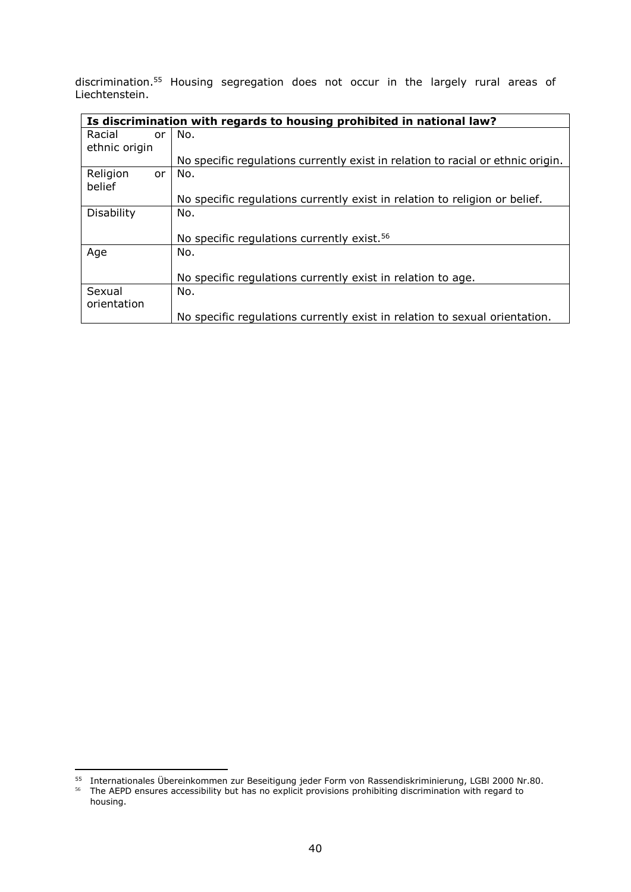discrimination.[55] Housing segregation does not occur in the largely rural areas of Liechtenstein.

| Is discrimination with regards to housing prohibited in national law? | |
|---|---|
| Racial or ethnic origin | No.<br><br>No specific regulations currently exist in relation to racial or ethnic origin. |
| Religion or belief | No.<br><br>No specific regulations currently exist in relation to religion or belief. |
| Disability | No.<br><br>No specific regulations currently exist.[56] |
| Age | No.<br><br>No specific regulations currently exist in relation to age. |
| Sexual orientation | No.<br><br>No specific regulations currently exist in relation to sexual orientation. |

[55] Internationales Übereinkommen zur Beseitigung jeder Form von Rassendiskriminierung, LGBl 2000 Nr.80.

[56] The AEPD ensures accessibility but has no explicit provisions prohibiting discrimination with regard to housing.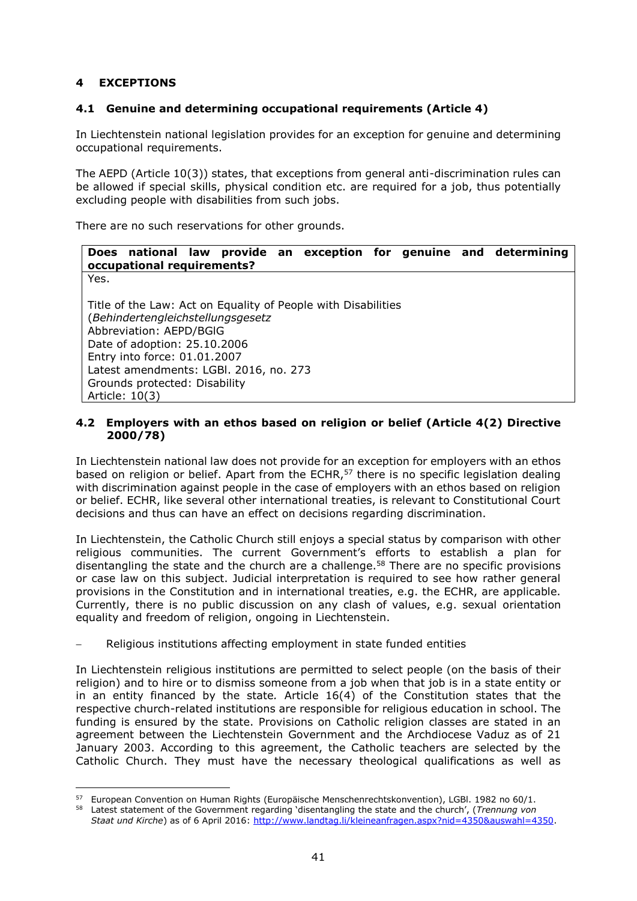## 4 EXCEPTIONS

### 4.1 Genuine and determining occupational requirements (Article 4)

In Liechtenstein national legislation provides for an exception for genuine and determining occupational requirements.

The AEPD (Article 10(3)) states, that exceptions from general anti-discrimination rules can be allowed if special skills, physical condition etc. are required for a job, thus potentially excluding people with disabilities from such jobs.

There are no such reservations for other grounds.

| **Does national law provide an exception for genuine and determining occupational requirements?** |
|---|
| Yes.<br><br>Title of the Law: Act on Equality of People with Disabilities (*Behindertengleichstellungsgesetz*<br>Abbreviation: AEPD/BGlG<br>Date of adoption: 25.10.2006<br>Entry into force: 01.01.2007<br>Latest amendments: LGBl. 2016, no. 273<br>Grounds protected: Disability<br>Article: 10(3) |

### 4.2 Employers with an ethos based on religion or belief (Article 4(2) Directive 2000/78)

In Liechtenstein national law does not provide for an exception for employers with an ethos based on religion or belief. Apart from the ECHR,[57] there is no specific legislation dealing with discrimination against people in the case of employers with an ethos based on religion or belief. ECHR, like several other international treaties, is relevant to Constitutional Court decisions and thus can have an effect on decisions regarding discrimination.

In Liechtenstein, the Catholic Church still enjoys a special status by comparison with other religious communities. The current Government's efforts to establish a plan for disentangling the state and the church are a challenge.[58] There are no specific provisions or case law on this subject. Judicial interpretation is required to see how rather general provisions in the Constitution and in international treaties, e.g. the ECHR, are applicable. Currently, there is no public discussion on any clash of values, e.g. sexual orientation equality and freedom of religion, ongoing in Liechtenstein.

- Religious institutions affecting employment in state funded entities

In Liechtenstein religious institutions are permitted to select people (on the basis of their religion) and to hire or to dismiss someone from a job when that job is in a state entity or in an entity financed by the state. Article 16(4) of the Constitution states that the respective church-related institutions are responsible for religious education in school. The funding is ensured by the state. Provisions on Catholic religion classes are stated in an agreement between the Liechtenstein Government and the Archdiocese Vaduz as of 21 January 2003. According to this agreement, the Catholic teachers are selected by the Catholic Church. They must have the necessary theological qualifications as well as

[57] European Convention on Human Rights (Europäische Menschenrechtskonvention), LGBl. 1982 no 60/1.

[58] Latest statement of the Government regarding 'disentangling the state and the church', (*Trennung von Staat und Kirche*) as of 6 April 2016: http://www.landtag.li/kleineanfragen.aspx?nid=4350&auswahl=4350.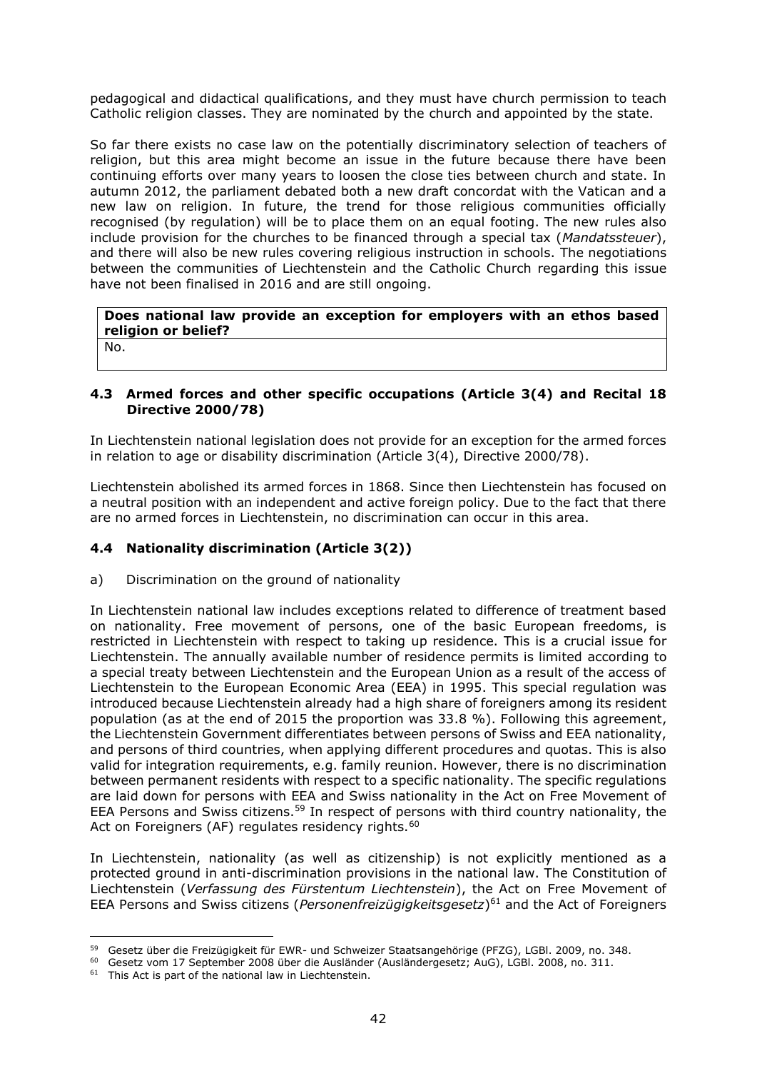pedagogical and didactical qualifications, and they must have church permission to teach Catholic religion classes. They are nominated by the church and appointed by the state.

So far there exists no case law on the potentially discriminatory selection of teachers of religion, but this area might become an issue in the future because there have been continuing efforts over many years to loosen the close ties between church and state. In autumn 2012, the parliament debated both a new draft concordat with the Vatican and a new law on religion. In future, the trend for those religious communities officially recognised (by regulation) will be to place them on an equal footing. The new rules also include provision for the churches to be financed through a special tax (*Mandatssteuer*), and there will also be new rules covering religious instruction in schools. The negotiations between the communities of Liechtenstein and the Catholic Church regarding this issue have not been finalised in 2016 and are still ongoing.

| **Does national law provide an exception for employers with an ethos based religion or belief?** |
|---|
| No. |

### 4.3 Armed forces and other specific occupations (Article 3(4) and Recital 18 Directive 2000/78)

In Liechtenstein national legislation does not provide for an exception for the armed forces in relation to age or disability discrimination (Article 3(4), Directive 2000/78).

Liechtenstein abolished its armed forces in 1868. Since then Liechtenstein has focused on a neutral position with an independent and active foreign policy. Due to the fact that there are no armed forces in Liechtenstein, no discrimination can occur in this area.

### 4.4 Nationality discrimination (Article 3(2))

a) Discrimination on the ground of nationality

In Liechtenstein national law includes exceptions related to difference of treatment based on nationality. Free movement of persons, one of the basic European freedoms, is restricted in Liechtenstein with respect to taking up residence. This is a crucial issue for Liechtenstein. The annually available number of residence permits is limited according to a special treaty between Liechtenstein and the European Union as a result of the access of Liechtenstein to the European Economic Area (EEA) in 1995. This special regulation was introduced because Liechtenstein already had a high share of foreigners among its resident population (as at the end of 2015 the proportion was 33.8 %). Following this agreement, the Liechtenstein Government differentiates between persons of Swiss and EEA nationality, and persons of third countries, when applying different procedures and quotas. This is also valid for integration requirements, e.g. family reunion. However, there is no discrimination between permanent residents with respect to a specific nationality. The specific regulations are laid down for persons with EEA and Swiss nationality in the Act on Free Movement of EEA Persons and Swiss citizens.[59] In respect of persons with third country nationality, the Act on Foreigners (AF) regulates residency rights.[60]

In Liechtenstein, nationality (as well as citizenship) is not explicitly mentioned as a protected ground in anti-discrimination provisions in the national law. The Constitution of Liechtenstein (*Verfassung des Fürstentum Liechtenstein*), the Act on Free Movement of EEA Persons and Swiss citizens (*Personenfreizügigkeitsgesetz*)[61] and the Act of Foreigners

---

[59] Gesetz über die Freizügigkeit für EWR- und Schweizer Staatsangehörige (PFZG), LGBl. 2009, no. 348.

[60] Gesetz vom 17 September 2008 über die Ausländer (Ausländergesetz; AuG), LGBl. 2008, no. 311.

[61] This Act is part of the national law in Liechtenstein.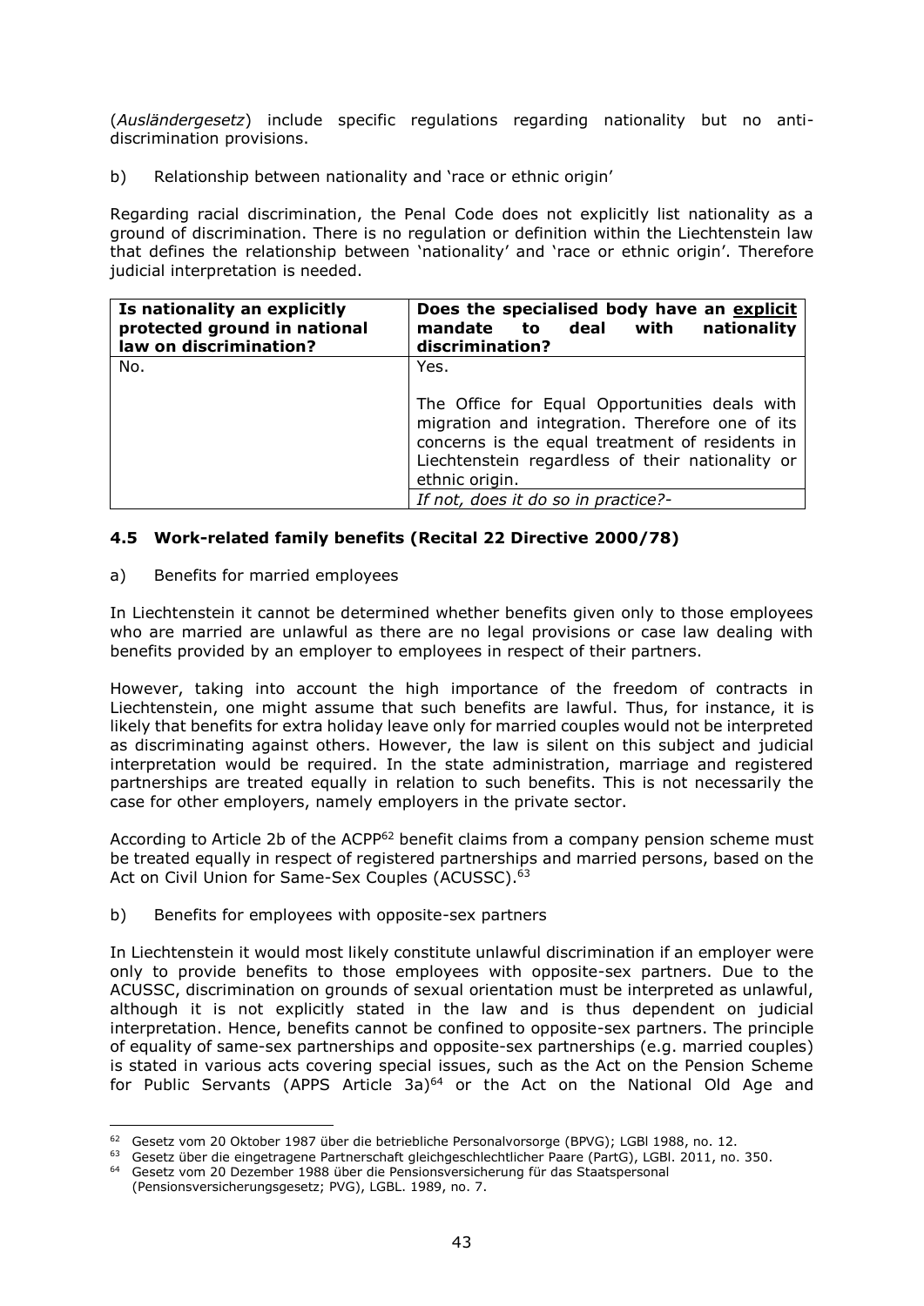(*Ausländergesetz*) include specific regulations regarding nationality but no anti-discrimination provisions.

b) Relationship between nationality and 'race or ethnic origin'

Regarding racial discrimination, the Penal Code does not explicitly list nationality as a ground of discrimination. There is no regulation or definition within the Liechtenstein law that defines the relationship between 'nationality' and 'race or ethnic origin'. Therefore judicial interpretation is needed.

| **Is nationality an explicitly protected ground in national law on discrimination?** | **Does the specialised body have an explicit mandate to deal with nationality discrimination?** |
|---|---|
| No. | Yes.<br><br>The Office for Equal Opportunities deals with migration and integration. Therefore one of its concerns is the equal treatment of residents in Liechtenstein regardless of their nationality or ethnic origin. |
| | *If not, does it do so in practice?*- |

### 4.5 Work-related family benefits (Recital 22 Directive 2000/78)

a) Benefits for married employees

In Liechtenstein it cannot be determined whether benefits given only to those employees who are married are unlawful as there are no legal provisions or case law dealing with benefits provided by an employer to employees in respect of their partners.

However, taking into account the high importance of the freedom of contracts in Liechtenstein, one might assume that such benefits are lawful. Thus, for instance, it is likely that benefits for extra holiday leave only for married couples would not be interpreted as discriminating against others. However, the law is silent on this subject and judicial interpretation would be required. In the state administration, marriage and registered partnerships are treated equally in relation to such benefits. This is not necessarily the case for other employers, namely employers in the private sector.

According to Article 2b of the ACPP[62] benefit claims from a company pension scheme must be treated equally in respect of registered partnerships and married persons, based on the Act on Civil Union for Same-Sex Couples (ACUSSC).[63]

b) Benefits for employees with opposite-sex partners

In Liechtenstein it would most likely constitute unlawful discrimination if an employer were only to provide benefits to those employees with opposite-sex partners. Due to the ACUSSC, discrimination on grounds of sexual orientation must be interpreted as unlawful, although it is not explicitly stated in the law and is thus dependent on judicial interpretation. Hence, benefits cannot be confined to opposite-sex partners. The principle of equality of same-sex partnerships and opposite-sex partnerships (e.g. married couples) is stated in various acts covering special issues, such as the Act on the Pension Scheme for Public Servants (APPS Article 3a)[64] or the Act on the National Old Age and

---

[62] Gesetz vom 20 Oktober 1987 über die betriebliche Personalvorsorge (BPVG); LGBl 1988, no. 12.

[63] Gesetz über die eingetragene Partnerschaft gleichgeschlechtlicher Paare (PartG), LGBl. 2011, no. 350.

[64] Gesetz vom 20 Dezember 1988 über die Pensionsversicherung für das Staatspersonal (Pensionsversicherungsgesetz; PVG), LGBL. 1989, no. 7.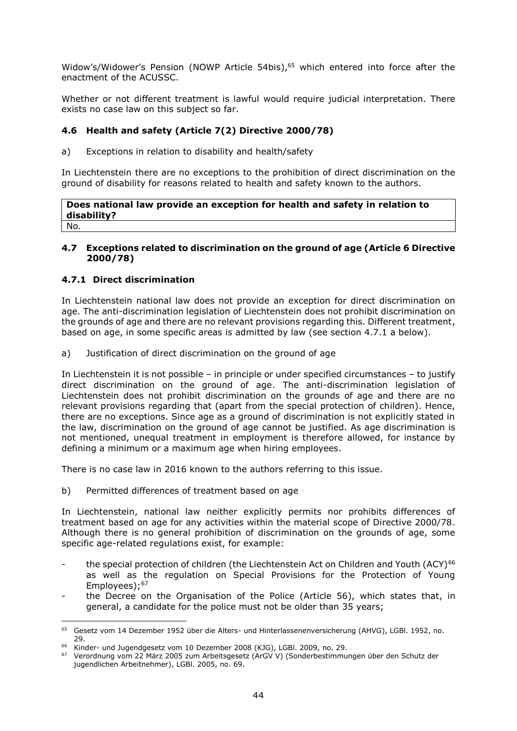Widow's/Widower's Pension (NOWP Article 54bis),[65] which entered into force after the enactment of the ACUSSC.

Whether or not different treatment is lawful would require judicial interpretation. There exists no case law on this subject so far.

### 4.6 Health and safety (Article 7(2) Directive 2000/78)

a) Exceptions in relation to disability and health/safety

In Liechtenstein there are no exceptions to the prohibition of direct discrimination on the ground of disability for reasons related to health and safety known to the authors.

| **Does national law provide an exception for health and safety in relation to disability?** |
|---|
| No. |

### 4.7 Exceptions related to discrimination on the ground of age (Article 6 Directive 2000/78)

#### 4.7.1 Direct discrimination

In Liechtenstein national law does not provide an exception for direct discrimination on age. The anti-discrimination legislation of Liechtenstein does not prohibit discrimination on the grounds of age and there are no relevant provisions regarding this. Different treatment, based on age, in some specific areas is admitted by law (see section 4.7.1 a below).

a) Justification of direct discrimination on the ground of age

In Liechtenstein it is not possible – in principle or under specified circumstances – to justify direct discrimination on the ground of age. The anti-discrimination legislation of Liechtenstein does not prohibit discrimination on the grounds of age and there are no relevant provisions regarding that (apart from the special protection of children). Hence, there are no exceptions. Since age as a ground of discrimination is not explicitly stated in the law, discrimination on the ground of age cannot be justified. As age discrimination is not mentioned, unequal treatment in employment is therefore allowed, for instance by defining a minimum or a maximum age when hiring employees.

There is no case law in 2016 known to the authors referring to this issue.

b) Permitted differences of treatment based on age

In Liechtenstein, national law neither explicitly permits nor prohibits differences of treatment based on age for any activities within the material scope of Directive 2000/78. Although there is no general prohibition of discrimination on the grounds of age, some specific age-related regulations exist, for example:

- the special protection of children (the Liechtenstein Act on Children and Youth (ACY)[66] as well as the regulation on Special Provisions for the Protection of Young Employees);[67]
- the Decree on the Organisation of the Police (Article 56), which states that, in general, a candidate for the police must not be older than 35 years;

---

[65] Gesetz vom 14 Dezember 1952 über die Alters- und Hinterlassenenversicherung (AHVG), LGBl. 1952, no. 29.

[66] Kinder- und Jugendgesetz vom 10 Dezember 2008 (KJG), LGBl. 2009, no. 29.

[67] Verordnung vom 22 März 2005 zum Arbeitsgesetz (ArGV V) (Sonderbestimmungen über den Schutz der jugendlichen Arbeitnehmer), LGBl. 2005, no. 69.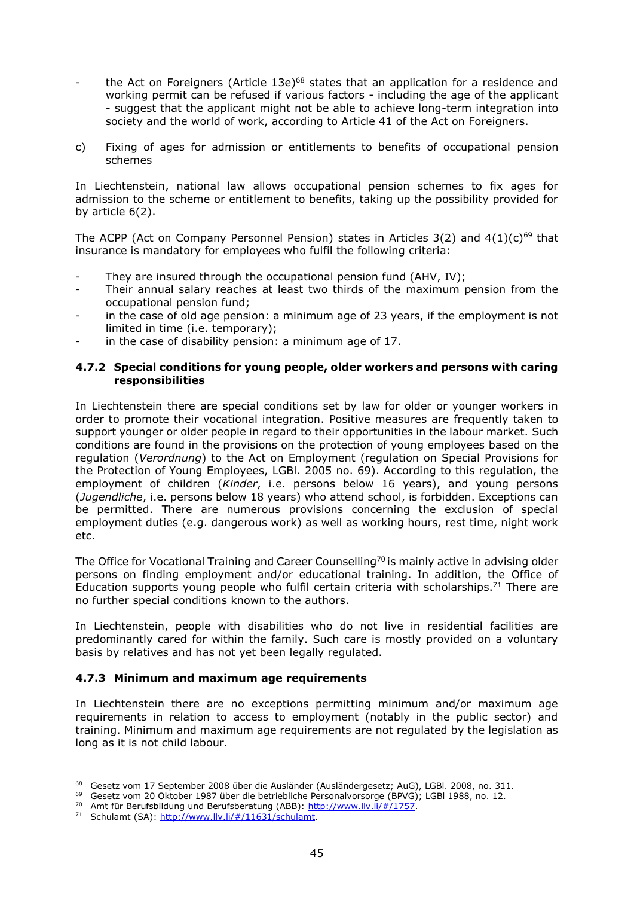- the Act on Foreigners (Article 13e)[68] states that an application for a residence and working permit can be refused if various factors - including the age of the applicant - suggest that the applicant might not be able to achieve long-term integration into society and the world of work, according to Article 41 of the Act on Foreigners.

c) Fixing of ages for admission or entitlements to benefits of occupational pension schemes

In Liechtenstein, national law allows occupational pension schemes to fix ages for admission to the scheme or entitlement to benefits, taking up the possibility provided for by article 6(2).

The ACPP (Act on Company Personnel Pension) states in Articles 3(2) and 4(1)(c)[69] that insurance is mandatory for employees who fulfil the following criteria:

- They are insured through the occupational pension fund (AHV, IV);
- Their annual salary reaches at least two thirds of the maximum pension from the occupational pension fund;
- in the case of old age pension: a minimum age of 23 years, if the employment is not limited in time (i.e. temporary);
- in the case of disability pension: a minimum age of 17.

### 4.7.2 Special conditions for young people, older workers and persons with caring responsibilities

In Liechtenstein there are special conditions set by law for older or younger workers in order to promote their vocational integration. Positive measures are frequently taken to support younger or older people in regard to their opportunities in the labour market. Such conditions are found in the provisions on the protection of young employees based on the regulation (*Verordnung*) to the Act on Employment (regulation on Special Provisions for the Protection of Young Employees, LGBl. 2005 no. 69). According to this regulation, the employment of children (*Kinder*, i.e. persons below 16 years), and young persons (*Jugendliche*, i.e. persons below 18 years) who attend school, is forbidden. Exceptions can be permitted. There are numerous provisions concerning the exclusion of special employment duties (e.g. dangerous work) as well as working hours, rest time, night work etc.

The Office for Vocational Training and Career Counselling[70] is mainly active in advising older persons on finding employment and/or educational training. In addition, the Office of Education supports young people who fulfil certain criteria with scholarships.[71] There are no further special conditions known to the authors.

In Liechtenstein, people with disabilities who do not live in residential facilities are predominantly cared for within the family. Such care is mostly provided on a voluntary basis by relatives and has not yet been legally regulated.

### 4.7.3 Minimum and maximum age requirements

In Liechtenstein there are no exceptions permitting minimum and/or maximum age requirements in relation to access to employment (notably in the public sector) and training. Minimum and maximum age requirements are not regulated by the legislation as long as it is not child labour.

---

[68] Gesetz vom 17 September 2008 über die Ausländer (Ausländergesetz; AuG), LGBl. 2008, no. 311.

[69] Gesetz vom 20 Oktober 1987 über die betriebliche Personalvorsorge (BPVG); LGBl 1988, no. 12.

[70] Amt für Berufsbildung und Berufsberatung (ABB): http://www.llv.li/#/1757.

[71] Schulamt (SA): http://www.llv.li/#/11631/schulamt.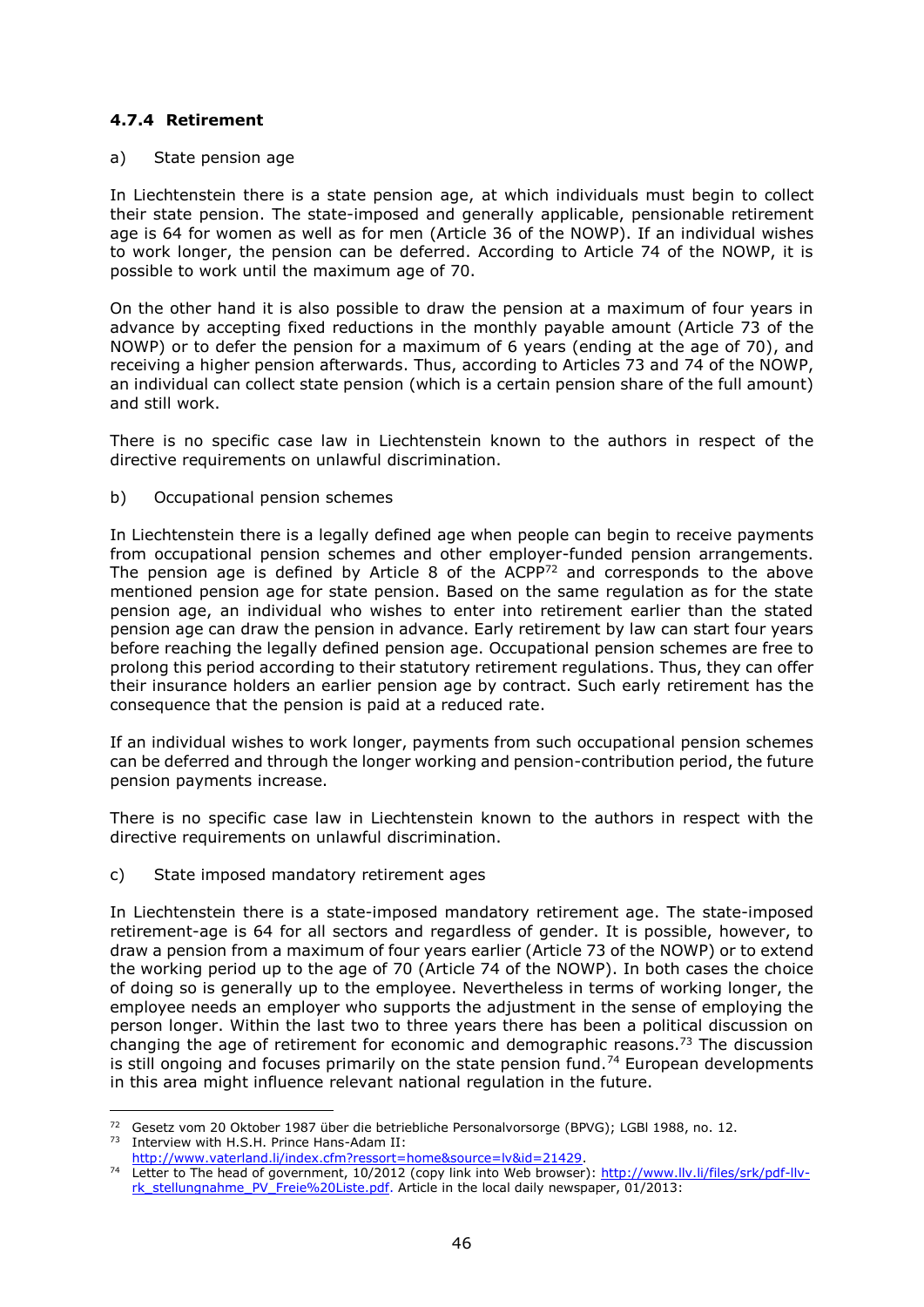### 4.7.4 Retirement

a) State pension age

In Liechtenstein there is a state pension age, at which individuals must begin to collect their state pension. The state-imposed and generally applicable, pensionable retirement age is 64 for women as well as for men (Article 36 of the NOWP). If an individual wishes to work longer, the pension can be deferred. According to Article 74 of the NOWP, it is possible to work until the maximum age of 70.

On the other hand it is also possible to draw the pension at a maximum of four years in advance by accepting fixed reductions in the monthly payable amount (Article 73 of the NOWP) or to defer the pension for a maximum of 6 years (ending at the age of 70), and receiving a higher pension afterwards. Thus, according to Articles 73 and 74 of the NOWP, an individual can collect state pension (which is a certain pension share of the full amount) and still work.

There is no specific case law in Liechtenstein known to the authors in respect of the directive requirements on unlawful discrimination.

b) Occupational pension schemes

In Liechtenstein there is a legally defined age when people can begin to receive payments from occupational pension schemes and other employer-funded pension arrangements. The pension age is defined by Article 8 of the ACPP[72] and corresponds to the above mentioned pension age for state pension. Based on the same regulation as for the state pension age, an individual who wishes to enter into retirement earlier than the stated pension age can draw the pension in advance. Early retirement by law can start four years before reaching the legally defined pension age. Occupational pension schemes are free to prolong this period according to their statutory retirement regulations. Thus, they can offer their insurance holders an earlier pension age by contract. Such early retirement has the consequence that the pension is paid at a reduced rate.

If an individual wishes to work longer, payments from such occupational pension schemes can be deferred and through the longer working and pension-contribution period, the future pension payments increase.

There is no specific case law in Liechtenstein known to the authors in respect with the directive requirements on unlawful discrimination.

c) State imposed mandatory retirement ages

In Liechtenstein there is a state-imposed mandatory retirement age. The state-imposed retirement-age is 64 for all sectors and regardless of gender. It is possible, however, to draw a pension from a maximum of four years earlier (Article 73 of the NOWP) or to extend the working period up to the age of 70 (Article 74 of the NOWP). In both cases the choice of doing so is generally up to the employee. Nevertheless in terms of working longer, the employee needs an employer who supports the adjustment in the sense of employing the person longer. Within the last two to three years there has been a political discussion on changing the age of retirement for economic and demographic reasons.[73] The discussion is still ongoing and focuses primarily on the state pension fund.[74] European developments in this area might influence relevant national regulation in the future.

---

[72] Gesetz vom 20 Oktober 1987 über die betriebliche Personalvorsorge (BPVG); LGBl 1988, no. 12.

[73] Interview with H.S.H. Prince Hans-Adam II: http://www.vaterland.li/index.cfm?ressort=home&source=lv&id=21429.

[74] Letter to The head of government, 10/2012 (copy link into Web browser): http://www.llv.li/files/srk/pdf-llv-rk_stellungnahme_PV_Freie%20Liste.pdf. Article in the local daily newspaper, 01/2013: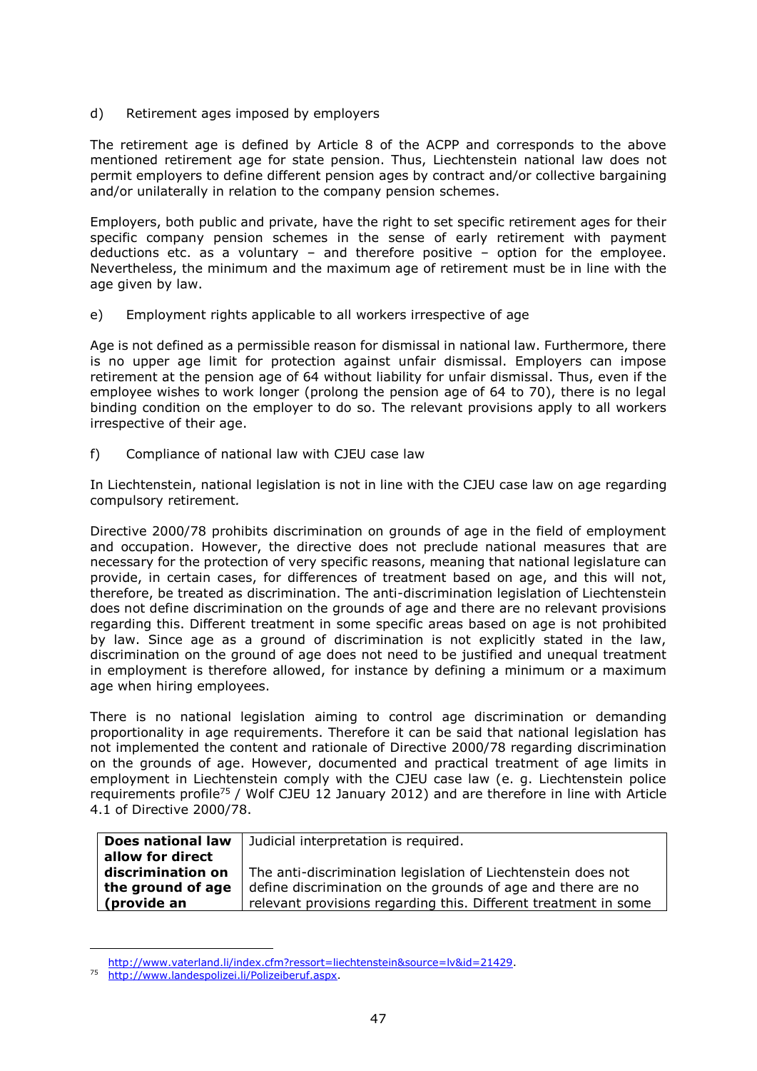d) Retirement ages imposed by employers

The retirement age is defined by Article 8 of the ACPP and corresponds to the above mentioned retirement age for state pension. Thus, Liechtenstein national law does not permit employers to define different pension ages by contract and/or collective bargaining and/or unilaterally in relation to the company pension schemes.

Employers, both public and private, have the right to set specific retirement ages for their specific company pension schemes in the sense of early retirement with payment deductions etc. as a voluntary – and therefore positive – option for the employee. Nevertheless, the minimum and the maximum age of retirement must be in line with the age given by law.

e) Employment rights applicable to all workers irrespective of age

Age is not defined as a permissible reason for dismissal in national law. Furthermore, there is no upper age limit for protection against unfair dismissal. Employers can impose retirement at the pension age of 64 without liability for unfair dismissal. Thus, even if the employee wishes to work longer (prolong the pension age of 64 to 70), there is no legal binding condition on the employer to do so. The relevant provisions apply to all workers irrespective of their age.

f) Compliance of national law with CJEU case law

In Liechtenstein, national legislation is not in line with the CJEU case law on age regarding compulsory retirement.

Directive 2000/78 prohibits discrimination on grounds of age in the field of employment and occupation. However, the directive does not preclude national measures that are necessary for the protection of very specific reasons, meaning that national legislature can provide, in certain cases, for differences of treatment based on age, and this will not, therefore, be treated as discrimination. The anti-discrimination legislation of Liechtenstein does not define discrimination on the grounds of age and there are no relevant provisions regarding this. Different treatment in some specific areas based on age is not prohibited by law. Since age as a ground of discrimination is not explicitly stated in the law, discrimination on the ground of age does not need to be justified and unequal treatment in employment is therefore allowed, for instance by defining a minimum or a maximum age when hiring employees.

There is no national legislation aiming to control age discrimination or demanding proportionality in age requirements. Therefore it can be said that national legislation has not implemented the content and rationale of Directive 2000/78 regarding discrimination on the grounds of age. However, documented and practical treatment of age limits in employment in Liechtenstein comply with the CJEU case law (e. g. Liechtenstein police requirements profile[75] / Wolf CJEU 12 January 2012) and are therefore in line with Article 4.1 of Directive 2000/78.

| **Does national law allow for direct discrimination on the ground of age (provide an** | Judicial interpretation is required.<br><br>The anti-discrimination legislation of Liechtenstein does not define discrimination on the grounds of age and there are no relevant provisions regarding this. Different treatment in some |
|---|---|

http://www.vaterland.li/index.cfm?ressort=liechtenstein&source=lv&id=21429.

[75] http://www.landespolizei.li/Polizeiberuf.aspx.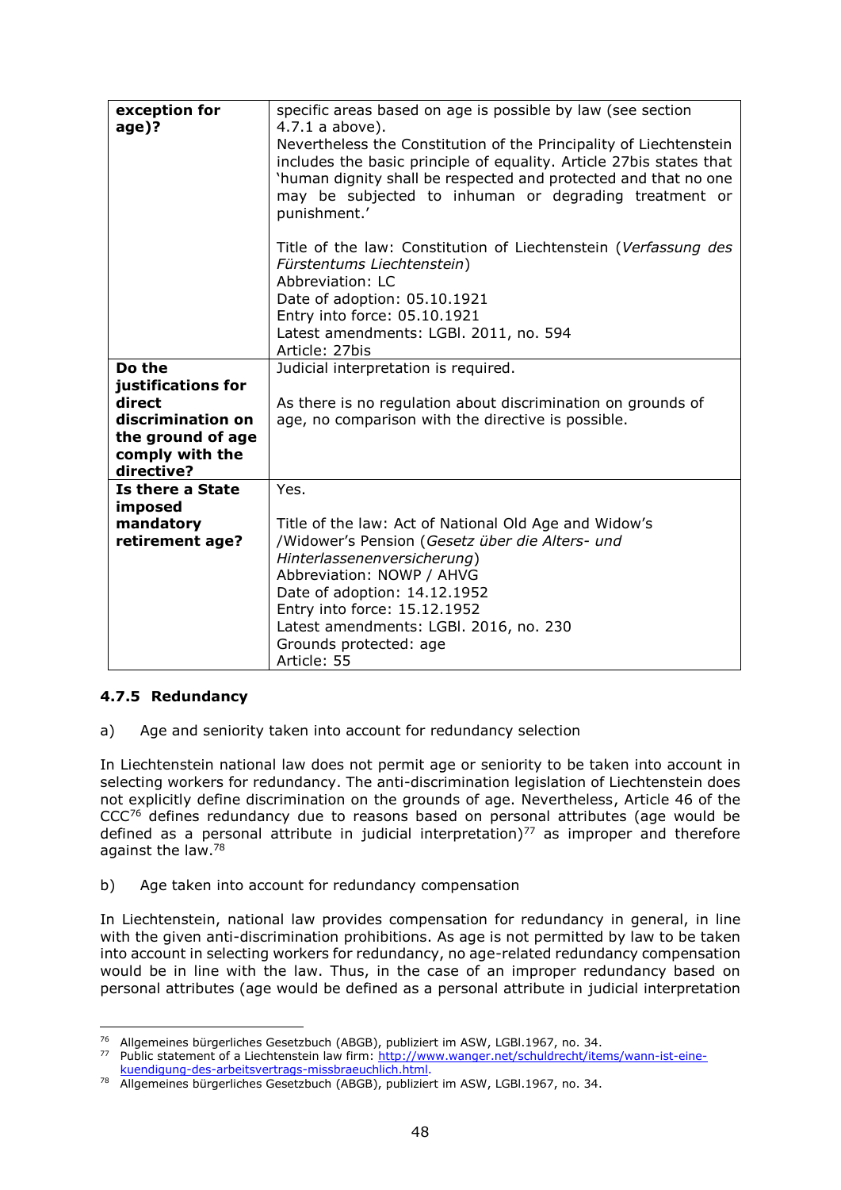| exception for age)? | specific areas based on age is possible by law (see section 4.7.1 a above).<br>Nevertheless the Constitution of the Principality of Liechtenstein includes the basic principle of equality. Article 27bis states that 'human dignity shall be respected and protected and that no one may be subjected to inhuman or degrading treatment or punishment.'<br><br>Title of the law: Constitution of Liechtenstein (*Verfassung des Fürstentums Liechtenstein*)<br>Abbreviation: LC<br>Date of adoption: 05.10.1921<br>Entry into force: 05.10.1921<br>Latest amendments: LGBl. 2011, no. 594<br>Article: 27bis |
|---|---|
| **Do the justifications for direct discrimination on the ground of age comply with the directive?** | Judicial interpretation is required.<br><br>As there is no regulation about discrimination on grounds of age, no comparison with the directive is possible. |
| **Is there a State imposed mandatory retirement age?** | Yes.<br><br>Title of the law: Act of National Old Age and Widow's /Widower's Pension (*Gesetz über die Alters- und Hinterlassenenversicherung*)<br>Abbreviation: NOWP / AHVG<br>Date of adoption: 14.12.1952<br>Entry into force: 15.12.1952<br>Latest amendments: LGBl. 2016, no. 230<br>Grounds protected: age<br>Article: 55 |

### 4.7.5 Redundancy

a) Age and seniority taken into account for redundancy selection

In Liechtenstein national law does not permit age or seniority to be taken into account in selecting workers for redundancy. The anti-discrimination legislation of Liechtenstein does not explicitly define discrimination on the grounds of age. Nevertheless, Article 46 of the CCC[76] defines redundancy due to reasons based on personal attributes (age would be defined as a personal attribute in judicial interpretation)[77] as improper and therefore against the law.[78]

b) Age taken into account for redundancy compensation

In Liechtenstein, national law provides compensation for redundancy in general, in line with the given anti-discrimination prohibitions. As age is not permitted by law to be taken into account in selecting workers for redundancy, no age-related redundancy compensation would be in line with the law. Thus, in the case of an improper redundancy based on personal attributes (age would be defined as a personal attribute in judicial interpretation

---

[76] Allgemeines bürgerliches Gesetzbuch (ABGB), publiziert im ASW, LGBl.1967, no. 34.

[77] Public statement of a Liechtenstein law firm: http://www.wanger.net/schuldrecht/items/wann-ist-eine-kuendigung-des-arbeitsvertrags-missbraeuchlich.html.

[78] Allgemeines bürgerliches Gesetzbuch (ABGB), publiziert im ASW, LGBl.1967, no. 34.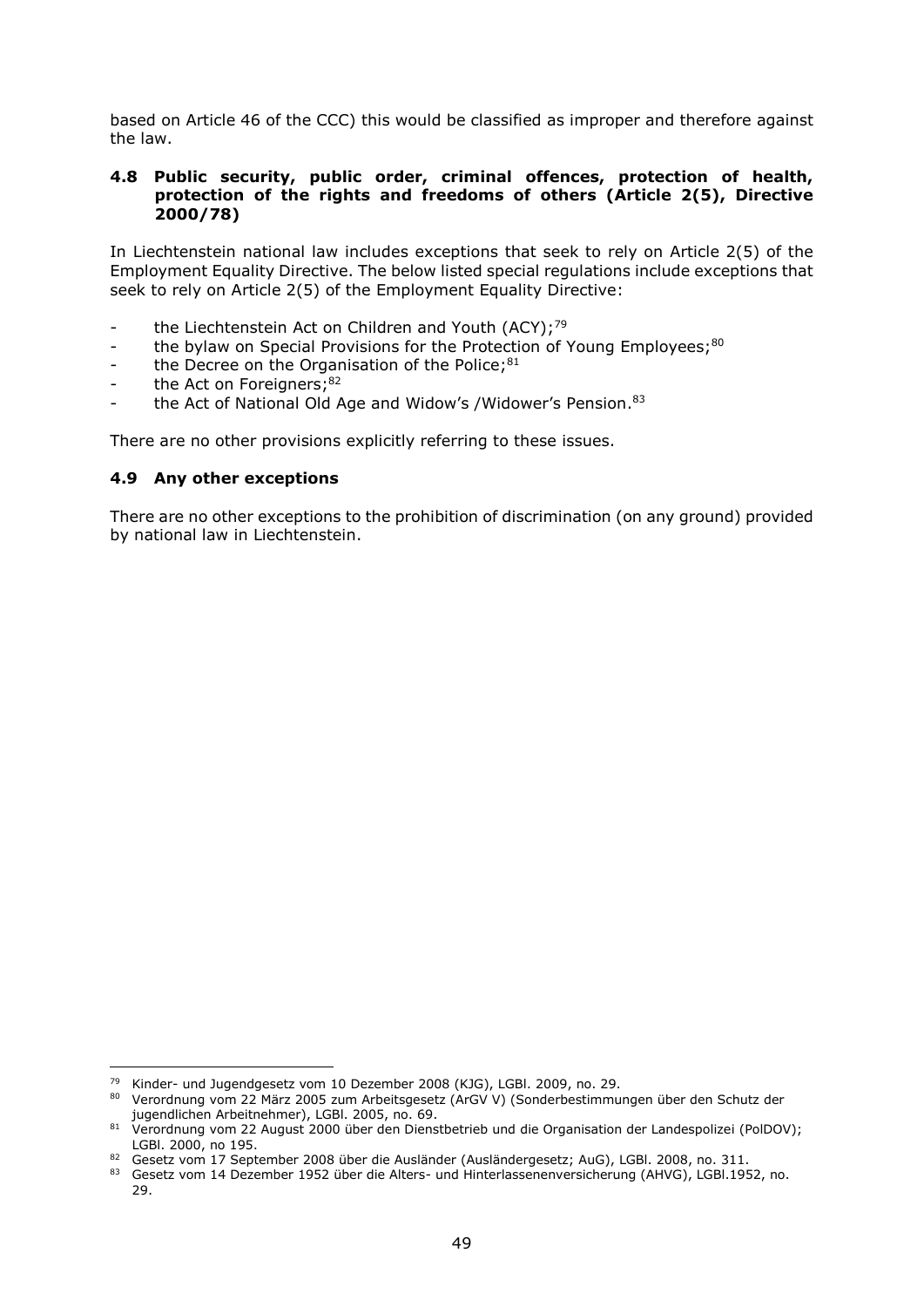based on Article 46 of the CCC) this would be classified as improper and therefore against the law.

### 4.8 Public security, public order, criminal offences, protection of health, protection of the rights and freedoms of others (Article 2(5), Directive 2000/78)

In Liechtenstein national law includes exceptions that seek to rely on Article 2(5) of the Employment Equality Directive. The below listed special regulations include exceptions that seek to rely on Article 2(5) of the Employment Equality Directive:

- the Liechtenstein Act on Children and Youth (ACY);[79]
- the bylaw on Special Provisions for the Protection of Young Employees;[80]
- the Decree on the Organisation of the Police;[81]
- the Act on Foreigners;[82]
- the Act of National Old Age and Widow's /Widower's Pension.[83]

There are no other provisions explicitly referring to these issues.

### 4.9 Any other exceptions

There are no other exceptions to the prohibition of discrimination (on any ground) provided by national law in Liechtenstein.

---

[79] Kinder- und Jugendgesetz vom 10 Dezember 2008 (KJG), LGBl. 2009, no. 29.

[80] Verordnung vom 22 März 2005 zum Arbeitsgesetz (ArGV V) (Sonderbestimmungen über den Schutz der jugendlichen Arbeitnehmer), LGBl. 2005, no. 69.

[81] Verordnung vom 22 August 2000 über den Dienstbetrieb und die Organisation der Landespolizei (PolDOV); LGBl. 2000, no 195.

[82] Gesetz vom 17 September 2008 über die Ausländer (Ausländergesetz; AuG), LGBl. 2008, no. 311.

[83] Gesetz vom 14 Dezember 1952 über die Alters- und Hinterlassenenversicherung (AHVG), LGBl.1952, no. 29.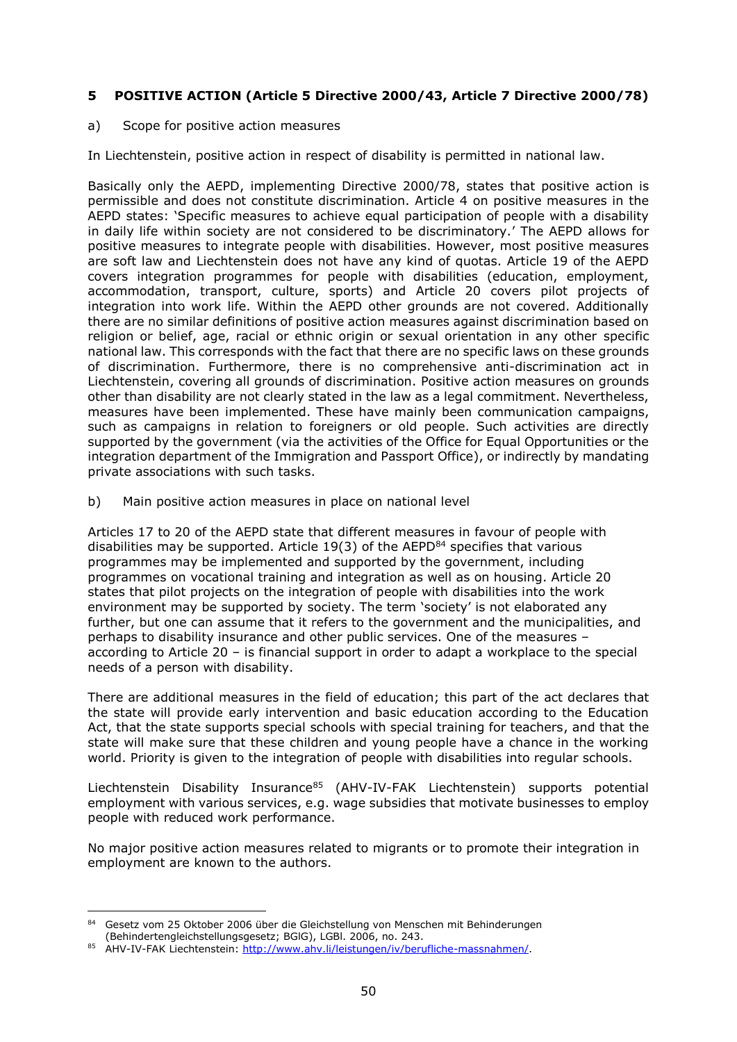## 5 POSITIVE ACTION (Article 5 Directive 2000/43, Article 7 Directive 2000/78)

a) Scope for positive action measures

In Liechtenstein, positive action in respect of disability is permitted in national law.

Basically only the AEPD, implementing Directive 2000/78, states that positive action is permissible and does not constitute discrimination. Article 4 on positive measures in the AEPD states: 'Specific measures to achieve equal participation of people with a disability in daily life within society are not considered to be discriminatory.' The AEPD allows for positive measures to integrate people with disabilities. However, most positive measures are soft law and Liechtenstein does not have any kind of quotas. Article 19 of the AEPD covers integration programmes for people with disabilities (education, employment, accommodation, transport, culture, sports) and Article 20 covers pilot projects of integration into work life. Within the AEPD other grounds are not covered. Additionally there are no similar definitions of positive action measures against discrimination based on religion or belief, age, racial or ethnic origin or sexual orientation in any other specific national law. This corresponds with the fact that there are no specific laws on these grounds of discrimination. Furthermore, there is no comprehensive anti-discrimination act in Liechtenstein, covering all grounds of discrimination. Positive action measures on grounds other than disability are not clearly stated in the law as a legal commitment. Nevertheless, measures have been implemented. These have mainly been communication campaigns, such as campaigns in relation to foreigners or old people. Such activities are directly supported by the government (via the activities of the Office for Equal Opportunities or the integration department of the Immigration and Passport Office), or indirectly by mandating private associations with such tasks.

b) Main positive action measures in place on national level

Articles 17 to 20 of the AEPD state that different measures in favour of people with disabilities may be supported. Article 19(3) of the AEPD[84] specifies that various programmes may be implemented and supported by the government, including programmes on vocational training and integration as well as on housing. Article 20 states that pilot projects on the integration of people with disabilities into the work environment may be supported by society. The term 'society' is not elaborated any further, but one can assume that it refers to the government and the municipalities, and perhaps to disability insurance and other public services. One of the measures – according to Article 20 – is financial support in order to adapt a workplace to the special needs of a person with disability.

There are additional measures in the field of education; this part of the act declares that the state will provide early intervention and basic education according to the Education Act, that the state supports special schools with special training for teachers, and that the state will make sure that these children and young people have a chance in the working world. Priority is given to the integration of people with disabilities into regular schools.

Liechtenstein Disability Insurance[85] (AHV-IV-FAK Liechtenstein) supports potential employment with various services, e.g. wage subsidies that motivate businesses to employ people with reduced work performance.

No major positive action measures related to migrants or to promote their integration in employment are known to the authors.

---

[84] Gesetz vom 25 Oktober 2006 über die Gleichstellung von Menschen mit Behinderungen (Behindertengleichstellungsgesetz; BGlG), LGBl. 2006, no. 243.

[85] AHV-IV-FAK Liechtenstein: http://www.ahv.li/leistungen/iv/berufliche-massnahmen/.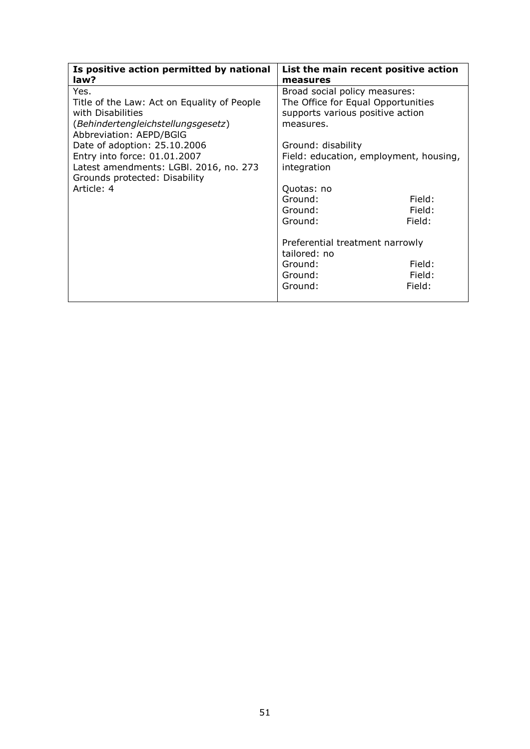| **Is positive action permitted by national law?** | **List the main recent positive action measures** |
| --- | --- |
| Yes.<br>Title of the Law: Act on Equality of People with Disabilities (*Behindertengleichstellungsgesetz*)<br>Abbreviation: AEPD/BGlG<br>Date of adoption: 25.10.2006<br>Entry into force: 01.01.2007<br>Latest amendments: LGBl. 2016, no. 273<br>Grounds protected: Disability<br>Article: 4 | Broad social policy measures:<br>The Office for Equal Opportunities supports various positive action measures.<br><br>Ground: disability<br>Field: education, employment, housing, integration<br><br>Quotas: no<br>Ground: Field:<br>Ground: Field:<br>Ground: Field:<br><br>Preferential treatment narrowly tailored: no<br>Ground: Field:<br>Ground: Field:<br>Ground: Field: |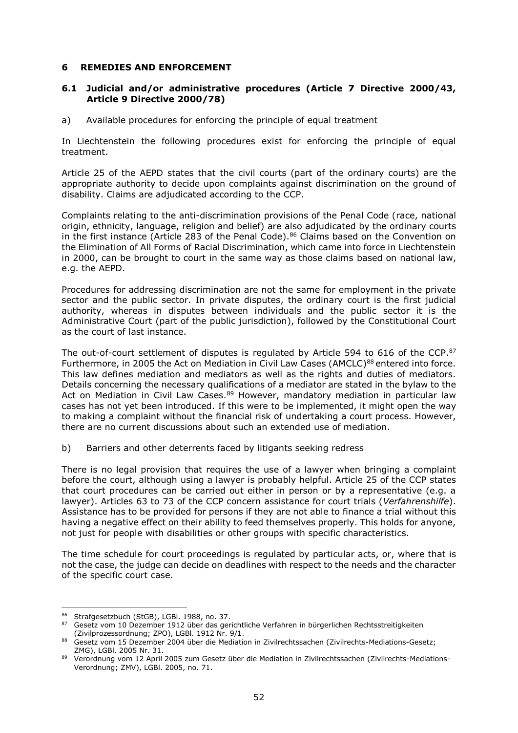## 6 REMEDIES AND ENFORCEMENT

### 6.1 Judicial and/or administrative procedures (Article 7 Directive 2000/43, Article 9 Directive 2000/78)

a) Available procedures for enforcing the principle of equal treatment

In Liechtenstein the following procedures exist for enforcing the principle of equal treatment.

Article 25 of the AEPD states that the civil courts (part of the ordinary courts) are the appropriate authority to decide upon complaints against discrimination on the ground of disability. Claims are adjudicated according to the CCP.

Complaints relating to the anti-discrimination provisions of the Penal Code (race, national origin, ethnicity, language, religion and belief) are also adjudicated by the ordinary courts in the first instance (Article 283 of the Penal Code).[86] Claims based on the Convention on the Elimination of All Forms of Racial Discrimination, which came into force in Liechtenstein in 2000, can be brought to court in the same way as those claims based on national law, e.g. the AEPD.

Procedures for addressing discrimination are not the same for employment in the private sector and the public sector. In private disputes, the ordinary court is the first judicial authority, whereas in disputes between individuals and the public sector it is the Administrative Court (part of the public jurisdiction), followed by the Constitutional Court as the court of last instance.

The out-of-court settlement of disputes is regulated by Article 594 to 616 of the CCP.[87] Furthermore, in 2005 the Act on Mediation in Civil Law Cases (AMCLC)[88] entered into force. This law defines mediation and mediators as well as the rights and duties of mediators. Details concerning the necessary qualifications of a mediator are stated in the bylaw to the Act on Mediation in Civil Law Cases.[89] However, mandatory mediation in particular law cases has not yet been introduced. If this were to be implemented, it might open the way to making a complaint without the financial risk of undertaking a court process. However, there are no current discussions about such an extended use of mediation.

b) Barriers and other deterrents faced by litigants seeking redress

There is no legal provision that requires the use of a lawyer when bringing a complaint before the court, although using a lawyer is probably helpful. Article 25 of the CCP states that court procedures can be carried out either in person or by a representative (e.g. a lawyer). Articles 63 to 73 of the CCP concern assistance for court trials (*Verfahrenshilfe*). Assistance has to be provided for persons if they are not able to finance a trial without this having a negative effect on their ability to feed themselves properly. This holds for anyone, not just for people with disabilities or other groups with specific characteristics.

The time schedule for court proceedings is regulated by particular acts, or, where that is not the case, the judge can decide on deadlines with respect to the needs and the character of the specific court case.

---

[86] Strafgesetzbuch (StGB), LGBl. 1988, no. 37.

[87] Gesetz vom 10 Dezember 1912 über das gerichtliche Verfahren in bürgerlichen Rechtsstreitigkeiten (Zivilprozessordnung; ZPO), LGBl. 1912 Nr. 9/1.

[88] Gesetz vom 15 Dezember 2004 über die Mediation in Zivilrechtssachen (Zivilrechts-Mediations-Gesetz; ZMG), LGBl. 2005 Nr. 31.

[89] Verordnung vom 12 April 2005 zum Gesetz über die Mediation in Zivilrechtssachen (Zivilrechts-Mediations-Verordnung; ZMV), LGBl. 2005, no. 71.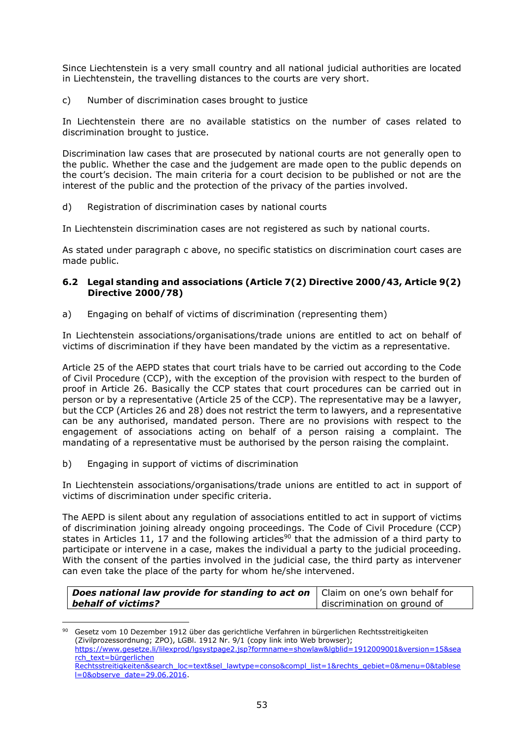Since Liechtenstein is a very small country and all national judicial authorities are located in Liechtenstein, the travelling distances to the courts are very short.

c) Number of discrimination cases brought to justice

In Liechtenstein there are no available statistics on the number of cases related to discrimination brought to justice.

Discrimination law cases that are prosecuted by national courts are not generally open to the public. Whether the case and the judgement are made open to the public depends on the court's decision. The main criteria for a court decision to be published or not are the interest of the public and the protection of the privacy of the parties involved.

d) Registration of discrimination cases by national courts

In Liechtenstein discrimination cases are not registered as such by national courts.

As stated under paragraph c above, no specific statistics on discrimination court cases are made public.

### 6.2 Legal standing and associations (Article 7(2) Directive 2000/43, Article 9(2) Directive 2000/78)

a) Engaging on behalf of victims of discrimination (representing them)

In Liechtenstein associations/organisations/trade unions are entitled to act on behalf of victims of discrimination if they have been mandated by the victim as a representative.

Article 25 of the AEPD states that court trials have to be carried out according to the Code of Civil Procedure (CCP), with the exception of the provision with respect to the burden of proof in Article 26. Basically the CCP states that court procedures can be carried out in person or by a representative (Article 25 of the CCP). The representative may be a lawyer, but the CCP (Articles 26 and 28) does not restrict the term to lawyers, and a representative can be any authorised, mandated person. There are no provisions with respect to the engagement of associations acting on behalf of a person raising a complaint. The mandating of a representative must be authorised by the person raising the complaint.

b) Engaging in support of victims of discrimination

In Liechtenstein associations/organisations/trade unions are entitled to act in support of victims of discrimination under specific criteria.

The AEPD is silent about any regulation of associations entitled to act in support of victims of discrimination joining already ongoing proceedings. The Code of Civil Procedure (CCP) states in Articles 11, 17 and the following articles[90] that the admission of a third party to participate or intervene in a case, makes the individual a party to the judicial proceeding. With the consent of the parties involved in the judicial case, the third party as intervener can even take the place of the party for whom he/she intervened.

| ***Does national law provide for standing to act on behalf of victims?*** | Claim on one's own behalf for discrimination on ground of |
|---|---|

[90] Gesetz vom 10 Dezember 1912 über das gerichtliche Verfahren in bürgerlichen Rechtsstreitigkeiten (Zivilprozessordnung; ZPO), LGBl. 1912 Nr. 9/1 (copy link into Web browser); https://www.gesetze.li/lilexprod/lgsystpage2.jsp?formname=showlaw&lgblid=1912009001&version=15&search_text=bürgerlichen Rechtsstreitigkeiten&search_loc=text&sel_lawtype=conso&compl_list=1&rechts_gebiet=0&menu=0&tablesel=0&observe_date=29.06.2016.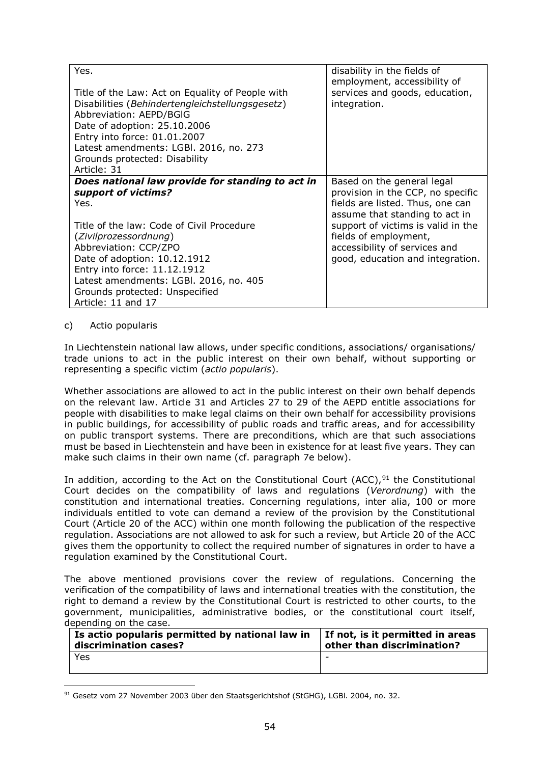| | |
|---|---|
| Yes.<br><br>Title of the Law: Act on Equality of People with Disabilities (*Behindertengleichstellungsgesetz*)<br>Abbreviation: AEPD/BGlG<br>Date of adoption: 25.10.2006<br>Entry into force: 01.01.2007<br>Latest amendments: LGBl. 2016, no. 273<br>Grounds protected: Disability<br>Article: 31 | disability in the fields of employment, accessibility of services and goods, education, integration. |
| ***Does national law provide for standing to act in support of victims?***<br>Yes.<br><br>Title of the law: Code of Civil Procedure (*Zivilprozessordnung*)<br>Abbreviation: CCP/ZPO<br>Date of adoption: 10.12.1912<br>Entry into force: 11.12.1912<br>Latest amendments: LGBl. 2016, no. 405<br>Grounds protected: Unspecified<br>Article: 11 and 17 | Based on the general legal provision in the CCP, no specific fields are listed. Thus, one can assume that standing to act in support of victims is valid in the fields of employment, accessibility of services and good, education and integration. |

c) Actio popularis

In Liechtenstein national law allows, under specific conditions, associations/ organisations/ trade unions to act in the public interest on their own behalf, without supporting or representing a specific victim (*actio popularis*).

Whether associations are allowed to act in the public interest on their own behalf depends on the relevant law. Article 31 and Articles 27 to 29 of the AEPD entitle associations for people with disabilities to make legal claims on their own behalf for accessibility provisions in public buildings, for accessibility of public roads and traffic areas, and for accessibility on public transport systems. There are preconditions, which are that such associations must be based in Liechtenstein and have been in existence for at least five years. They can make such claims in their own name (cf. paragraph 7e below).

In addition, according to the Act on the Constitutional Court (ACC),[91] the Constitutional Court decides on the compatibility of laws and regulations (*Verordnung*) with the constitution and international treaties. Concerning regulations, inter alia, 100 or more individuals entitled to vote can demand a review of the provision by the Constitutional Court (Article 20 of the ACC) within one month following the publication of the respective regulation. Associations are not allowed to ask for such a review, but Article 20 of the ACC gives them the opportunity to collect the required number of signatures in order to have a regulation examined by the Constitutional Court.

The above mentioned provisions cover the review of regulations. Concerning the verification of the compatibility of laws and international treaties with the constitution, the right to demand a review by the Constitutional Court is restricted to other courts, to the government, municipalities, administrative bodies, or the constitutional court itself, depending on the case.

| **Is actio popularis permitted by national law in discrimination cases?** | **If not, is it permitted in areas other than discrimination?** |
|---|---|
| Yes | - |

[91] Gesetz vom 27 November 2003 über den Staatsgerichtshof (StGHG), LGBl. 2004, no. 32.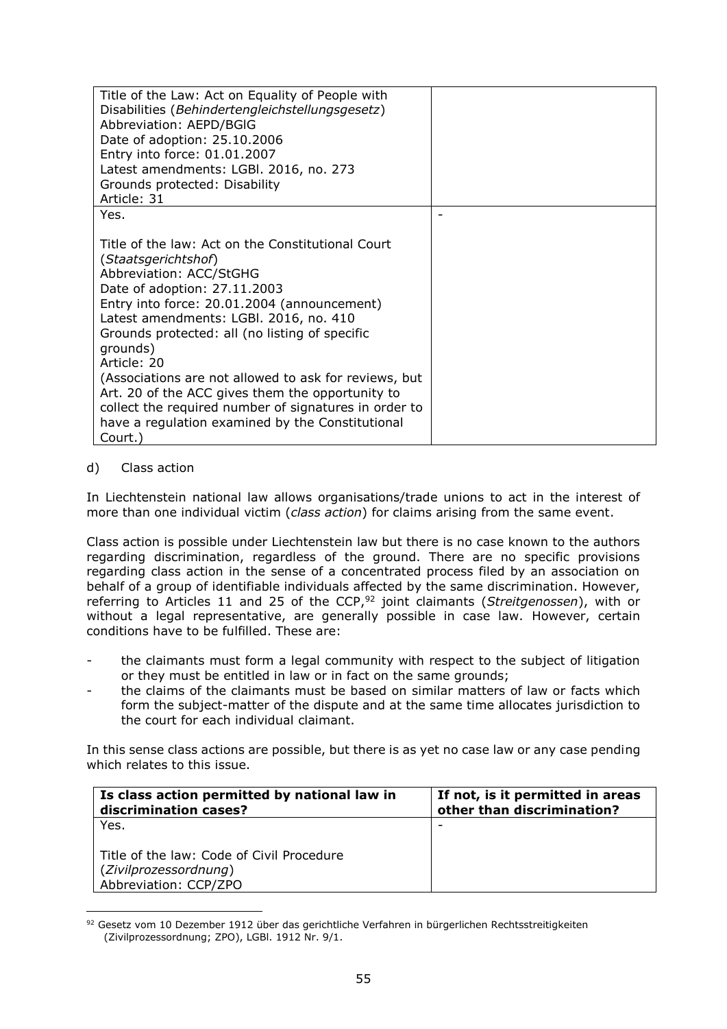| | |
|---|---|
| Title of the Law: Act on Equality of People with Disabilities (*Behindertengleichstellungsgesetz*)<br>Abbreviation: AEPD/BGlG<br>Date of adoption: 25.10.2006<br>Entry into force: 01.01.2007<br>Latest amendments: LGBl. 2016, no. 273<br>Grounds protected: Disability<br>Article: 31 | |
| Yes.<br><br>Title of the law: Act on the Constitutional Court (*Staatsgerichtshof*)<br>Abbreviation: ACC/StGHG<br>Date of adoption: 27.11.2003<br>Entry into force: 20.01.2004 (announcement)<br>Latest amendments: LGBl. 2016, no. 410<br>Grounds protected: all (no listing of specific grounds)<br>Article: 20<br>(Associations are not allowed to ask for reviews, but Art. 20 of the ACC gives them the opportunity to collect the required number of signatures in order to have a regulation examined by the Constitutional Court.) | - |

d) Class action

In Liechtenstein national law allows organisations/trade unions to act in the interest of more than one individual victim (*class action*) for claims arising from the same event.

Class action is possible under Liechtenstein law but there is no case known to the authors regarding discrimination, regardless of the ground. There are no specific provisions regarding class action in the sense of a concentrated process filed by an association on behalf of a group of identifiable individuals affected by the same discrimination. However, referring to Articles 11 and 25 of the CCP,[92] joint claimants (*Streitgenossen*), with or without a legal representative, are generally possible in case law. However, certain conditions have to be fulfilled. These are:

- the claimants must form a legal community with respect to the subject of litigation or they must be entitled in law or in fact on the same grounds;
- the claims of the claimants must be based on similar matters of law or facts which form the subject-matter of the dispute and at the same time allocates jurisdiction to the court for each individual claimant.

In this sense class actions are possible, but there is as yet no case law or any case pending which relates to this issue.

| **Is class action permitted by national law in discrimination cases?** | **If not, is it permitted in areas other than discrimination?** |
|---|---|
| Yes.<br><br>Title of the law: Code of Civil Procedure (*Zivilprozessordnung*)<br>Abbreviation: CCP/ZPO | - |

[92] Gesetz vom 10 Dezember 1912 über das gerichtliche Verfahren in bürgerlichen Rechtsstreitigkeiten (Zivilprozessordnung; ZPO), LGBl. 1912 Nr. 9/1.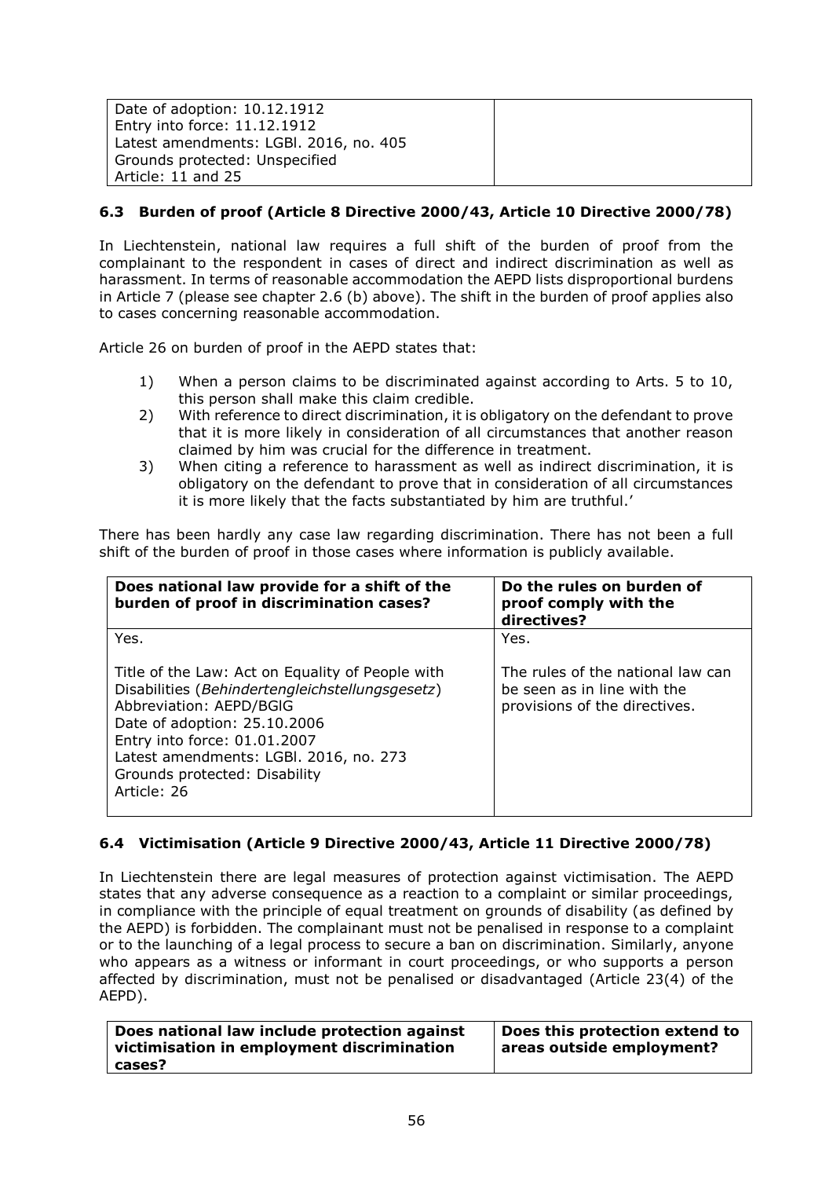| | |
|---|---|
| Date of adoption: 10.12.1912<br>Entry into force: 11.12.1912<br>Latest amendments: LGBl. 2016, no. 405<br>Grounds protected: Unspecified<br>Article: 11 and 25 | |

### 6.3 Burden of proof (Article 8 Directive 2000/43, Article 10 Directive 2000/78)

In Liechtenstein, national law requires a full shift of the burden of proof from the complainant to the respondent in cases of direct and indirect discrimination as well as harassment. In terms of reasonable accommodation the AEPD lists disproportional burdens in Article 7 (please see chapter 2.6 (b) above). The shift in the burden of proof applies also to cases concerning reasonable accommodation.

Article 26 on burden of proof in the AEPD states that:

1) When a person claims to be discriminated against according to Arts. 5 to 10, this person shall make this claim credible.
2) With reference to direct discrimination, it is obligatory on the defendant to prove that it is more likely in consideration of all circumstances that another reason claimed by him was crucial for the difference in treatment.
3) When citing a reference to harassment as well as indirect discrimination, it is obligatory on the defendant to prove that in consideration of all circumstances it is more likely that the facts substantiated by him are truthful.'

There has been hardly any case law regarding discrimination. There has not been a full shift of the burden of proof in those cases where information is publicly available.

| Does national law provide for a shift of the burden of proof in discrimination cases? | Do the rules on burden of proof comply with the directives? |
|---|---|
| Yes.<br><br>Title of the Law: Act on Equality of People with Disabilities (*Behindertengleichstellungsgesetz*)<br>Abbreviation: AEPD/BGlG<br>Date of adoption: 25.10.2006<br>Entry into force: 01.01.2007<br>Latest amendments: LGBl. 2016, no. 273<br>Grounds protected: Disability<br>Article: 26 | Yes.<br><br>The rules of the national law can be seen as in line with the provisions of the directives. |

### 6.4 Victimisation (Article 9 Directive 2000/43, Article 11 Directive 2000/78)

In Liechtenstein there are legal measures of protection against victimisation. The AEPD states that any adverse consequence as a reaction to a complaint or similar proceedings, in compliance with the principle of equal treatment on grounds of disability (as defined by the AEPD) is forbidden. The complainant must not be penalised in response to a complaint or to the launching of a legal process to secure a ban on discrimination. Similarly, anyone who appears as a witness or informant in court proceedings, or who supports a person affected by discrimination, must not be penalised or disadvantaged (Article 23(4) of the AEPD).

| Does national law include protection against victimisation in employment discrimination cases? | Does this protection extend to areas outside employment? |
|---|---|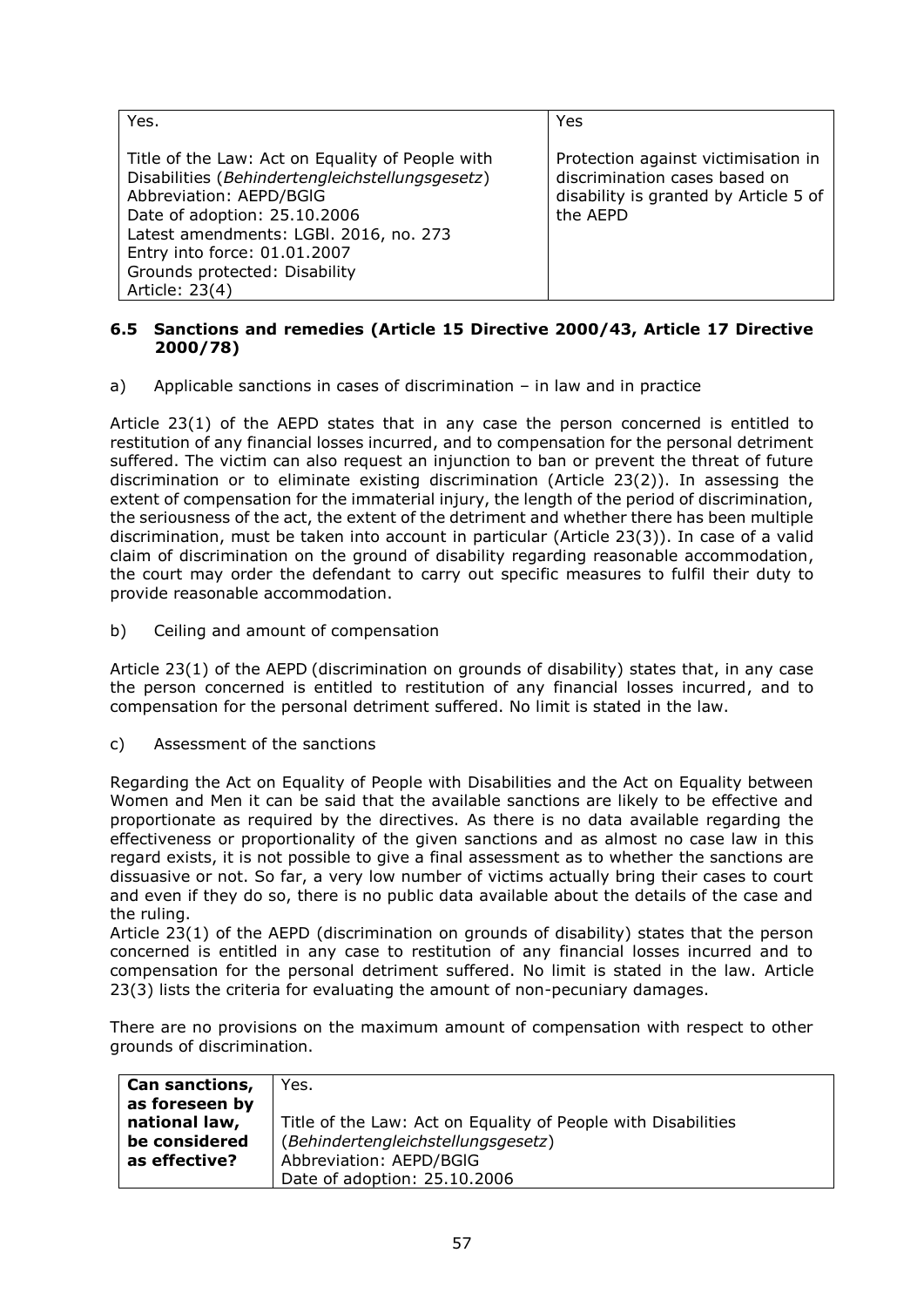| Yes. | Yes |
|---|---|
| Title of the Law: Act on Equality of People with Disabilities (*Behindertengleichstellungsgesetz*)<br>Abbreviation: AEPD/BGlG<br>Date of adoption: 25.10.2006<br>Latest amendments: LGBl. 2016, no. 273<br>Entry into force: 01.01.2007<br>Grounds protected: Disability<br>Article: 23(4) | Protection against victimisation in discrimination cases based on disability is granted by Article 5 of the AEPD |

### 6.5 Sanctions and remedies (Article 15 Directive 2000/43, Article 17 Directive 2000/78)

a) Applicable sanctions in cases of discrimination – in law and in practice

Article 23(1) of the AEPD states that in any case the person concerned is entitled to restitution of any financial losses incurred, and to compensation for the personal detriment suffered. The victim can also request an injunction to ban or prevent the threat of future discrimination or to eliminate existing discrimination (Article 23(2)). In assessing the extent of compensation for the immaterial injury, the length of the period of discrimination, the seriousness of the act, the extent of the detriment and whether there has been multiple discrimination, must be taken into account in particular (Article 23(3)). In case of a valid claim of discrimination on the ground of disability regarding reasonable accommodation, the court may order the defendant to carry out specific measures to fulfil their duty to provide reasonable accommodation.

b) Ceiling and amount of compensation

Article 23(1) of the AEPD (discrimination on grounds of disability) states that, in any case the person concerned is entitled to restitution of any financial losses incurred, and to compensation for the personal detriment suffered. No limit is stated in the law.

c) Assessment of the sanctions

Regarding the Act on Equality of People with Disabilities and the Act on Equality between Women and Men it can be said that the available sanctions are likely to be effective and proportionate as required by the directives. As there is no data available regarding the effectiveness or proportionality of the given sanctions and as almost no case law in this regard exists, it is not possible to give a final assessment as to whether the sanctions are dissuasive or not. So far, a very low number of victims actually bring their cases to court and even if they do so, there is no public data available about the details of the case and the ruling.
Article 23(1) of the AEPD (discrimination on grounds of disability) states that the person concerned is entitled in any case to restitution of any financial losses incurred and to compensation for the personal detriment suffered. No limit is stated in the law. Article 23(3) lists the criteria for evaluating the amount of non-pecuniary damages.

There are no provisions on the maximum amount of compensation with respect to other grounds of discrimination.

| **Can sanctions, as foreseen by national law, be considered as effective?** | Yes.<br><br>Title of the Law: Act on Equality of People with Disabilities (*Behindertengleichstellungsgesetz*)<br>Abbreviation: AEPD/BGlG<br>Date of adoption: 25.10.2006 |
|---|---|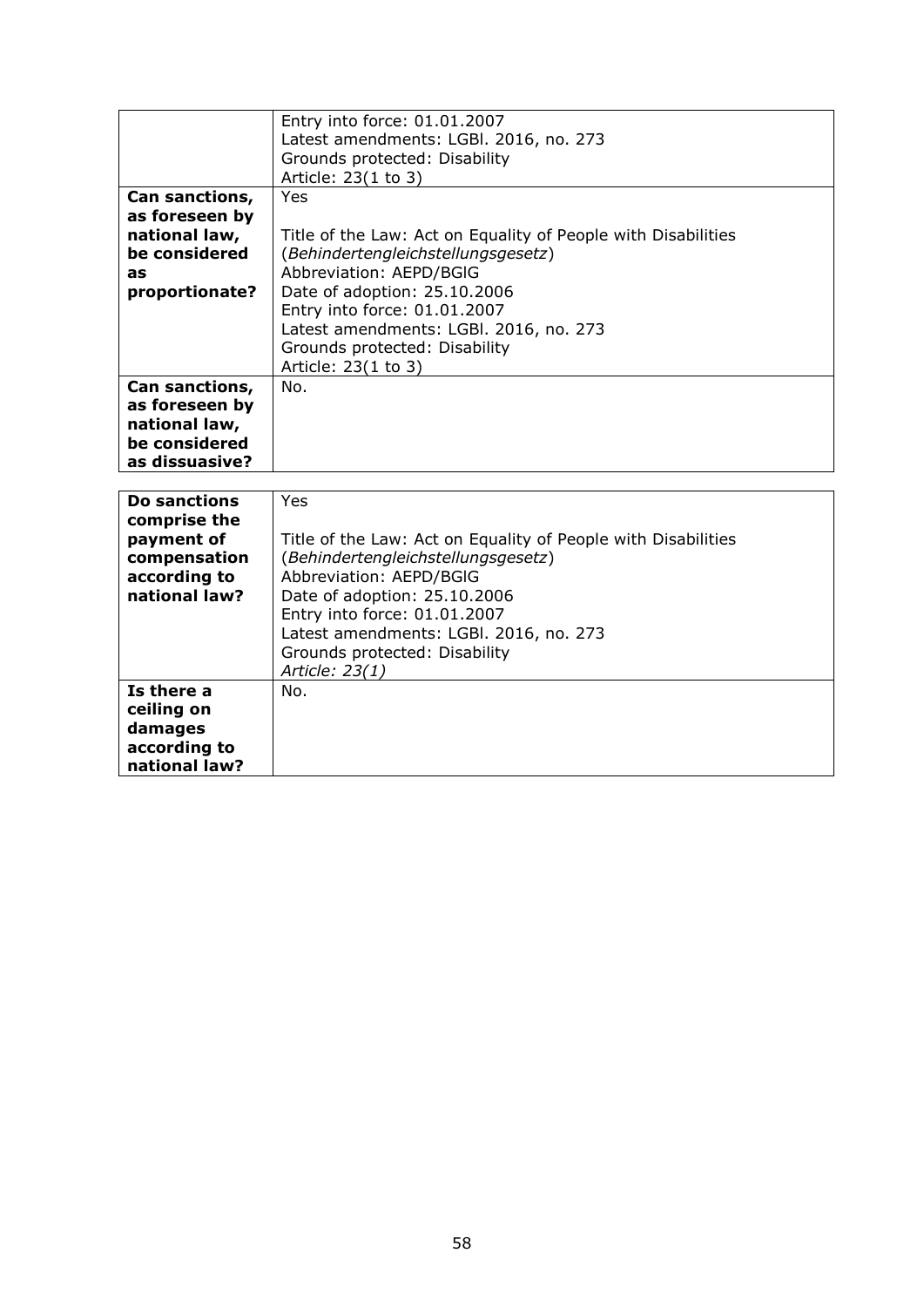| | |
|---|---|
| | Entry into force: 01.01.2007<br>Latest amendments: LGBl. 2016, no. 273<br>Grounds protected: Disability<br>Article: 23(1 to 3) |
| **Can sanctions, as foreseen by national law, be considered as proportionate?** | Yes<br><br>Title of the Law: Act on Equality of People with Disabilities (*Behindertengleichstellungsgesetz*)<br>Abbreviation: AEPD/BGlG<br>Date of adoption: 25.10.2006<br>Entry into force: 01.01.2007<br>Latest amendments: LGBl. 2016, no. 273<br>Grounds protected: Disability<br>Article: 23(1 to 3) |
| **Can sanctions, as foreseen by national law, be considered as dissuasive?** | No. |

| | |
|---|---|
| **Do sanctions comprise the payment of compensation according to national law?** | Yes<br><br>Title of the Law: Act on Equality of People with Disabilities (*Behindertengleichstellungsgesetz*)<br>Abbreviation: AEPD/BGlG<br>Date of adoption: 25.10.2006<br>Entry into force: 01.01.2007<br>Latest amendments: LGBl. 2016, no. 273<br>Grounds protected: Disability<br>*Article: 23(1)* |
| **Is there a ceiling on damages according to national law?** | No. |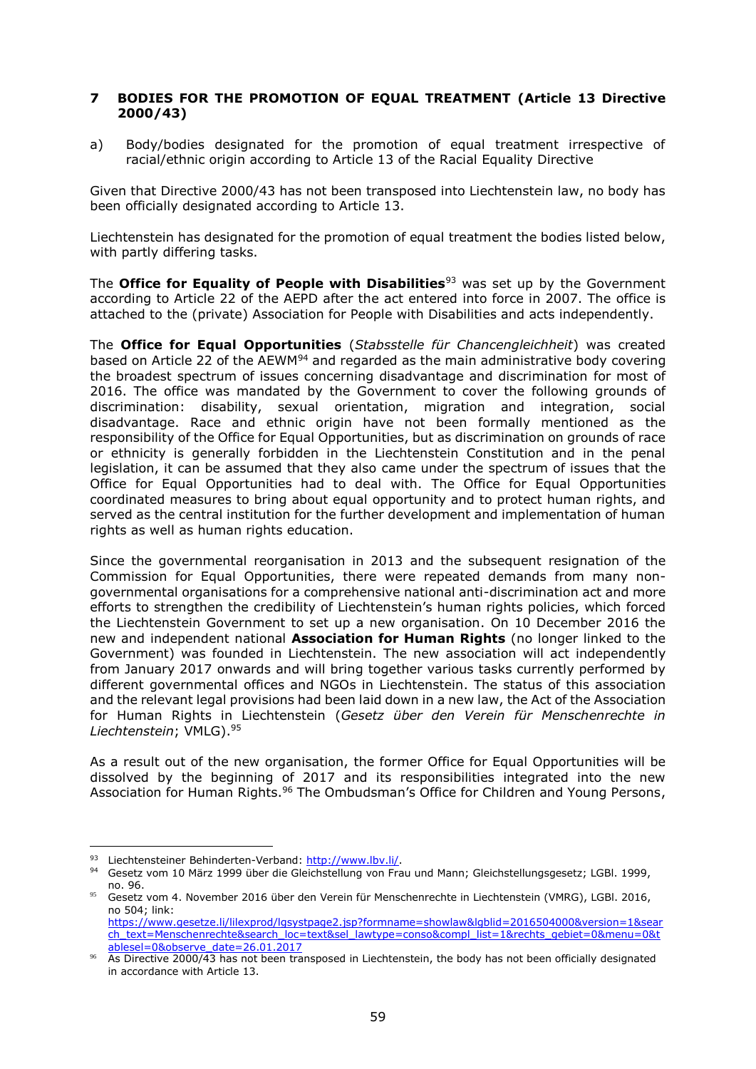## 7 BODIES FOR THE PROMOTION OF EQUAL TREATMENT (Article 13 Directive 2000/43)

a) Body/bodies designated for the promotion of equal treatment irrespective of racial/ethnic origin according to Article 13 of the Racial Equality Directive

Given that Directive 2000/43 has not been transposed into Liechtenstein law, no body has been officially designated according to Article 13.

Liechtenstein has designated for the promotion of equal treatment the bodies listed below, with partly differing tasks.

The **Office for Equality of People with Disabilities**[93] was set up by the Government according to Article 22 of the AEPD after the act entered into force in 2007. The office is attached to the (private) Association for People with Disabilities and acts independently.

The **Office for Equal Opportunities** (*Stabsstelle für Chancengleichheit*) was created based on Article 22 of the AEWM[94] and regarded as the main administrative body covering the broadest spectrum of issues concerning disadvantage and discrimination for most of 2016. The office was mandated by the Government to cover the following grounds of discrimination: disability, sexual orientation, migration and integration, social disadvantage. Race and ethnic origin have not been formally mentioned as the responsibility of the Office for Equal Opportunities, but as discrimination on grounds of race or ethnicity is generally forbidden in the Liechtenstein Constitution and in the penal legislation, it can be assumed that they also came under the spectrum of issues that the Office for Equal Opportunities had to deal with. The Office for Equal Opportunities coordinated measures to bring about equal opportunity and to protect human rights, and served as the central institution for the further development and implementation of human rights as well as human rights education.

Since the governmental reorganisation in 2013 and the subsequent resignation of the Commission for Equal Opportunities, there were repeated demands from many non-governmental organisations for a comprehensive national anti-discrimination act and more efforts to strengthen the credibility of Liechtenstein's human rights policies, which forced the Liechtenstein Government to set up a new organisation. On 10 December 2016 the new and independent national **Association for Human Rights** (no longer linked to the Government) was founded in Liechtenstein. The new association will act independently from January 2017 onwards and will bring together various tasks currently performed by different governmental offices and NGOs in Liechtenstein. The status of this association and the relevant legal provisions had been laid down in a new law, the Act of the Association for Human Rights in Liechtenstein (*Gesetz über den Verein für Menschenrechte in Liechtenstein*; VMLG).[95]

As a result out of the new organisation, the former Office for Equal Opportunities will be dissolved by the beginning of 2017 and its responsibilities integrated into the new Association for Human Rights.[96] The Ombudsman's Office for Children and Young Persons,

---

[93] Liechtensteiner Behinderten-Verband: http://www.lbv.li/.

[94] Gesetz vom 10 März 1999 über die Gleichstellung von Frau und Mann; Gleichstellungsgesetz; LGBl. 1999, no. 96.

[95] Gesetz vom 4. November 2016 über den Verein für Menschenrechte in Liechtenstein (VMRG), LGBl. 2016, no 504; link: https://www.gesetze.li/lilexprod/lgsystpage2.jsp?formname=showlaw&lgblid=2016504000&version=1&search_text=Menschenrechte&search_loc=text&sel_lawtype=conso&compl_list=1&rechts_gebiet=0&menu=0&tablesel=0&observe_date=26.01.2017

[96] As Directive 2000/43 has not been transposed in Liechtenstein, the body has not been officially designated in accordance with Article 13.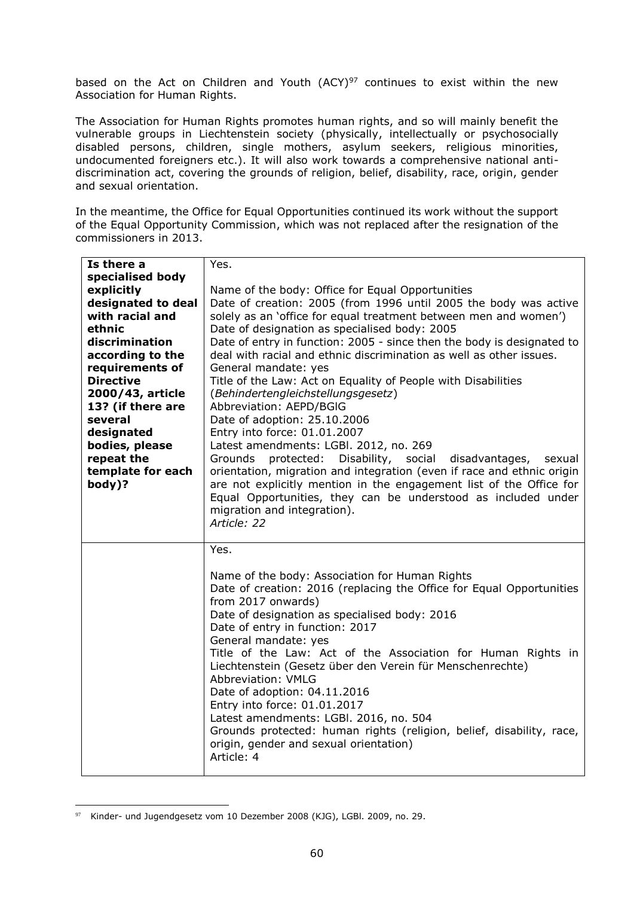based on the Act on Children and Youth (ACY)[97] continues to exist within the new Association for Human Rights.

The Association for Human Rights promotes human rights, and so will mainly benefit the vulnerable groups in Liechtenstein society (physically, intellectually or psychosocially disabled persons, children, single mothers, asylum seekers, religious minorities, undocumented foreigners etc.). It will also work towards a comprehensive national anti-discrimination act, covering the grounds of religion, belief, disability, race, origin, gender and sexual orientation.

In the meantime, the Office for Equal Opportunities continued its work without the support of the Equal Opportunity Commission, which was not replaced after the resignation of the commissioners in 2013.

| | |
|---|---|
| **Is there a specialised body explicitly designated to deal with racial and ethnic discrimination according to the requirements of Directive 2000/43, article 13? (if there are several designated bodies, please repeat the template for each body)?** | Yes.<br><br>Name of the body: Office for Equal Opportunities<br>Date of creation: 2005 (from 1996 until 2005 the body was active solely as an 'office for equal treatment between men and women')<br>Date of designation as specialised body: 2005<br>Date of entry in function: 2005 - since then the body is designated to deal with racial and ethnic discrimination as well as other issues.<br>General mandate: yes<br>Title of the Law: Act on Equality of People with Disabilities (*Behindertengleichstellungsgesetz*)<br>Abbreviation: AEPD/BGIG<br>Date of adoption: 25.10.2006<br>Entry into force: 01.01.2007<br>Latest amendments: LGBl. 2012, no. 269<br>Grounds protected: Disability, social disadvantages, sexual orientation, migration and integration (even if race and ethnic origin are not explicitly mention in the engagement list of the Office for Equal Opportunities, they can be understood as included under migration and integration).<br>*Article: 22* |
| | Yes.<br><br>Name of the body: Association for Human Rights<br>Date of creation: 2016 (replacing the Office for Equal Opportunities from 2017 onwards)<br>Date of designation as specialised body: 2016<br>Date of entry in function: 2017<br>General mandate: yes<br>Title of the Law: Act of the Association for Human Rights in Liechtenstein (Gesetz über den Verein für Menschenrechte)<br>Abbreviation: VMLG<br>Date of adoption: 04.11.2016<br>Entry into force: 01.01.2017<br>Latest amendments: LGBl. 2016, no. 504<br>Grounds protected: human rights (religion, belief, disability, race, origin, gender and sexual orientation)<br>Article: 4 |

[97] Kinder- und Jugendgesetz vom 10 Dezember 2008 (KJG), LGBl. 2009, no. 29.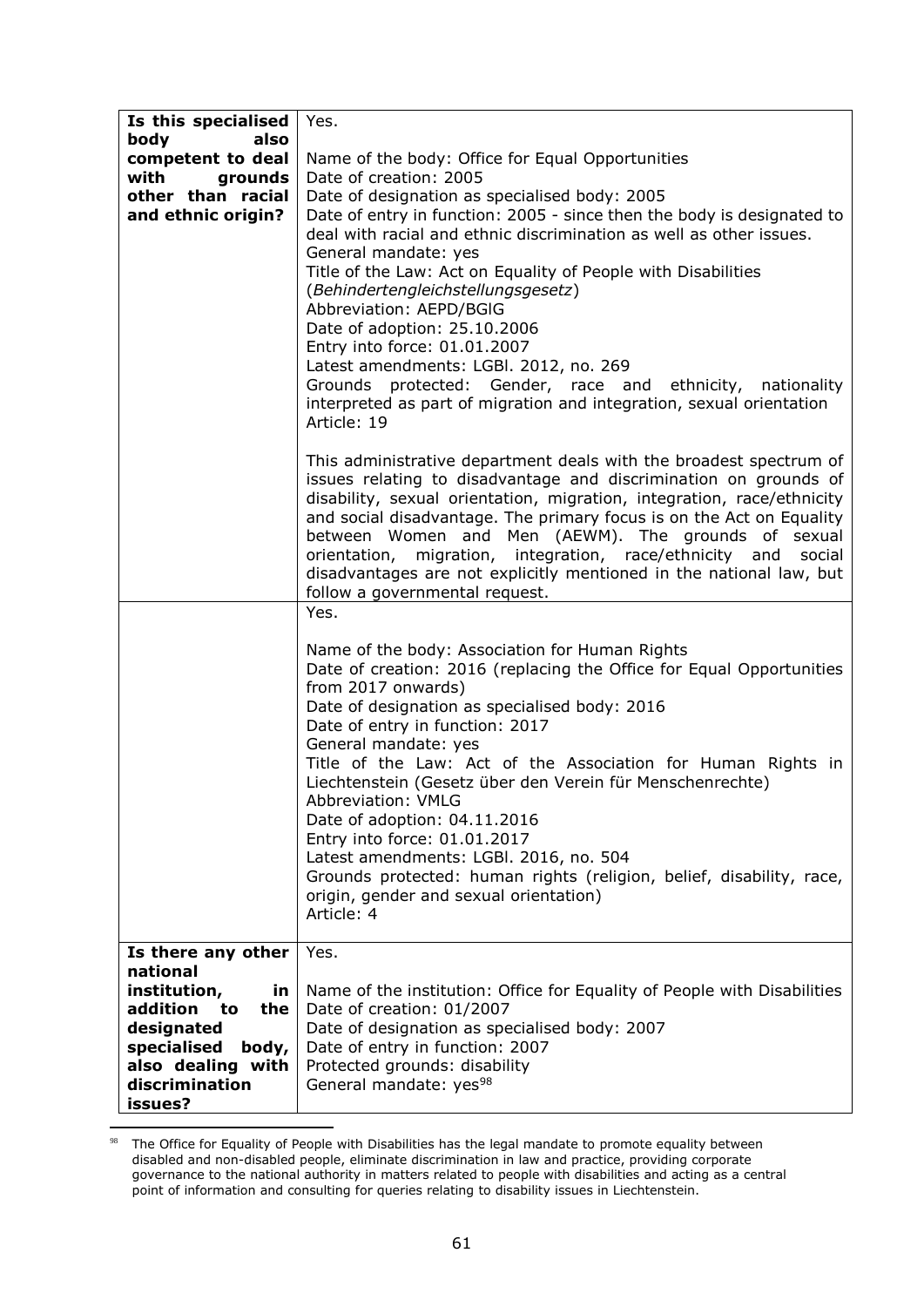| | |
|---|---|
| **Is this specialised body also competent to deal with grounds other than racial and ethnic origin?** | Yes.<br><br>Name of the body: Office for Equal Opportunities<br>Date of creation: 2005<br>Date of designation as specialised body: 2005<br>Date of entry in function: 2005 - since then the body is designated to deal with racial and ethnic discrimination as well as other issues.<br>General mandate: yes<br>Title of the Law: Act on Equality of People with Disabilities (*Behindertengleichstellungsgesetz*)<br>Abbreviation: AEPD/BGlG<br>Date of adoption: 25.10.2006<br>Entry into force: 01.01.2007<br>Latest amendments: LGBl. 2012, no. 269<br>Grounds protected: Gender, race and ethnicity, nationality interpreted as part of migration and integration, sexual orientation<br>Article: 19<br><br>This administrative department deals with the broadest spectrum of issues relating to disadvantage and discrimination on grounds of disability, sexual orientation, migration, integration, race/ethnicity and social disadvantage. The primary focus is on the Act on Equality between Women and Men (AEWM). The grounds of sexual orientation, migration, integration, race/ethnicity and social disadvantages are not explicitly mentioned in the national law, but follow a governmental request. |
| | Yes.<br><br>Name of the body: Association for Human Rights<br>Date of creation: 2016 (replacing the Office for Equal Opportunities from 2017 onwards)<br>Date of designation as specialised body: 2016<br>Date of entry in function: 2017<br>General mandate: yes<br>Title of the Law: Act of the Association for Human Rights in Liechtenstein (Gesetz über den Verein für Menschenrechte)<br>Abbreviation: VMLG<br>Date of adoption: 04.11.2016<br>Entry into force: 01.01.2017<br>Latest amendments: LGBl. 2016, no. 504<br>Grounds protected: human rights (religion, belief, disability, race, origin, gender and sexual orientation)<br>Article: 4 |
| **Is there any other national institution, in addition to the designated specialised body, also dealing with discrimination issues?** | Yes.<br><br>Name of the institution: Office for Equality of People with Disabilities<br>Date of creation: 01/2007<br>Date of designation as specialised body: 2007<br>Date of entry in function: 2007<br>Protected grounds: disability<br>General mandate: yes[98] |

[98] The Office for Equality of People with Disabilities has the legal mandate to promote equality between disabled and non-disabled people, eliminate discrimination in law and practice, providing corporate governance to the national authority in matters related to people with disabilities and acting as a central point of information and consulting for queries relating to disability issues in Liechtenstein.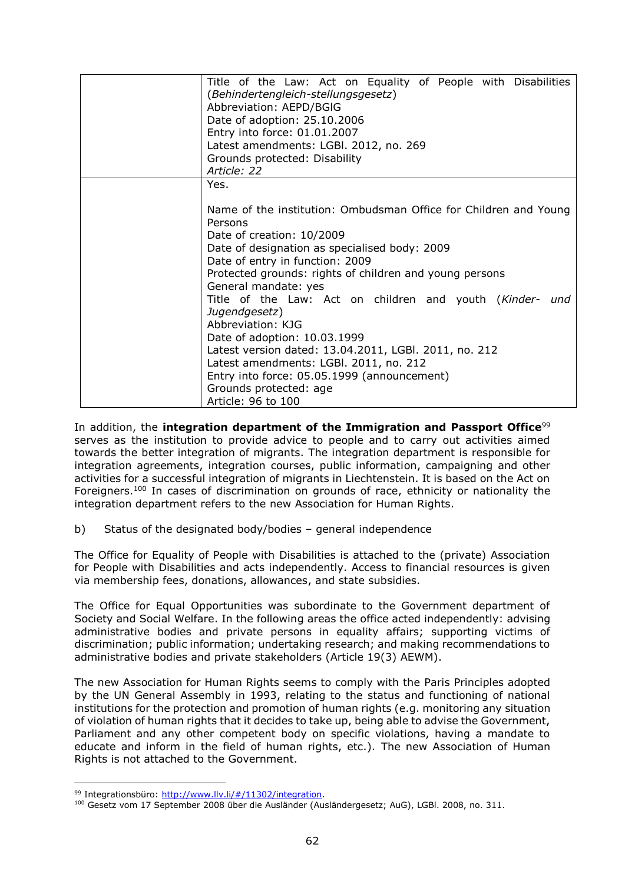| | |
|---|---|
| | Title of the Law: Act on Equality of People with Disabilities (*Behindertengleich-stellungsgesetz*)<br>Abbreviation: AEPD/BGlG<br>Date of adoption: 25.10.2006<br>Entry into force: 01.01.2007<br>Latest amendments: LGBl. 2012, no. 269<br>Grounds protected: Disability<br>*Article: 22* |
| | Yes.<br><br>Name of the institution: Ombudsman Office for Children and Young Persons<br>Date of creation: 10/2009<br>Date of designation as specialised body: 2009<br>Date of entry in function: 2009<br>Protected grounds: rights of children and young persons<br>General mandate: yes<br>Title of the Law: Act on children and youth (*Kinder- und Jugendgesetz*)<br>Abbreviation: KJG<br>Date of adoption: 10.03.1999<br>Latest version dated: 13.04.2011, LGBl. 2011, no. 212<br>Latest amendments: LGBl. 2011, no. 212<br>Entry into force: 05.05.1999 (announcement)<br>Grounds protected: age<br>Article: 96 to 100 |

In addition, the **integration department of the Immigration and Passport Office**[99] serves as the institution to provide advice to people and to carry out activities aimed towards the better integration of migrants. The integration department is responsible for integration agreements, integration courses, public information, campaigning and other activities for a successful integration of migrants in Liechtenstein. It is based on the Act on Foreigners.[100] In cases of discrimination on grounds of race, ethnicity or nationality the integration department refers to the new Association for Human Rights.

b) Status of the designated body/bodies – general independence

The Office for Equality of People with Disabilities is attached to the (private) Association for People with Disabilities and acts independently. Access to financial resources is given via membership fees, donations, allowances, and state subsidies.

The Office for Equal Opportunities was subordinate to the Government department of Society and Social Welfare. In the following areas the office acted independently: advising administrative bodies and private persons in equality affairs; supporting victims of discrimination; public information; undertaking research; and making recommendations to administrative bodies and private stakeholders (Article 19(3) AEWM).

The new Association for Human Rights seems to comply with the Paris Principles adopted by the UN General Assembly in 1993, relating to the status and functioning of national institutions for the protection and promotion of human rights (e.g. monitoring any situation of violation of human rights that it decides to take up, being able to advise the Government, Parliament and any other competent body on specific violations, having a mandate to educate and inform in the field of human rights, etc.). The new Association of Human Rights is not attached to the Government.

[99] Integrationsbüro: http://www.llv.li/#/11302/integration.

[100] Gesetz vom 17 September 2008 über die Ausländer (Ausländergesetz; AuG), LGBl. 2008, no. 311.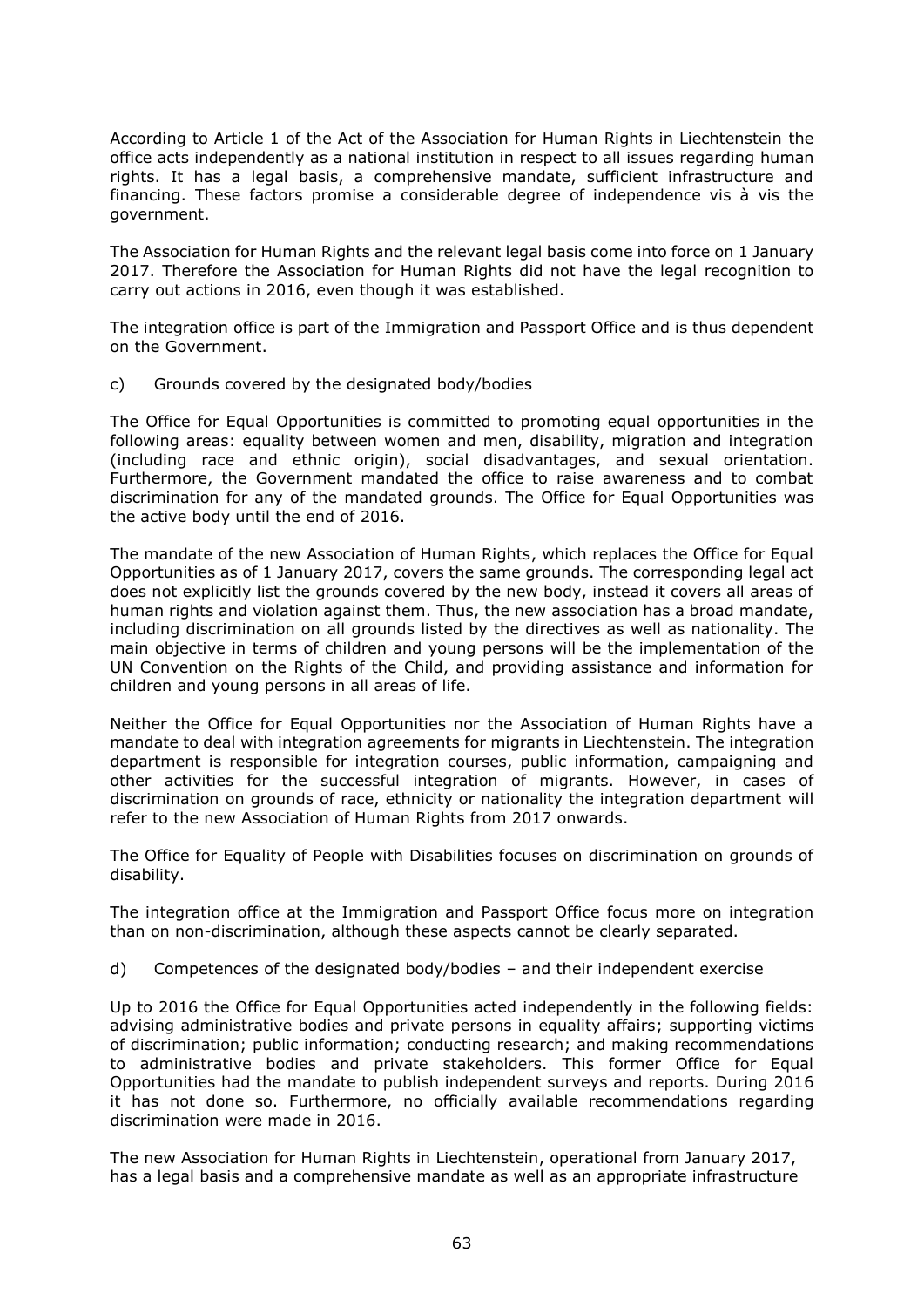According to Article 1 of the Act of the Association for Human Rights in Liechtenstein the office acts independently as a national institution in respect to all issues regarding human rights. It has a legal basis, a comprehensive mandate, sufficient infrastructure and financing. These factors promise a considerable degree of independence vis à vis the government.

The Association for Human Rights and the relevant legal basis come into force on 1 January 2017. Therefore the Association for Human Rights did not have the legal recognition to carry out actions in 2016, even though it was established.

The integration office is part of the Immigration and Passport Office and is thus dependent on the Government.

c) Grounds covered by the designated body/bodies

The Office for Equal Opportunities is committed to promoting equal opportunities in the following areas: equality between women and men, disability, migration and integration (including race and ethnic origin), social disadvantages, and sexual orientation. Furthermore, the Government mandated the office to raise awareness and to combat discrimination for any of the mandated grounds. The Office for Equal Opportunities was the active body until the end of 2016.

The mandate of the new Association of Human Rights, which replaces the Office for Equal Opportunities as of 1 January 2017, covers the same grounds. The corresponding legal act does not explicitly list the grounds covered by the new body, instead it covers all areas of human rights and violation against them. Thus, the new association has a broad mandate, including discrimination on all grounds listed by the directives as well as nationality. The main objective in terms of children and young persons will be the implementation of the UN Convention on the Rights of the Child, and providing assistance and information for children and young persons in all areas of life.

Neither the Office for Equal Opportunities nor the Association of Human Rights have a mandate to deal with integration agreements for migrants in Liechtenstein. The integration department is responsible for integration courses, public information, campaigning and other activities for the successful integration of migrants. However, in cases of discrimination on grounds of race, ethnicity or nationality the integration department will refer to the new Association of Human Rights from 2017 onwards.

The Office for Equality of People with Disabilities focuses on discrimination on grounds of disability.

The integration office at the Immigration and Passport Office focus more on integration than on non-discrimination, although these aspects cannot be clearly separated.

d) Competences of the designated body/bodies – and their independent exercise

Up to 2016 the Office for Equal Opportunities acted independently in the following fields: advising administrative bodies and private persons in equality affairs; supporting victims of discrimination; public information; conducting research; and making recommendations to administrative bodies and private stakeholders. This former Office for Equal Opportunities had the mandate to publish independent surveys and reports. During 2016 it has not done so. Furthermore, no officially available recommendations regarding discrimination were made in 2016.

The new Association for Human Rights in Liechtenstein, operational from January 2017, has a legal basis and a comprehensive mandate as well as an appropriate infrastructure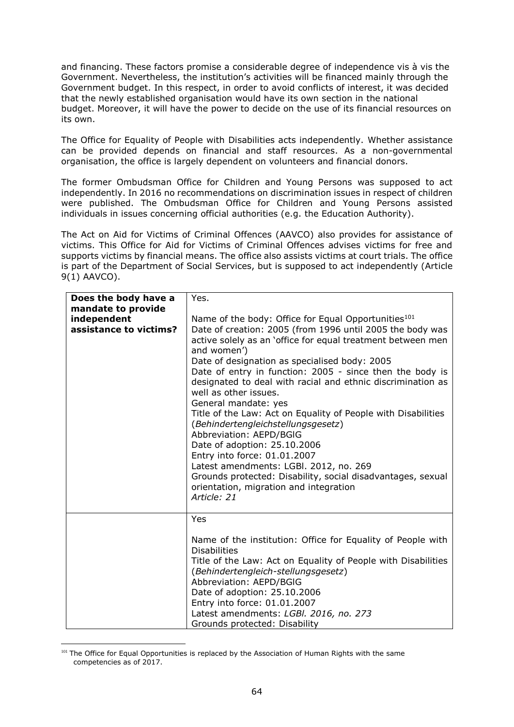and financing. These factors promise a considerable degree of independence vis à vis the Government. Nevertheless, the institution's activities will be financed mainly through the Government budget. In this respect, in order to avoid conflicts of interest, it was decided that the newly established organisation would have its own section in the national budget. Moreover, it will have the power to decide on the use of its financial resources on its own.

The Office for Equality of People with Disabilities acts independently. Whether assistance can be provided depends on financial and staff resources. As a non-governmental organisation, the office is largely dependent on volunteers and financial donors.

The former Ombudsman Office for Children and Young Persons was supposed to act independently. In 2016 no recommendations on discrimination issues in respect of children were published. The Ombudsman Office for Children and Young Persons assisted individuals in issues concerning official authorities (e.g. the Education Authority).

The Act on Aid for Victims of Criminal Offences (AAVCO) also provides for assistance of victims. This Office for Aid for Victims of Criminal Offences advises victims for free and supports victims by financial means. The office also assists victims at court trials. The office is part of the Department of Social Services, but is supposed to act independently (Article 9(1) AAVCO).

| | |
|---|---|
| **Does the body have a mandate to provide independent assistance to victims?** | Yes.<br><br>Name of the body: Office for Equal Opportunities[101]<br>Date of creation: 2005 (from 1996 until 2005 the body was active solely as an 'office for equal treatment between men and women')<br>Date of designation as specialised body: 2005<br>Date of entry in function: 2005 - since then the body is designated to deal with racial and ethnic discrimination as well as other issues.<br>General mandate: yes<br>Title of the Law: Act on Equality of People with Disabilities (*Behindertengleichstellungsgesetz*)<br>Abbreviation: AEPD/BGlG<br>Date of adoption: 25.10.2006<br>Entry into force: 01.01.2007<br>Latest amendments: LGBl. 2012, no. 269<br>Grounds protected: Disability, social disadvantages, sexual orientation, migration and integration<br>*Article: 21* |
| | Yes<br><br>Name of the institution: Office for Equality of People with Disabilities<br>Title of the Law: Act on Equality of People with Disabilities (*Behindertengleich-stellungsgesetz*)<br>Abbreviation: AEPD/BGlG<br>Date of adoption: 25.10.2006<br>Entry into force: 01.01.2007<br>Latest amendments: *LGBl. 2016, no. 273*<br>Grounds protected: Disability |

[101] The Office for Equal Opportunities is replaced by the Association of Human Rights with the same competencies as of 2017.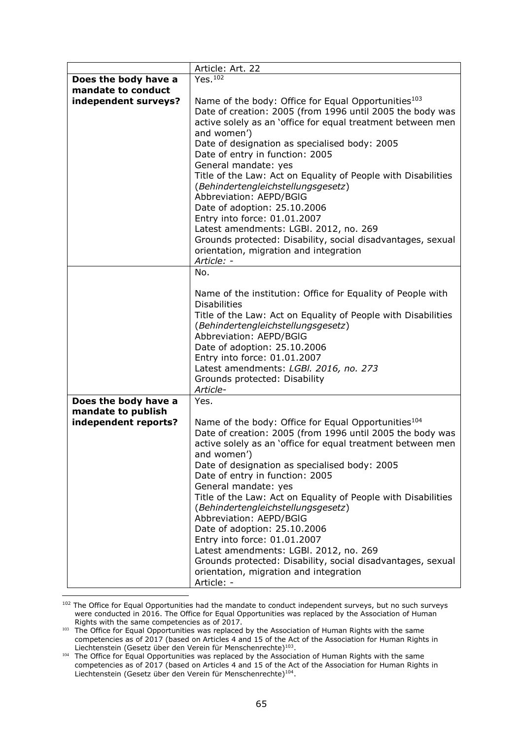| | |
|---|---|
| | Article: Art. 22 |
| **Does the body have a mandate to conduct independent surveys?** | Yes.[102]<br><br>Name of the body: Office for Equal Opportunities[103]<br>Date of creation: 2005 (from 1996 until 2005 the body was active solely as an 'office for equal treatment between men and women')<br>Date of designation as specialised body: 2005<br>Date of entry in function: 2005<br>General mandate: yes<br>Title of the Law: Act on Equality of People with Disabilities (*Behindertengleichstellungsgesetz*)<br>Abbreviation: AEPD/BGlG<br>Date of adoption: 25.10.2006<br>Entry into force: 01.01.2007<br>Latest amendments: LGBl. 2012, no. 269<br>Grounds protected: Disability, social disadvantages, sexual orientation, migration and integration<br>*Article: -* |
| | No.<br><br>Name of the institution: Office for Equality of People with Disabilities<br>Title of the Law: Act on Equality of People with Disabilities (*Behindertengleichstellungsgesetz*)<br>Abbreviation: AEPD/BGlG<br>Date of adoption: 25.10.2006<br>Entry into force: 01.01.2007<br>Latest amendments: *LGBl. 2016, no. 273*<br>Grounds protected: Disability<br>*Article-* |
| **Does the body have a mandate to publish independent reports?** | Yes.<br><br>Name of the body: Office for Equal Opportunities[104]<br>Date of creation: 2005 (from 1996 until 2005 the body was active solely as an 'office for equal treatment between men and women')<br>Date of designation as specialised body: 2005<br>Date of entry in function: 2005<br>General mandate: yes<br>Title of the Law: Act on Equality of People with Disabilities (*Behindertengleichstellungsgesetz*)<br>Abbreviation: AEPD/BGlG<br>Date of adoption: 25.10.2006<br>Entry into force: 01.01.2007<br>Latest amendments: LGBl. 2012, no. 269<br>Grounds protected: Disability, social disadvantages, sexual orientation, migration and integration<br>Article: - |

[102] The Office for Equal Opportunities had the mandate to conduct independent surveys, but no such surveys were conducted in 2016. The Office for Equal Opportunities was replaced by the Association of Human Rights with the same competencies as of 2017.

[103] The Office for Equal Opportunities was replaced by the Association of Human Rights with the same competencies as of 2017 (based on Articles 4 and 15 of the Act of the Association for Human Rights in Liechtenstein (Gesetz über den Verein für Menschenrechte)[103].

[104] The Office for Equal Opportunities was replaced by the Association of Human Rights with the same competencies as of 2017 (based on Articles 4 and 15 of the Act of the Association for Human Rights in Liechtenstein (Gesetz über den Verein für Menschenrechte)[104].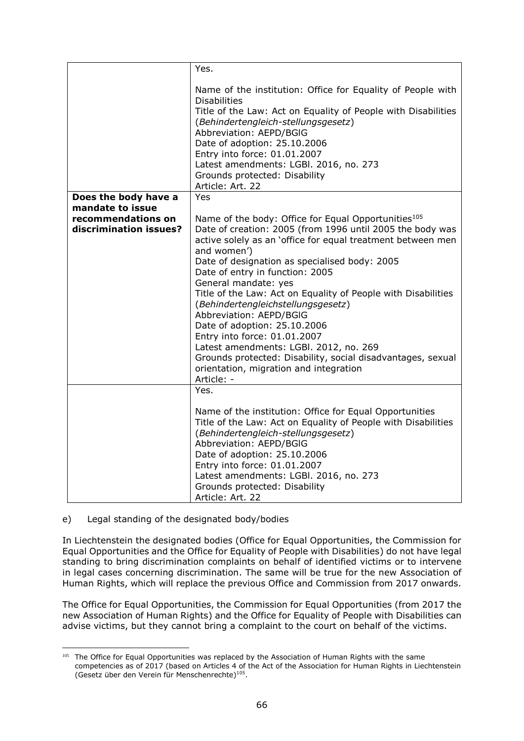| | |
|---|---|
| | Yes.<br><br>Name of the institution: Office for Equality of People with Disabilities<br>Title of the Law: Act on Equality of People with Disabilities (*Behindertengleich-stellungsgesetz*)<br>Abbreviation: AEPD/BGlG<br>Date of adoption: 25.10.2006<br>Entry into force: 01.01.2007<br>Latest amendments: LGBl. 2016, no. 273<br>Grounds protected: Disability<br>Article: Art. 22 |
| **Does the body have a mandate to issue recommendations on discrimination issues?** | Yes<br><br>Name of the body: Office for Equal Opportunities[105]<br>Date of creation: 2005 (from 1996 until 2005 the body was active solely as an 'office for equal treatment between men and women')<br>Date of designation as specialised body: 2005<br>Date of entry in function: 2005<br>General mandate: yes<br>Title of the Law: Act on Equality of People with Disabilities (*Behindertengleichstellungsgesetz*)<br>Abbreviation: AEPD/BGlG<br>Date of adoption: 25.10.2006<br>Entry into force: 01.01.2007<br>Latest amendments: LGBl. 2012, no. 269<br>Grounds protected: Disability, social disadvantages, sexual orientation, migration and integration<br>Article: - |
| | Yes.<br><br>Name of the institution: Office for Equal Opportunities<br>Title of the Law: Act on Equality of People with Disabilities (*Behindertengleich-stellungsgesetz*)<br>Abbreviation: AEPD/BGlG<br>Date of adoption: 25.10.2006<br>Entry into force: 01.01.2007<br>Latest amendments: LGBl. 2016, no. 273<br>Grounds protected: Disability<br>Article: Art. 22 |

e) Legal standing of the designated body/bodies

In Liechtenstein the designated bodies (Office for Equal Opportunities, the Commission for Equal Opportunities and the Office for Equality of People with Disabilities) do not have legal standing to bring discrimination complaints on behalf of identified victims or to intervene in legal cases concerning discrimination. The same will be true for the new Association of Human Rights, which will replace the previous Office and Commission from 2017 onwards.

The Office for Equal Opportunities, the Commission for Equal Opportunities (from 2017 the new Association of Human Rights) and the Office for Equality of People with Disabilities can advise victims, but they cannot bring a complaint to the court on behalf of the victims.

[105] The Office for Equal Opportunities was replaced by the Association of Human Rights with the same competencies as of 2017 (based on Articles 4 of the Act of the Association for Human Rights in Liechtenstein (Gesetz über den Verein für Menschenrechte)[105].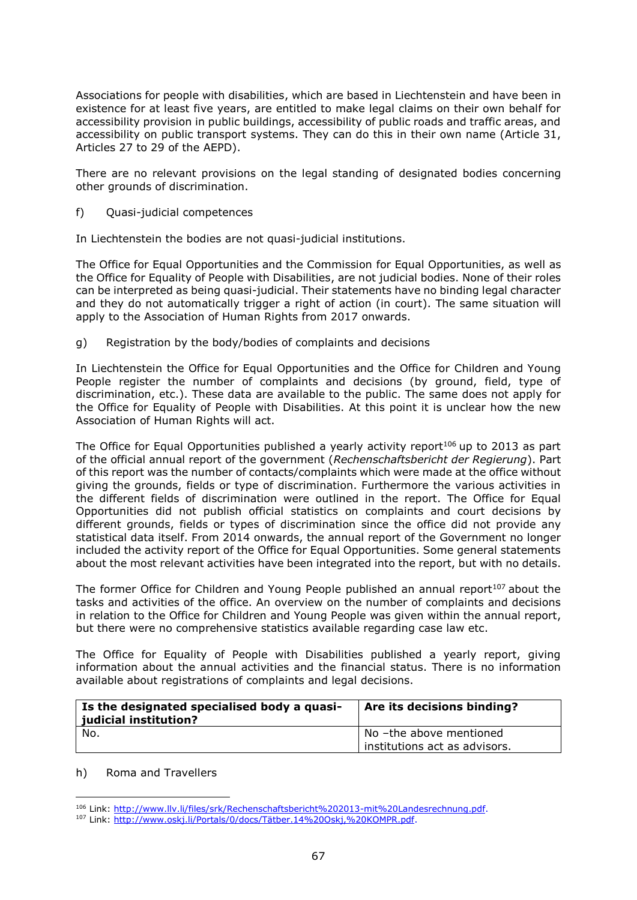Associations for people with disabilities, which are based in Liechtenstein and have been in existence for at least five years, are entitled to make legal claims on their own behalf for accessibility provision in public buildings, accessibility of public roads and traffic areas, and accessibility on public transport systems. They can do this in their own name (Article 31, Articles 27 to 29 of the AEPD).

There are no relevant provisions on the legal standing of designated bodies concerning other grounds of discrimination.

f) Quasi-judicial competences

In Liechtenstein the bodies are not quasi-judicial institutions.

The Office for Equal Opportunities and the Commission for Equal Opportunities, as well as the Office for Equality of People with Disabilities, are not judicial bodies. None of their roles can be interpreted as being quasi-judicial. Their statements have no binding legal character and they do not automatically trigger a right of action (in court). The same situation will apply to the Association of Human Rights from 2017 onwards.

g) Registration by the body/bodies of complaints and decisions

In Liechtenstein the Office for Equal Opportunities and the Office for Children and Young People register the number of complaints and decisions (by ground, field, type of discrimination, etc.). These data are available to the public. The same does not apply for the Office for Equality of People with Disabilities. At this point it is unclear how the new Association of Human Rights will act.

The Office for Equal Opportunities published a yearly activity report[106] up to 2013 as part of the official annual report of the government (*Rechenschaftsbericht der Regierung*). Part of this report was the number of contacts/complaints which were made at the office without giving the grounds, fields or type of discrimination. Furthermore the various activities in the different fields of discrimination were outlined in the report. The Office for Equal Opportunities did not publish official statistics on complaints and court decisions by different grounds, fields or types of discrimination since the office did not provide any statistical data itself. From 2014 onwards, the annual report of the Government no longer included the activity report of the Office for Equal Opportunities. Some general statements about the most relevant activities have been integrated into the report, but with no details.

The former Office for Children and Young People published an annual report[107] about the tasks and activities of the office. An overview on the number of complaints and decisions in relation to the Office for Children and Young People was given within the annual report, but there were no comprehensive statistics available regarding case law etc.

The Office for Equality of People with Disabilities published a yearly report, giving information about the annual activities and the financial status. There is no information available about registrations of complaints and legal decisions.

| **Is the designated specialised body a quasi-judicial institution?** | **Are its decisions binding?** |
|---|---|
| No. | No –the above mentioned institutions act as advisors. |

h) Roma and Travellers

[106] Link: http://www.llv.li/files/srk/Rechenschaftsbericht%202013-mit%20Landesrechnung.pdf.

[107] Link: http://www.oskj.li/Portals/0/docs/Tätber.14%20Oskj,%20KOMPR.pdf.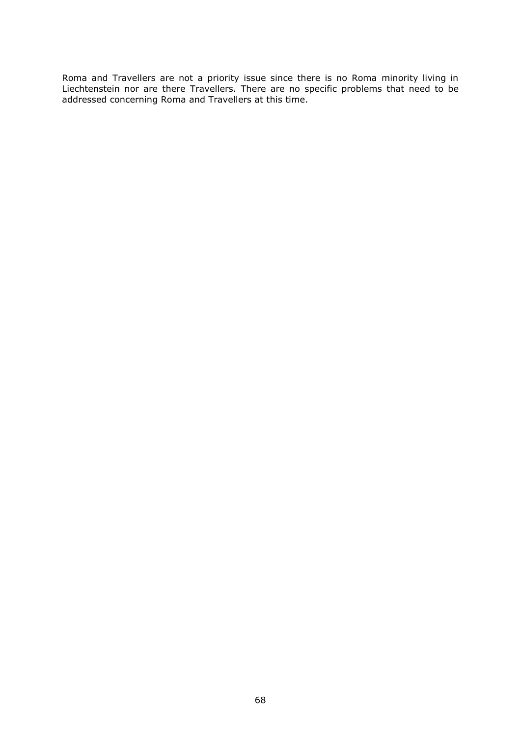Roma and Travellers are not a priority issue since there is no Roma minority living in Liechtenstein nor are there Travellers. There are no specific problems that need to be addressed concerning Roma and Travellers at this time.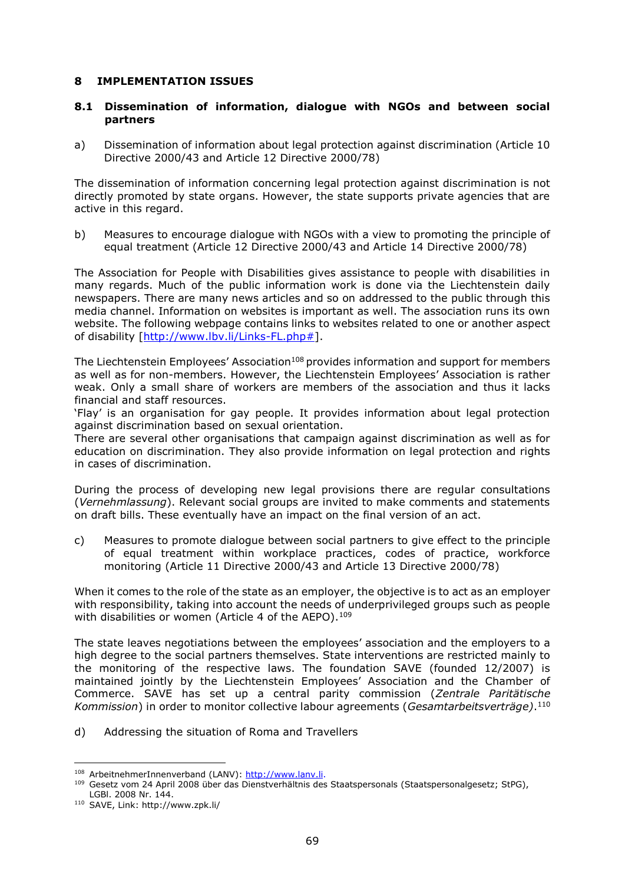# 8 IMPLEMENTATION ISSUES

## 8.1 Dissemination of information, dialogue with NGOs and between social partners

a) Dissemination of information about legal protection against discrimination (Article 10 Directive 2000/43 and Article 12 Directive 2000/78)

The dissemination of information concerning legal protection against discrimination is not directly promoted by state organs. However, the state supports private agencies that are active in this regard.

b) Measures to encourage dialogue with NGOs with a view to promoting the principle of equal treatment (Article 12 Directive 2000/43 and Article 14 Directive 2000/78)

The Association for People with Disabilities gives assistance to people with disabilities in many regards. Much of the public information work is done via the Liechtenstein daily newspapers. There are many news articles and so on addressed to the public through this media channel. Information on websites is important as well. The association runs its own website. The following webpage contains links to websites related to one or another aspect of disability [http://www.lbv.li/Links-FL.php#].

The Liechtenstein Employees' Association[108] provides information and support for members as well as for non-members. However, the Liechtenstein Employees' Association is rather weak. Only a small share of workers are members of the association and thus it lacks financial and staff resources.

'Flay' is an organisation for gay people. It provides information about legal protection against discrimination based on sexual orientation.

There are several other organisations that campaign against discrimination as well as for education on discrimination. They also provide information on legal protection and rights in cases of discrimination.

During the process of developing new legal provisions there are regular consultations (*Vernehmlassung*). Relevant social groups are invited to make comments and statements on draft bills. These eventually have an impact on the final version of an act.

c) Measures to promote dialogue between social partners to give effect to the principle of equal treatment within workplace practices, codes of practice, workforce monitoring (Article 11 Directive 2000/43 and Article 13 Directive 2000/78)

When it comes to the role of the state as an employer, the objective is to act as an employer with responsibility, taking into account the needs of underprivileged groups such as people with disabilities or women (Article 4 of the AEPO).[109]

The state leaves negotiations between the employees' association and the employers to a high degree to the social partners themselves. State interventions are restricted mainly to the monitoring of the respective laws. The foundation SAVE (founded 12/2007) is maintained jointly by the Liechtenstein Employees' Association and the Chamber of Commerce. SAVE has set up a central parity commission (*Zentrale Paritätische Kommission*) in order to monitor collective labour agreements (*Gesamtarbeitsverträge)*.[110]

d) Addressing the situation of Roma and Travellers

---

[108] ArbeitnehmerInnenverband (LANV): http://www.lanv.li.

[109] Gesetz vom 24 April 2008 über das Dienstverhältnis des Staatspersonals (Staatspersonalgesetz; StPG), LGBl. 2008 Nr. 144.

[110] SAVE, Link: http://www.zpk.li/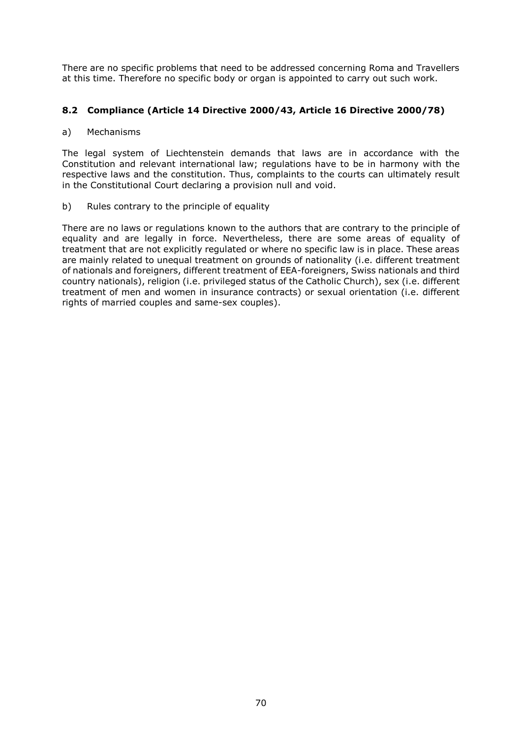There are no specific problems that need to be addressed concerning Roma and Travellers at this time. Therefore no specific body or organ is appointed to carry out such work.

### 8.2 Compliance (Article 14 Directive 2000/43, Article 16 Directive 2000/78)

a) Mechanisms

The legal system of Liechtenstein demands that laws are in accordance with the Constitution and relevant international law; regulations have to be in harmony with the respective laws and the constitution. Thus, complaints to the courts can ultimately result in the Constitutional Court declaring a provision null and void.

b) Rules contrary to the principle of equality

There are no laws or regulations known to the authors that are contrary to the principle of equality and are legally in force. Nevertheless, there are some areas of equality of treatment that are not explicitly regulated or where no specific law is in place. These areas are mainly related to unequal treatment on grounds of nationality (i.e. different treatment of nationals and foreigners, different treatment of EEA-foreigners, Swiss nationals and third country nationals), religion (i.e. privileged status of the Catholic Church), sex (i.e. different treatment of men and women in insurance contracts) or sexual orientation (i.e. different rights of married couples and same-sex couples).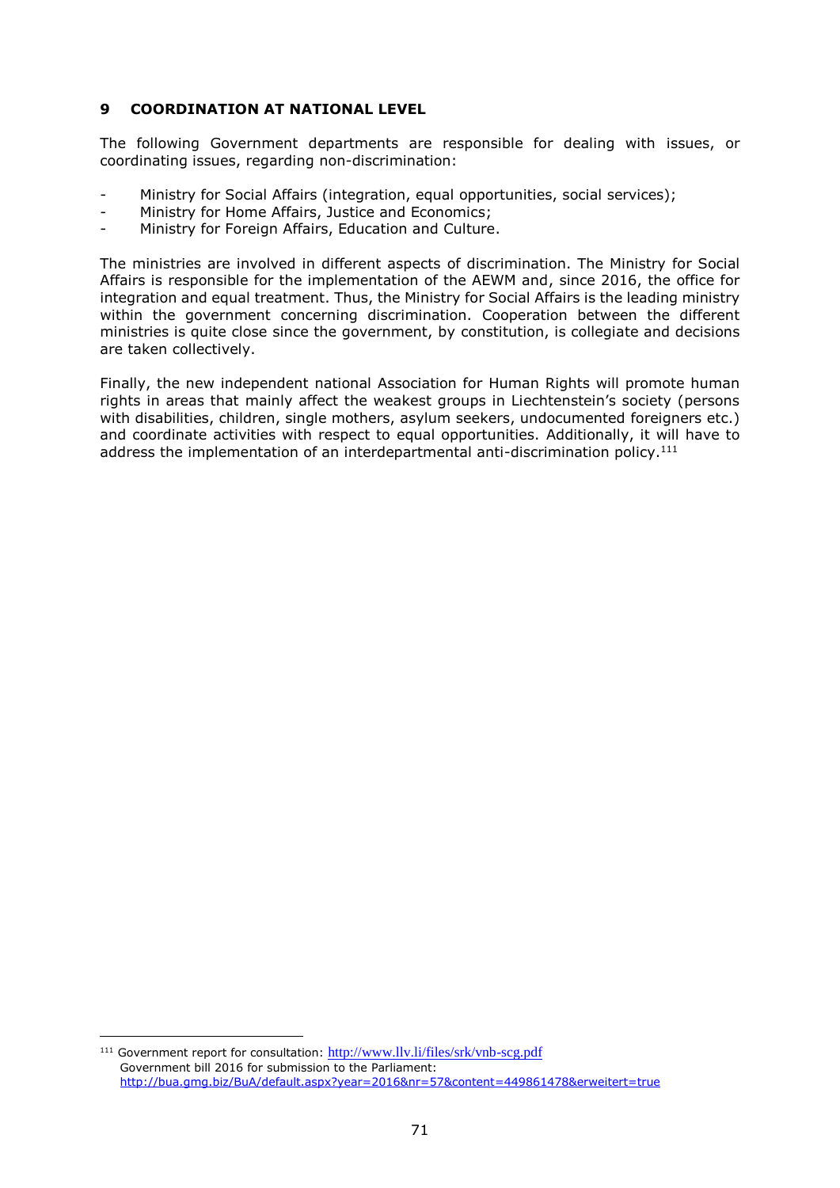# 9 COORDINATION AT NATIONAL LEVEL

The following Government departments are responsible for dealing with issues, or coordinating issues, regarding non-discrimination:

- Ministry for Social Affairs (integration, equal opportunities, social services);
- Ministry for Home Affairs, Justice and Economics;
- Ministry for Foreign Affairs, Education and Culture.

The ministries are involved in different aspects of discrimination. The Ministry for Social Affairs is responsible for the implementation of the AEWM and, since 2016, the office for integration and equal treatment. Thus, the Ministry for Social Affairs is the leading ministry within the government concerning discrimination. Cooperation between the different ministries is quite close since the government, by constitution, is collegiate and decisions are taken collectively.

Finally, the new independent national Association for Human Rights will promote human rights in areas that mainly affect the weakest groups in Liechtenstein's society (persons with disabilities, children, single mothers, asylum seekers, undocumented foreigners etc.) and coordinate activities with respect to equal opportunities. Additionally, it will have to address the implementation of an interdepartmental anti-discrimination policy.[111]

---

[111] Government report for consultation: http://www.llv.li/files/srk/vnb-scg.pdf
Government bill 2016 for submission to the Parliament: http://bua.gmg.biz/BuA/default.aspx?year=2016&nr=57&content=449861478&erweitert=true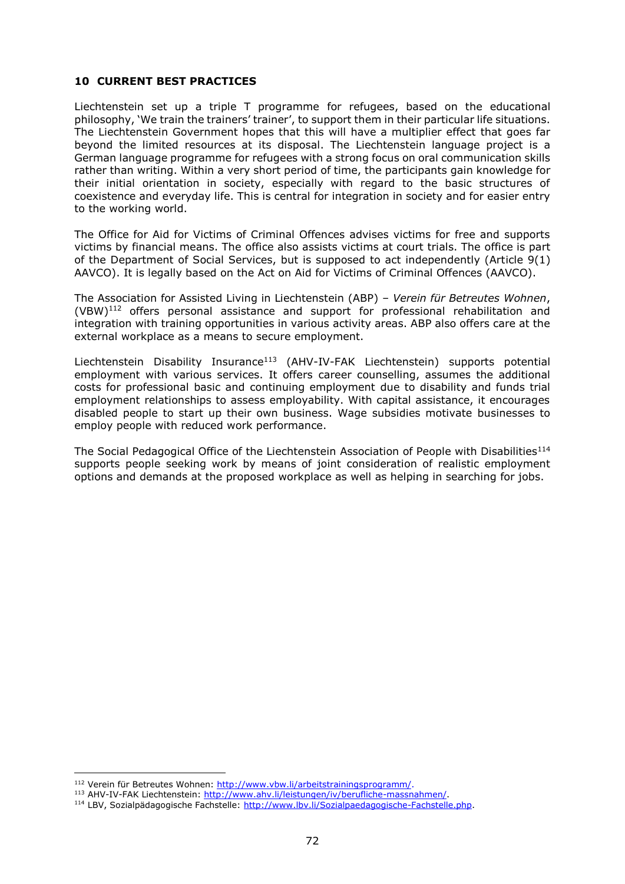## 10 CURRENT BEST PRACTICES

Liechtenstein set up a triple T programme for refugees, based on the educational philosophy, 'We train the trainers' trainer', to support them in their particular life situations. The Liechtenstein Government hopes that this will have a multiplier effect that goes far beyond the limited resources at its disposal. The Liechtenstein language project is a German language programme for refugees with a strong focus on oral communication skills rather than writing. Within a very short period of time, the participants gain knowledge for their initial orientation in society, especially with regard to the basic structures of coexistence and everyday life. This is central for integration in society and for easier entry to the working world.

The Office for Aid for Victims of Criminal Offences advises victims for free and supports victims by financial means. The office also assists victims at court trials. The office is part of the Department of Social Services, but is supposed to act independently (Article 9(1) AAVCO). It is legally based on the Act on Aid for Victims of Criminal Offences (AAVCO).

The Association for Assisted Living in Liechtenstein (ABP) – *Verein für Betreutes Wohnen*, (VBW)[112] offers personal assistance and support for professional rehabilitation and integration with training opportunities in various activity areas. ABP also offers care at the external workplace as a means to secure employment.

Liechtenstein Disability Insurance[113] (AHV-IV-FAK Liechtenstein) supports potential employment with various services. It offers career counselling, assumes the additional costs for professional basic and continuing employment due to disability and funds trial employment relationships to assess employability. With capital assistance, it encourages disabled people to start up their own business. Wage subsidies motivate businesses to employ people with reduced work performance.

The Social Pedagogical Office of the Liechtenstein Association of People with Disabilities[114] supports people seeking work by means of joint consideration of realistic employment options and demands at the proposed workplace as well as helping in searching for jobs.

---

[112] Verein für Betreutes Wohnen: http://www.vbw.li/arbeitstrainingsprogramm/.

[113] AHV-IV-FAK Liechtenstein: http://www.ahv.li/leistungen/iv/berufliche-massnahmen/.

[114] LBV, Sozialpädagogische Fachstelle: http://www.lbv.li/Sozialpaedagogische-Fachstelle.php.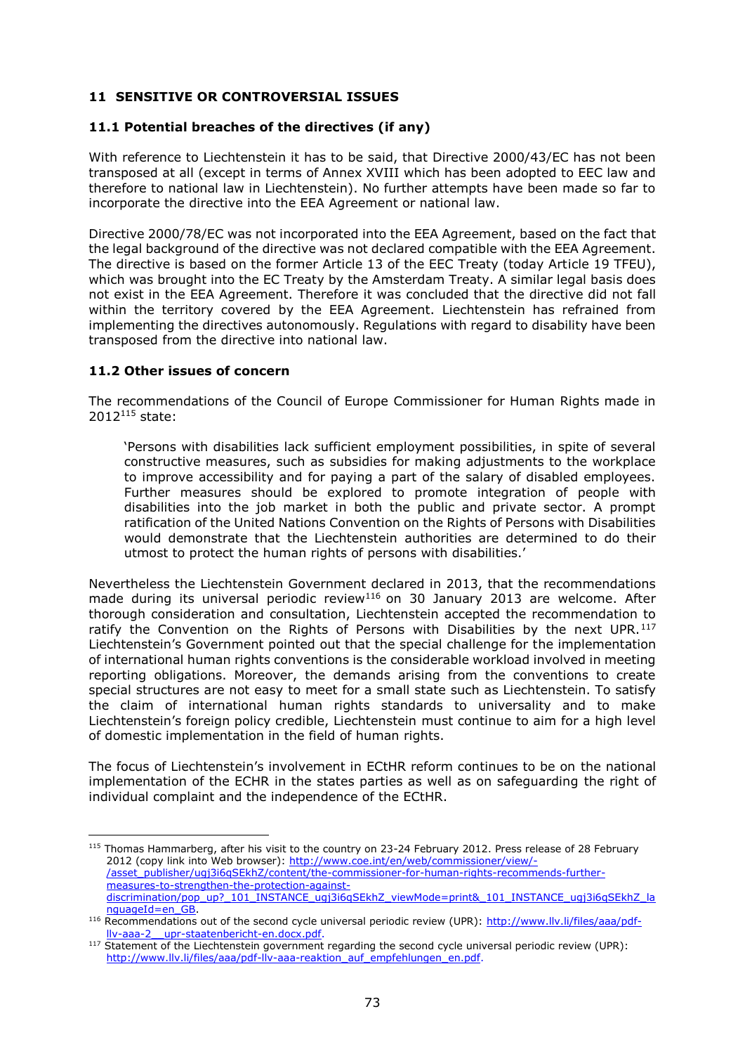## 11 SENSITIVE OR CONTROVERSIAL ISSUES

### 11.1 Potential breaches of the directives (if any)

With reference to Liechtenstein it has to be said, that Directive 2000/43/EC has not been transposed at all (except in terms of Annex XVIII which has been adopted to EEC law and therefore to national law in Liechtenstein). No further attempts have been made so far to incorporate the directive into the EEA Agreement or national law.

Directive 2000/78/EC was not incorporated into the EEA Agreement, based on the fact that the legal background of the directive was not declared compatible with the EEA Agreement. The directive is based on the former Article 13 of the EEC Treaty (today Article 19 TFEU), which was brought into the EC Treaty by the Amsterdam Treaty. A similar legal basis does not exist in the EEA Agreement. Therefore it was concluded that the directive did not fall within the territory covered by the EEA Agreement. Liechtenstein has refrained from implementing the directives autonomously. Regulations with regard to disability have been transposed from the directive into national law.

### 11.2 Other issues of concern

The recommendations of the Council of Europe Commissioner for Human Rights made in 2012[115] state:

> 'Persons with disabilities lack sufficient employment possibilities, in spite of several constructive measures, such as subsidies for making adjustments to the workplace to improve accessibility and for paying a part of the salary of disabled employees. Further measures should be explored to promote integration of people with disabilities into the job market in both the public and private sector. A prompt ratification of the United Nations Convention on the Rights of Persons with Disabilities would demonstrate that the Liechtenstein authorities are determined to do their utmost to protect the human rights of persons with disabilities.'

Nevertheless the Liechtenstein Government declared in 2013, that the recommendations made during its universal periodic review[116] on 30 January 2013 are welcome. After thorough consideration and consultation, Liechtenstein accepted the recommendation to ratify the Convention on the Rights of Persons with Disabilities by the next UPR.[117] Liechtenstein's Government pointed out that the special challenge for the implementation of international human rights conventions is the considerable workload involved in meeting reporting obligations. Moreover, the demands arising from the conventions to create special structures are not easy to meet for a small state such as Liechtenstein. To satisfy the claim of international human rights standards to universality and to make Liechtenstein's foreign policy credible, Liechtenstein must continue to aim for a high level of domestic implementation in the field of human rights.

The focus of Liechtenstein's involvement in ECtHR reform continues to be on the national implementation of the ECHR in the states parties as well as on safeguarding the right of individual complaint and the independence of the ECtHR.

---

[115] Thomas Hammarberg, after his visit to the country on 23-24 February 2012. Press release of 28 February 2012 (copy link into Web browser): http://www.coe.int/en/web/commissioner/view/-/asset_publisher/ugj3i6qSEkhZ/content/the-commissioner-for-human-rights-recommends-further-measures-to-strengthen-the-protection-against-discrimination/pop_up?_101_INSTANCE_ugj3i6qSEkhZ_viewMode=print&_101_INSTANCE_ugj3i6qSEkhZ_languageId=en_GB.

[116] Recommendations out of the second cycle universal periodic review (UPR): http://www.llv.li/files/aaa/pdf-llv-aaa-2__upr-staatenbericht-en.docx.pdf.

[117] Statement of the Liechtenstein government regarding the second cycle universal periodic review (UPR): http://www.llv.li/files/aaa/pdf-llv-aaa-reaktion_auf_empfehlungen_en.pdf.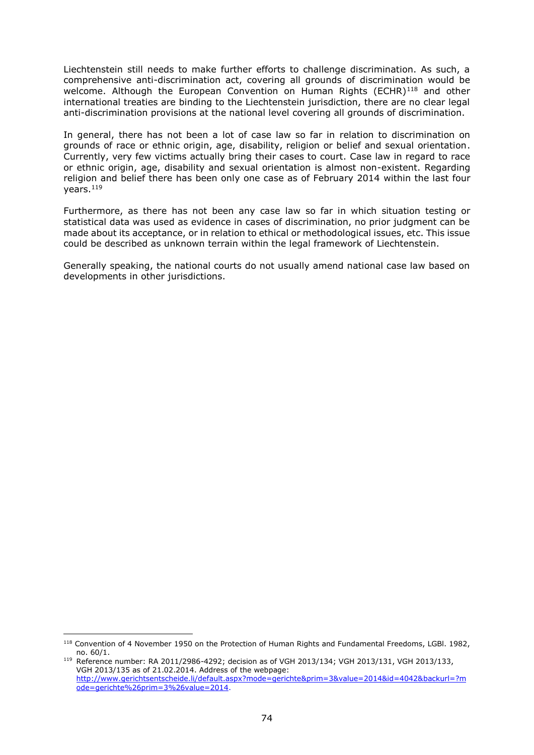Liechtenstein still needs to make further efforts to challenge discrimination. As such, a comprehensive anti-discrimination act, covering all grounds of discrimination would be welcome. Although the European Convention on Human Rights (ECHR)[118] and other international treaties are binding to the Liechtenstein jurisdiction, there are no clear legal anti-discrimination provisions at the national level covering all grounds of discrimination.

In general, there has not been a lot of case law so far in relation to discrimination on grounds of race or ethnic origin, age, disability, religion or belief and sexual orientation. Currently, very few victims actually bring their cases to court. Case law in regard to race or ethnic origin, age, disability and sexual orientation is almost non-existent. Regarding religion and belief there has been only one case as of February 2014 within the last four years.[119]

Furthermore, as there has not been any case law so far in which situation testing or statistical data was used as evidence in cases of discrimination, no prior judgment can be made about its acceptance, or in relation to ethical or methodological issues, etc. This issue could be described as unknown terrain within the legal framework of Liechtenstein.

Generally speaking, the national courts do not usually amend national case law based on developments in other jurisdictions.

---

[118] Convention of 4 November 1950 on the Protection of Human Rights and Fundamental Freedoms, LGBl. 1982, no. 60/1.

[119] Reference number: RA 2011/2986-4292; decision as of VGH 2013/134; VGH 2013/131, VGH 2013/133, VGH 2013/135 as of 21.02.2014. Address of the webpage: http://www.gerichtsentscheide.li/default.aspx?mode=gerichte&prim=3&value=2014&id=4042&backurl=?mode=gerichte%26prim=3%26value=2014.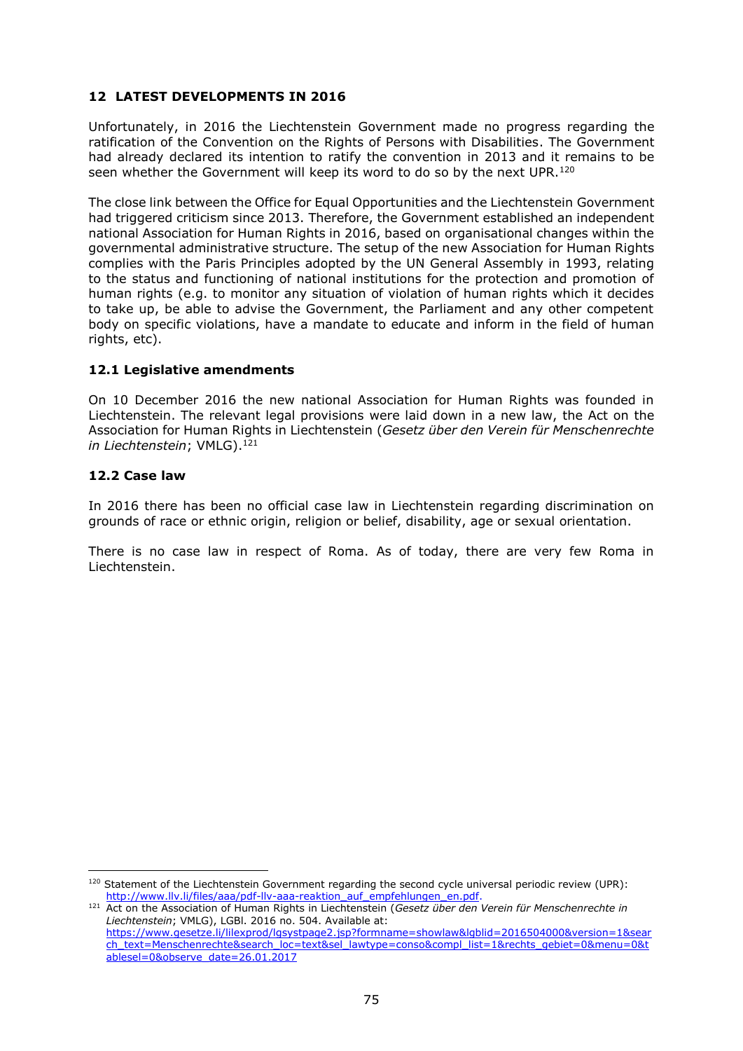## 12 LATEST DEVELOPMENTS IN 2016

Unfortunately, in 2016 the Liechtenstein Government made no progress regarding the ratification of the Convention on the Rights of Persons with Disabilities. The Government had already declared its intention to ratify the convention in 2013 and it remains to be seen whether the Government will keep its word to do so by the next UPR.[120]

The close link between the Office for Equal Opportunities and the Liechtenstein Government had triggered criticism since 2013. Therefore, the Government established an independent national Association for Human Rights in 2016, based on organisational changes within the governmental administrative structure. The setup of the new Association for Human Rights complies with the Paris Principles adopted by the UN General Assembly in 1993, relating to the status and functioning of national institutions for the protection and promotion of human rights (e.g. to monitor any situation of violation of human rights which it decides to take up, be able to advise the Government, the Parliament and any other competent body on specific violations, have a mandate to educate and inform in the field of human rights, etc).

### 12.1 Legislative amendments

On 10 December 2016 the new national Association for Human Rights was founded in Liechtenstein. The relevant legal provisions were laid down in a new law, the Act on the Association for Human Rights in Liechtenstein (*Gesetz über den Verein für Menschenrechte in Liechtenstein*; VMLG).[121]

### 12.2 Case law

In 2016 there has been no official case law in Liechtenstein regarding discrimination on grounds of race or ethnic origin, religion or belief, disability, age or sexual orientation.

There is no case law in respect of Roma. As of today, there are very few Roma in Liechtenstein.

---

[120] Statement of the Liechtenstein Government regarding the second cycle universal periodic review (UPR): http://www.llv.li/files/aaa/pdf-llv-aaa-reaktion_auf_empfehlungen_en.pdf.

[121] Act on the Association of Human Rights in Liechtenstein (*Gesetz über den Verein für Menschenrechte in Liechtenstein*; VMLG), LGBl. 2016 no. 504. Available at: https://www.gesetze.li/lilexprod/lgsystpage2.jsp?formname=showlaw&lgblid=2016504000&version=1&search_text=Menschenrechte&search_loc=text&sel_lawtype=conso&compl_list=1&rechts_gebiet=0&menu=0&tablesel=0&observe_date=26.01.2017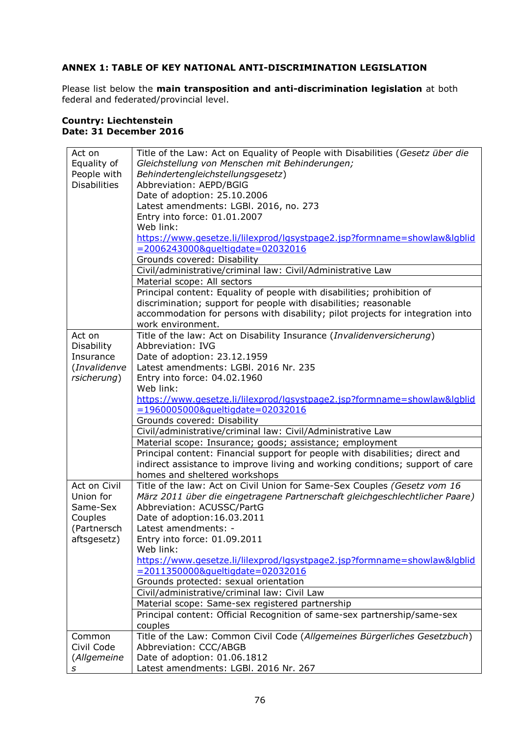**ANNEX 1: TABLE OF KEY NATIONAL ANTI-DISCRIMINATION LEGISLATION**

Please list below the **main transposition and anti-discrimination legislation** at both federal and federated/provincial level.

**Country: Liechtenstein**
**Date: 31 December 2016**

| | |
|---|---|
| Act on Equality of People with Disabilities | Title of the Law: Act on Equality of People with Disabilities (*Gesetz über die Gleichstellung von Menschen mit Behinderungen; Behindertengleichstellungsgesetz*)<br>Abbreviation: AEPD/BGlG<br>Date of adoption: 25.10.2006<br>Latest amendments: LGBl. 2016, no. 273<br>Entry into force: 01.01.2007<br>Web link:<br>https://www.gesetze.li/lilexprod/lgsystpage2.jsp?formname=showlaw&lgblid=2006243000&gueltigdate=02032016<br>Grounds covered: Disability |
| | Civil/administrative/criminal law: Civil/Administrative Law |
| | Material scope: All sectors |
| | Principal content: Equality of people with disabilities; prohibition of discrimination; support for people with disabilities; reasonable accommodation for persons with disability; pilot projects for integration into work environment. |
| Act on Disability Insurance (*Invalidenversicherung*) | Title of the law: Act on Disability Insurance (*Invalidenversicherung*)<br>Abbreviation: IVG<br>Date of adoption: 23.12.1959<br>Latest amendments: LGBl. 2016 Nr. 235<br>Entry into force: 04.02.1960<br>Web link:<br>https://www.gesetze.li/lilexprod/lgsystpage2.jsp?formname=showlaw&lgblid=1960005000&gueltigdate=02032016<br>Grounds covered: Disability |
| | Civil/administrative/criminal law: Civil/Administrative Law |
| | Material scope: Insurance; goods; assistance; employment |
| | Principal content: Financial support for people with disabilities; direct and indirect assistance to improve living and working conditions; support of care homes and sheltered workshops |
| Act on Civil Union for Same-Sex Couples (Partnerschaftsgesetz) | Title of the law: Act on Civil Union for Same-Sex Couples *(Gesetz vom 16 März 2011 über die eingetragene Partnerschaft gleichgeschlechtlicher Paare)*<br>Abbreviation: ACUSSC/PartG<br>Date of adoption:16.03.2011<br>Latest amendments: -<br>Entry into force: 01.09.2011<br>Web link:<br>https://www.gesetze.li/lilexprod/lgsystpage2.jsp?formname=showlaw&lgblid=2011350000&gueltigdate=02032016<br>Grounds protected: sexual orientation |
| | Civil/administrative/criminal law: Civil Law |
| | Material scope: Same-sex registered partnership |
| | Principal content: Official Recognition of same-sex partnership/same-sex couples |
| Common Civil Code (*Allgemeines* | Title of the Law: Common Civil Code (*Allgemeines Bürgerliches Gesetzbuch*)<br>Abbreviation: CCC/ABGB<br>Date of adoption: 01.06.1812<br>Latest amendments: LGBl. 2016 Nr. 267 |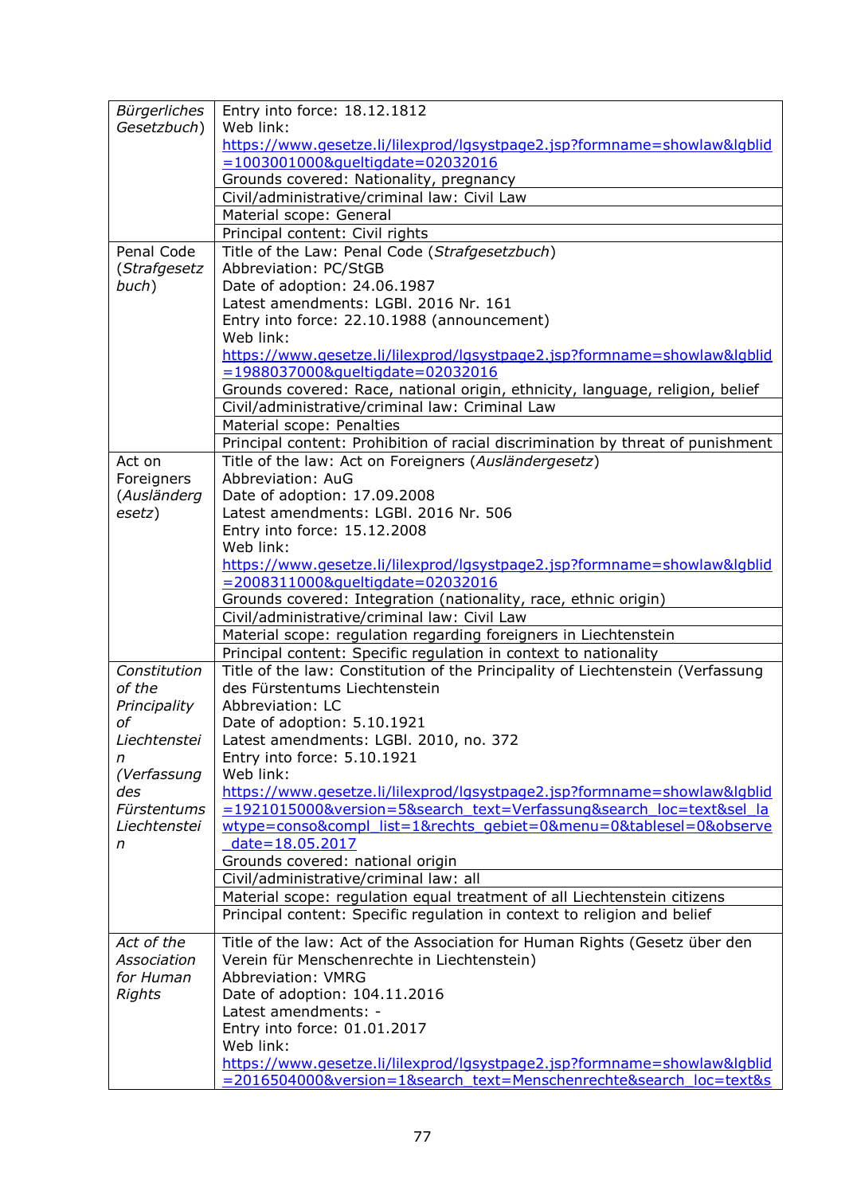| | |
|---|---|
| *Bürgerliches Gesetzbuch*) | Entry into force: 18.12.1812<br>Web link:<br>https://www.gesetze.li/lilexprod/lgsystpage2.jsp?formname=showlaw&lgblid=1003001000&gueltigdate=02032016<br>Grounds covered: Nationality, pregnancy |
| | Civil/administrative/criminal law: Civil Law |
| | Material scope: General |
| | Principal content: Civil rights |
| Penal Code (*Strafgesetzbuch*) | Title of the Law: Penal Code (*Strafgesetzbuch*)<br>Abbreviation: PC/StGB<br>Date of adoption: 24.06.1987<br>Latest amendments: LGBl. 2016 Nr. 161<br>Entry into force: 22.10.1988 (announcement)<br>Web link:<br>https://www.gesetze.li/lilexprod/lgsystpage2.jsp?formname=showlaw&lgblid=1988037000&gueltigdate=02032016<br>Grounds covered: Race, national origin, ethnicity, language, religion, belief |
| | Civil/administrative/criminal law: Criminal Law |
| | Material scope: Penalties |
| | Principal content: Prohibition of racial discrimination by threat of punishment |
| Act on Foreigners (*Ausländergesetz*) | Title of the law: Act on Foreigners (*Ausländergesetz*)<br>Abbreviation: AuG<br>Date of adoption: 17.09.2008<br>Latest amendments: LGBl. 2016 Nr. 506<br>Entry into force: 15.12.2008<br>Web link:<br>https://www.gesetze.li/lilexprod/lgsystpage2.jsp?formname=showlaw&lgblid=2008311000&gueltigdate=02032016<br>Grounds covered: Integration (nationality, race, ethnic origin) |
| | Civil/administrative/criminal law: Civil Law |
| | Material scope: regulation regarding foreigners in Liechtenstein |
| | Principal content: Specific regulation in context to nationality |
| *Constitution of the Principality of Liechtenstein (Verfassung des Fürstentums Liechtenstein* | Title of the law: Constitution of the Principality of Liechtenstein (Verfassung des Fürstentums Liechtenstein<br>Abbreviation: LC<br>Date of adoption: 5.10.1921<br>Latest amendments: LGBl. 2010, no. 372<br>Entry into force: 5.10.1921<br>Web link:<br>https://www.gesetze.li/lilexprod/lgsystpage2.jsp?formname=showlaw&lgblid=1921015000&version=5&search_text=Verfassung&search_loc=text&sel_lawtype=conso&compl_list=1&rechts_gebiet=0&menu=0&tablesel=0&observe_date=18.05.2017<br>Grounds covered: national origin |
| | Civil/administrative/criminal law: all |
| | Material scope: regulation equal treatment of all Liechtenstein citizens |
| | Principal content: Specific regulation in context to religion and belief |
| *Act of the Association for Human Rights* | Title of the law: Act of the Association for Human Rights (Gesetz über den Verein für Menschenrechte in Liechtenstein)<br>Abbreviation: VMRG<br>Date of adoption: 104.11.2016<br>Latest amendments: -<br>Entry into force: 01.01.2017<br>Web link:<br>https://www.gesetze.li/lilexprod/lgsystpage2.jsp?formname=showlaw&lgblid=2016504000&version=1&search_text=Menschenrechte&search_loc=text&s |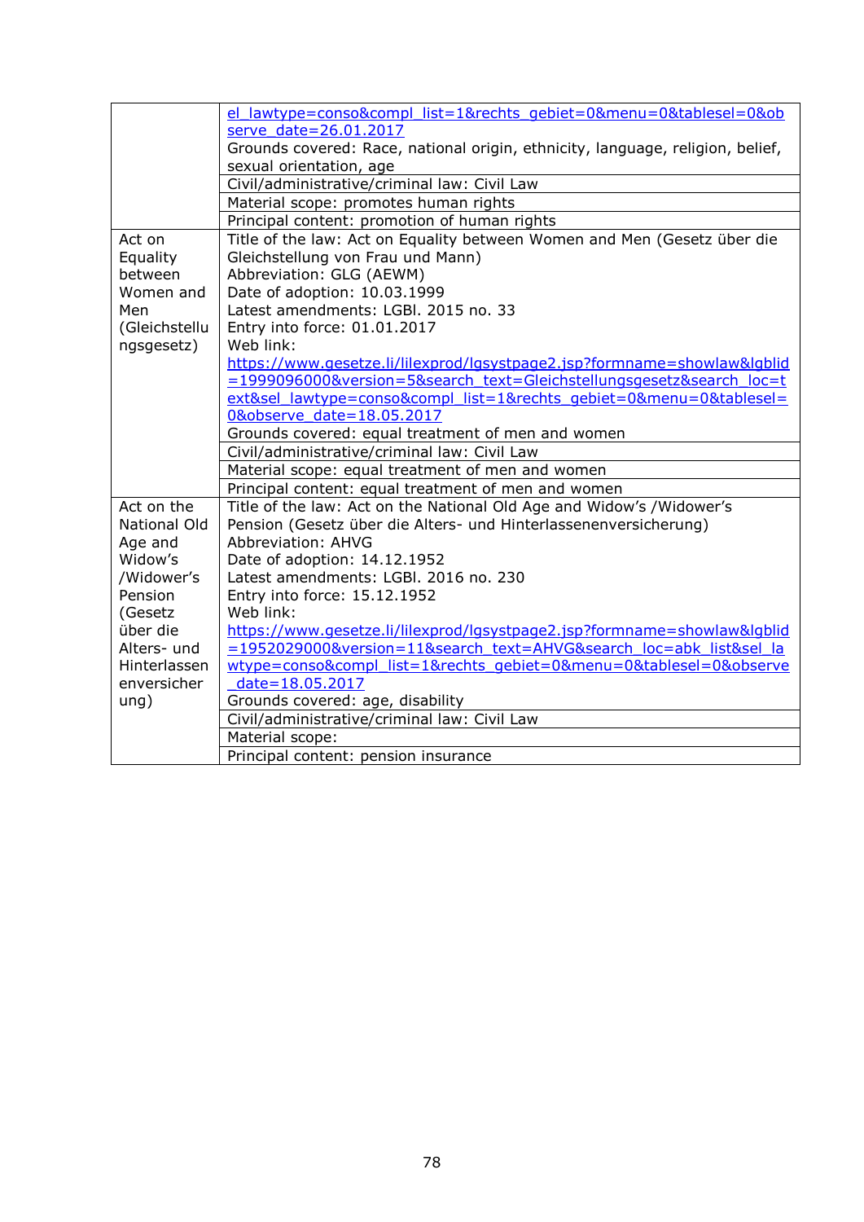| | |
|---|---|
| | el_lawtype=conso&compl_list=1&rechts_gebiet=0&menu=0&tablesel=0&observe_date=26.01.2017<br>Grounds covered: Race, national origin, ethnicity, language, religion, belief, sexual orientation, age |
| | Civil/administrative/criminal law: Civil Law |
| | Material scope: promotes human rights |
| | Principal content: promotion of human rights |
| Act on Equality between Women and Men (Gleichstellungsgesetz) | Title of the law: Act on Equality between Women and Men (Gesetz über die Gleichstellung von Frau und Mann)<br>Abbreviation: GLG (AEWM)<br>Date of adoption: 10.03.1999<br>Latest amendments: LGBl. 2015 no. 33<br>Entry into force: 01.01.2017<br>Web link:<br>https://www.gesetze.li/lilexprod/lgsystpage2.jsp?formname=showlaw&lgblid=1999096000&version=5&search_text=Gleichstellungsgesetz&search_loc=text&sel_lawtype=conso&compl_list=1&rechts_gebiet=0&menu=0&tablesel=0&observe_date=18.05.2017<br>Grounds covered: equal treatment of men and women |
| | Civil/administrative/criminal law: Civil Law |
| | Material scope: equal treatment of men and women |
| | Principal content: equal treatment of men and women |
| Act on the National Old Age and Widow's /Widower's Pension (Gesetz über die Alters- und Hinterlassenenversicherung) | Title of the law: Act on the National Old Age and Widow's /Widower's Pension (Gesetz über die Alters- und Hinterlassenenversicherung)<br>Abbreviation: AHVG<br>Date of adoption: 14.12.1952<br>Latest amendments: LGBl. 2016 no. 230<br>Entry into force: 15.12.1952<br>Web link:<br>https://www.gesetze.li/lilexprod/lgsystpage2.jsp?formname=showlaw&lgblid=1952029000&version=11&search_text=AHVG&search_loc=abk_list&sel_lawtype=conso&compl_list=1&rechts_gebiet=0&menu=0&tablesel=0&observe_date=18.05.2017<br>Grounds covered: age, disability |
| | Civil/administrative/criminal law: Civil Law |
| | Material scope: |
| | Principal content: pension insurance |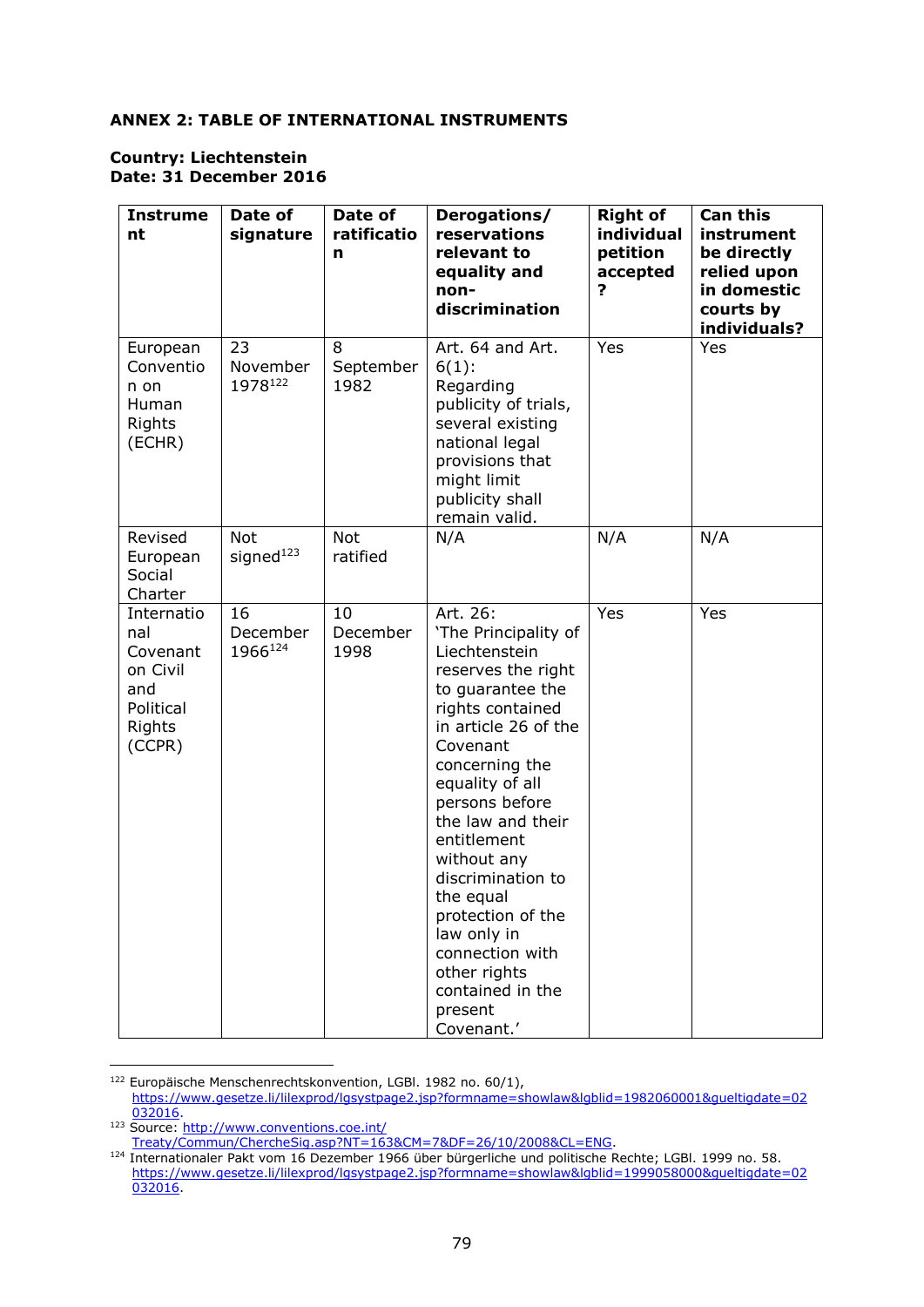**ANNEX 2: TABLE OF INTERNATIONAL INSTRUMENTS**

**Country: Liechtenstein**
**Date: 31 December 2016**

| Instrument | Date of signature | Date of ratification | Derogations/ reservations relevant to equality and non-discrimination | Right of individual petition accepted? | Can this instrument be directly relied upon in domestic courts by individuals? |
|---|---|---|---|---|---|
| European Convention on Human Rights (ECHR) | 23 November 1978[122] | 8 September 1982 | Art. 64 and Art. 6(1): Regarding publicity of trials, several existing national legal provisions that might limit publicity shall remain valid. | Yes | Yes |
| Revised European Social Charter | Not signed[123] | Not ratified | N/A | N/A | N/A |
| International Covenant on Civil and Political Rights (CCPR) | 16 December 1966[124] | 10 December 1998 | Art. 26: 'The Principality of Liechtenstein reserves the right to guarantee the rights contained in article 26 of the Covenant concerning the equality of all persons before the law and their entitlement without any discrimination to the equal protection of the law only in connection with other rights contained in the present Covenant.' | Yes | Yes |

[122] Europäische Menschenrechtskonvention, LGBl. 1982 no. 60/1), https://www.gesetze.li/lilexprod/lgsystpage2.jsp?formname=showlaw&lgblid=1982060001&gueltigdate=02032016.

[123] Source: http://www.conventions.coe.int/Treaty/Commun/ChercheSig.asp?NT=163&CM=7&DF=26/10/2008&CL=ENG.

[124] Internationaler Pakt vom 16 Dezember 1966 über bürgerliche und politische Rechte; LGBl. 1999 no. 58. https://www.gesetze.li/lilexprod/lgsystpage2.jsp?formname=showlaw&lgblid=1999058000&gueltigdate=02032016.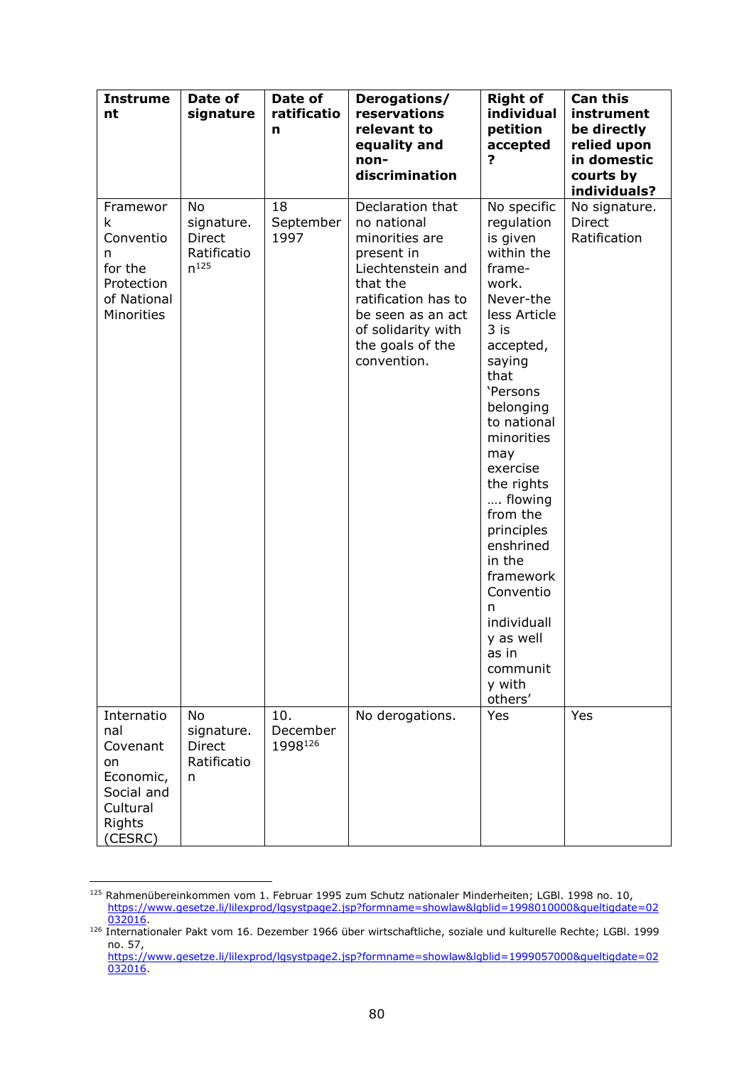| Instrument | Date of signature | Date of ratification | Derogations/ reservations relevant to equality and non-discrimination | Right of individual petition accepted? | Can this instrument be directly relied upon in domestic courts by individuals? |
|---|---|---|---|---|---|
| Framework Convention for the Protection of National Minorities | No signature. Direct Ratification[125] | 18 September 1997 | Declaration that no national minorities are present in Liechtenstein and that the ratification has to be seen as an act of solidarity with the goals of the convention. | No specific regulation is given within the frame-work. Never-the less Article 3 is accepted, saying that 'Persons belonging to national minorities may exercise the rights …. flowing from the principles enshrined in the framework Convention individually as well as in community with others' | No signature. Direct Ratification |
| International Covenant on Economic, Social and Cultural Rights (CESRC) | No signature. Direct Ratification | 10. December 1998[126] | No derogations. | Yes | Yes |

[125] Rahmenübereinkommen vom 1. Februar 1995 zum Schutz nationaler Minderheiten; LGBl. 1998 no. 10, https://www.gesetze.li/lilexprod/lgsystpage2.jsp?formname=showlaw&lgblid=1998010000&gueltigdate=02032016.

[126] Internationaler Pakt vom 16. Dezember 1966 über wirtschaftliche, soziale und kulturelle Rechte; LGBl. 1999 no. 57, https://www.gesetze.li/lilexprod/lgsystpage2.jsp?formname=showlaw&lgblid=1999057000&gueltigdate=02032016.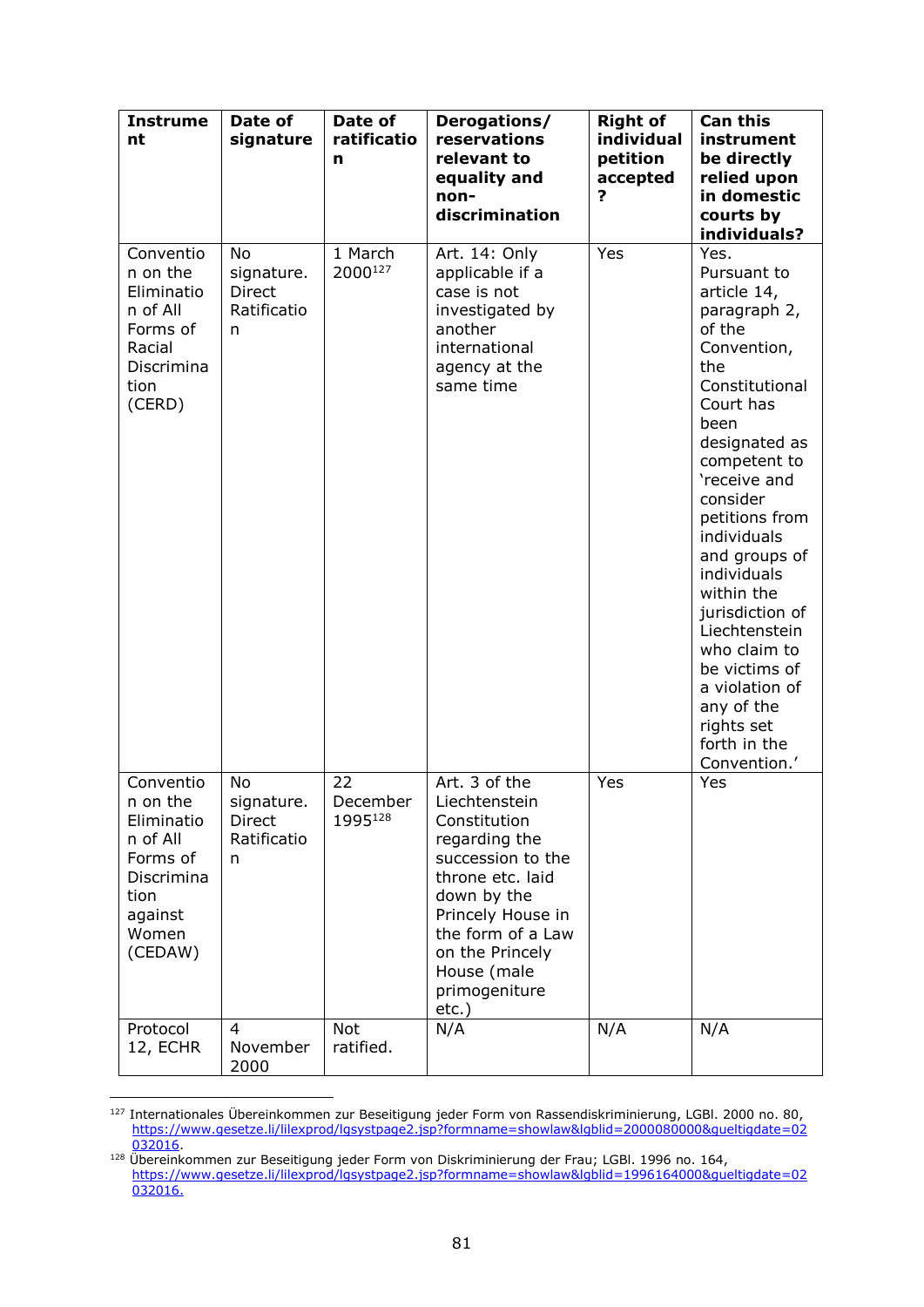| Instrument | Date of signature | Date of ratification | Derogations/ reservations relevant to equality and non-discrimination | Right of individual petition accepted? | Can this instrument be directly relied upon in domestic courts by individuals? |
|---|---|---|---|---|---|
| Convention on the Elimination of All Forms of Racial Discrimination (CERD) | No signature. Direct Ratification | 1 March 2000[127] | Art. 14: Only applicable if a case is not investigated by another international agency at the same time | Yes | Yes. Pursuant to article 14, paragraph 2, of the Convention, the Constitutional Court has been designated as competent to 'receive and consider petitions from individuals and groups of individuals within the jurisdiction of Liechtenstein who claim to be victims of a violation of any of the rights set forth in the Convention.' |
| Convention on the Elimination of All Forms of Discrimination against Women (CEDAW) | No signature. Direct Ratification | 22 December 1995[128] | Art. 3 of the Liechtenstein Constitution regarding the succession to the throne etc. laid down by the Princely House in the form of a Law on the Princely House (male primogeniture etc.) | Yes | Yes |
| Protocol 12, ECHR | 4 November 2000 | Not ratified. | N/A | N/A | N/A |

[127] Internationales Übereinkommen zur Beseitigung jeder Form von Rassendiskriminierung, LGBl. 2000 no. 80, https://www.gesetze.li/lilexprod/lgsystpage2.jsp?formname=showlaw&lgblid=2000080000&gueltigdate=02032016.

[128] Übereinkommen zur Beseitigung jeder Form von Diskriminierung der Frau; LGBl. 1996 no. 164, https://www.gesetze.li/lilexprod/lgsystpage2.jsp?formname=showlaw&lgblid=1996164000&gueltigdate=02032016.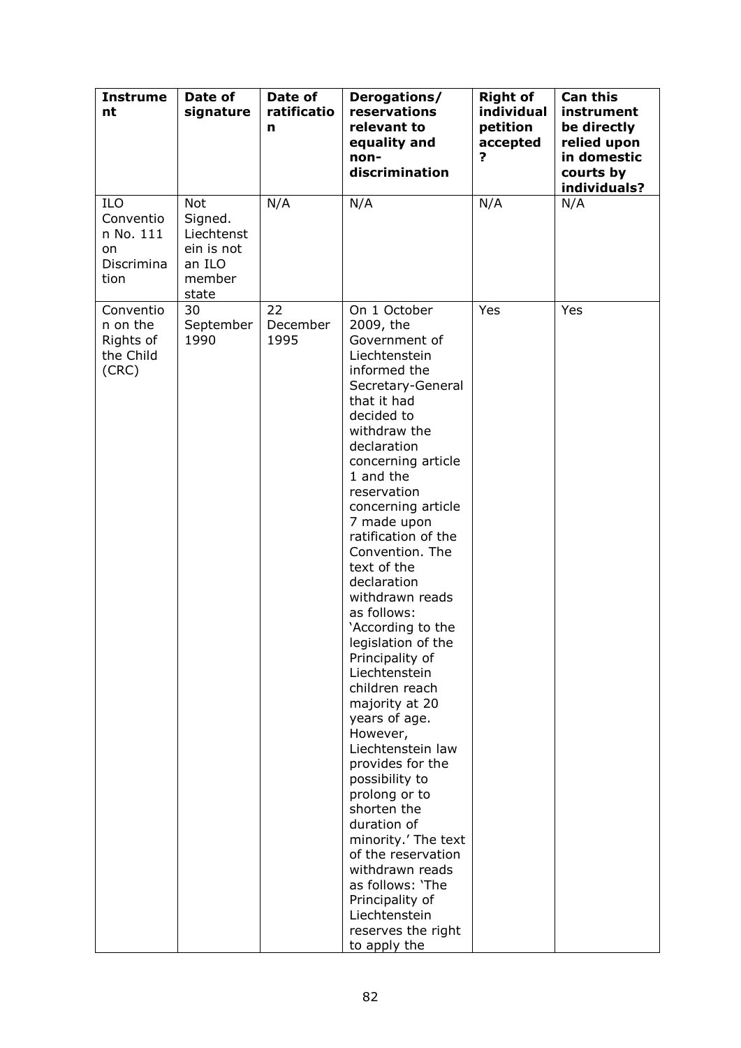| Instrument | Date of signature | Date of ratification | Derogations/ reservations relevant to equality and non-discrimination | Right of individual petition accepted? | Can this instrument be directly relied upon in domestic courts by individuals? |
|---|---|---|---|---|---|
| ILO Convention No. 111 on Discrimination | Not Signed. Liechtenstein is not an ILO member state | N/A | N/A | N/A | N/A |
| Convention on the Rights of the Child (CRC) | 30 September 1990 | 22 December 1995 | On 1 October 2009, the Government of Liechtenstein informed the Secretary-General that it had decided to withdraw the declaration concerning article 1 and the reservation concerning article 7 made upon ratification of the Convention. The text of the declaration withdrawn reads as follows: 'According to the legislation of the Principality of Liechtenstein children reach majority at 20 years of age. However, Liechtenstein law provides for the possibility to prolong or to shorten the duration of minority.' The text of the reservation withdrawn reads as follows: 'The Principality of Liechtenstein reserves the right to apply the | Yes | Yes |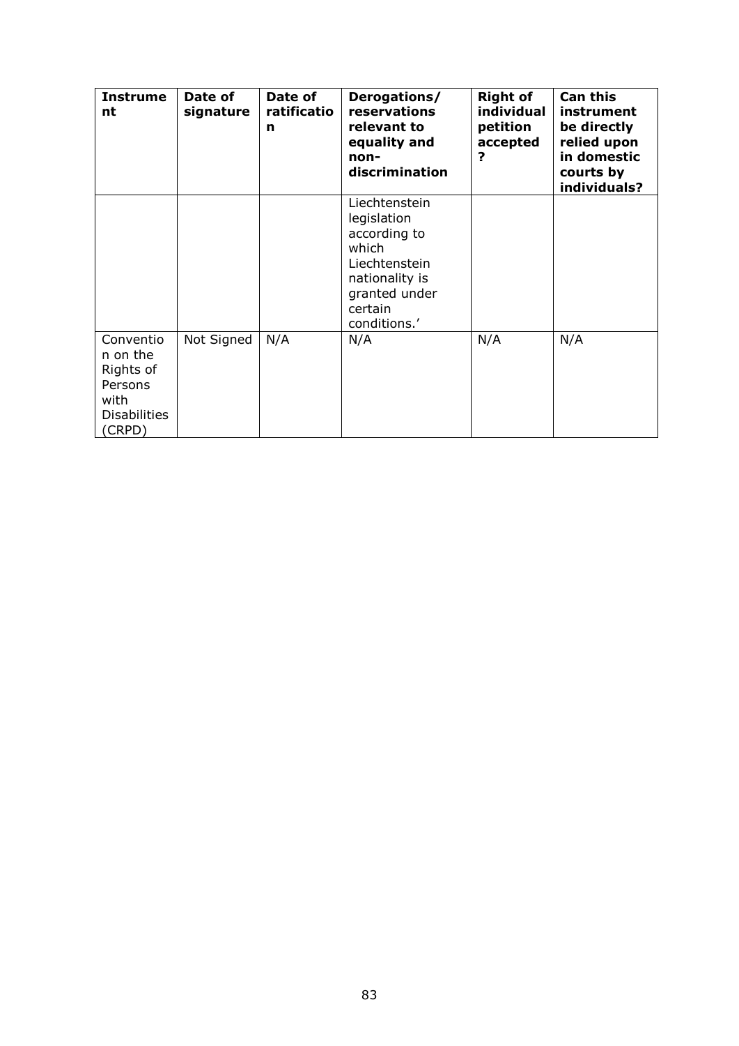| Instrument | Date of signature | Date of ratification | Derogations/ reservations relevant to equality and non-discrimination | Right of individual petition accepted? | Can this instrument be directly relied upon in domestic courts by individuals? |
|---|---|---|---|---|---|
| | | | Liechtenstein legislation according to which Liechtenstein nationality is granted under certain conditions.' | | |
| Convention on the Rights of Persons with Disabilities (CRPD) | Not Signed | N/A | N/A | N/A | N/A |